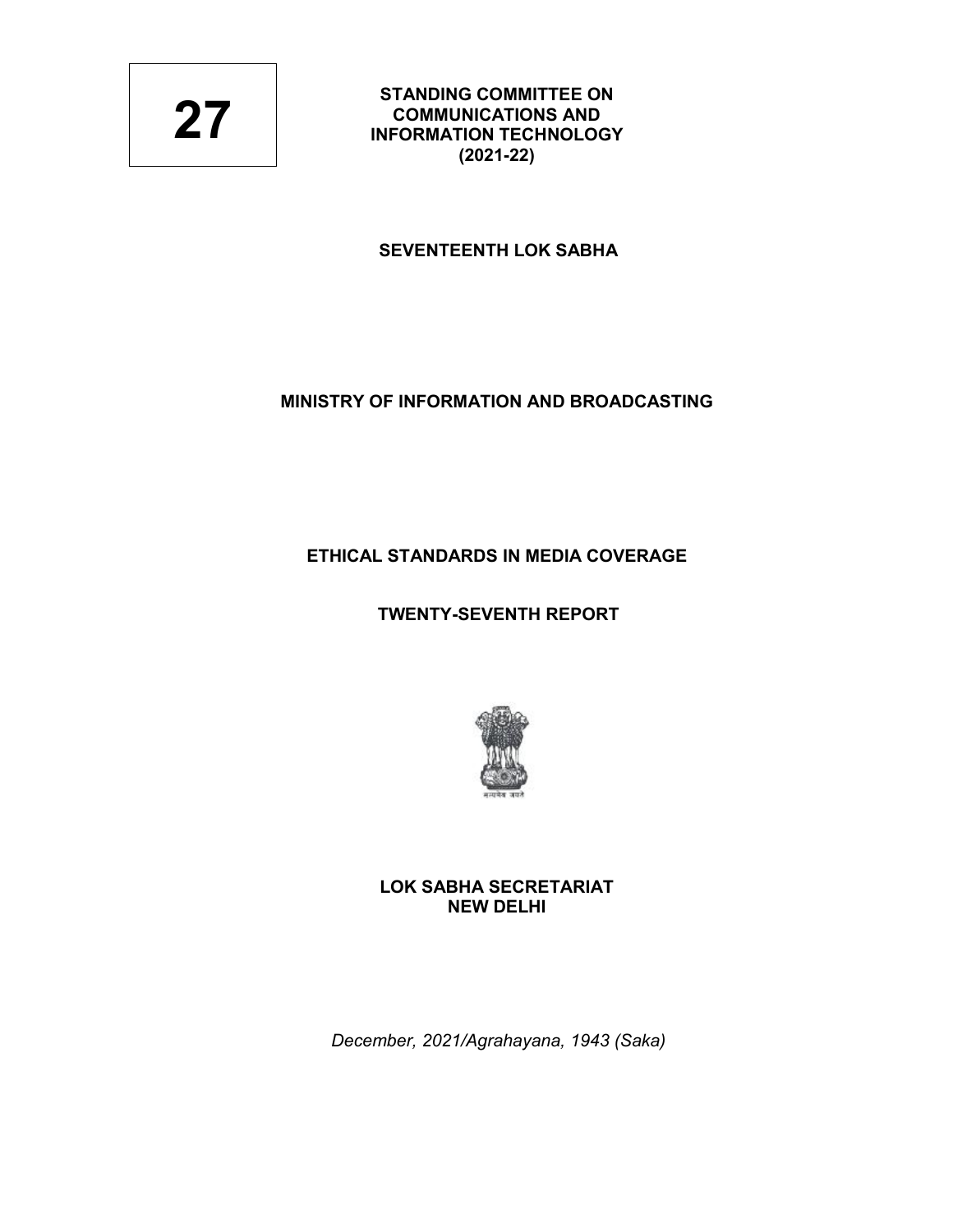**27**

**STANDING COMMITTEE ON COMMUNICATIONS AND INFORMATION TECHNOLOGY (2021-22)**

**SEVENTEENTH LOK SABHA**

**MINISTRY OF INFORMATION AND BROADCASTING**

# ETHICAL STANDARDS IN MEDIA COVERAGE

## TWENTY-SEVENTH REPORT

**LOK SABHA SECRETARIAT**
**NEW DELHI**

*December, 2021/Agrahayana, 1943 (Saka)*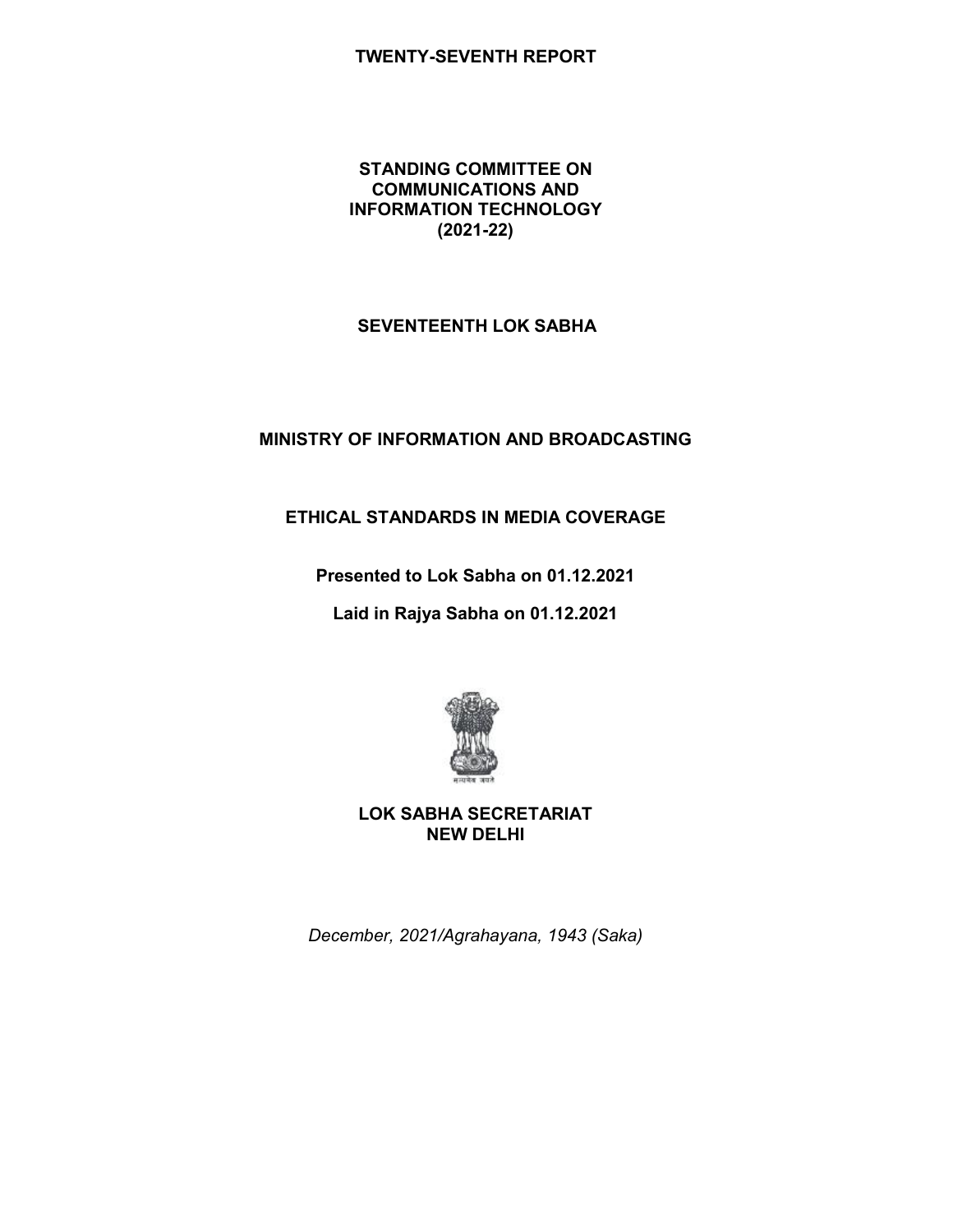**TWENTY-SEVENTH REPORT**

**STANDING COMMITTEE ON COMMUNICATIONS AND INFORMATION TECHNOLOGY (2021-22)**

**SEVENTEENTH LOK SABHA**

**MINISTRY OF INFORMATION AND BROADCASTING**

**ETHICAL STANDARDS IN MEDIA COVERAGE**

**Presented to Lok Sabha on 01.12.2021**

**Laid in Rajya Sabha on 01.12.2021**

**LOK SABHA SECRETARIAT**
**NEW DELHI**

*December, 2021/Agrahayana, 1943 (Saka)*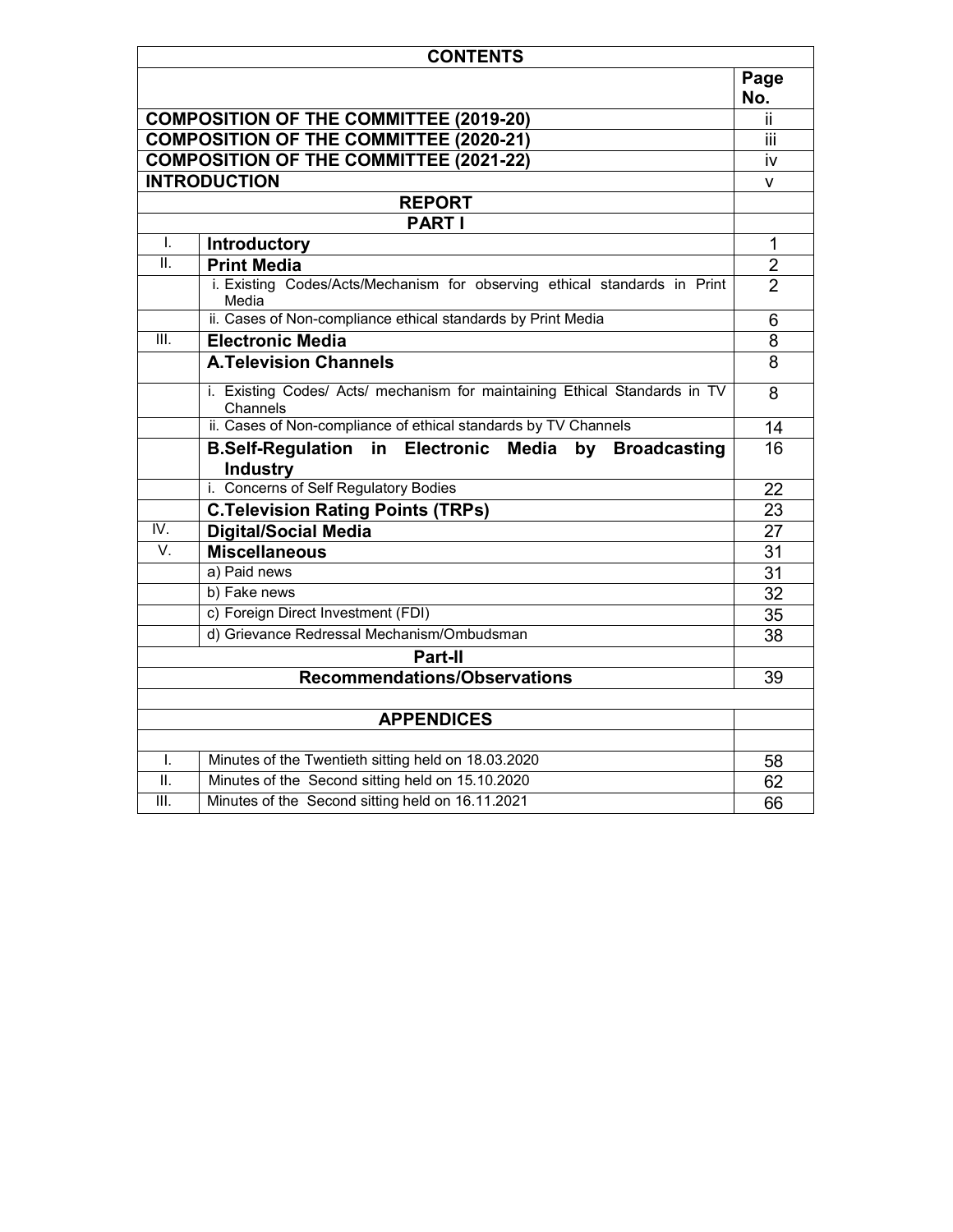# CONTENTS

| | | Page No. |
|---|---|---|
| **COMPOSITION OF THE COMMITTEE (2019-20)** | | ii |
| **COMPOSITION OF THE COMMITTEE (2020-21)** | | iii |
| **COMPOSITION OF THE COMMITTEE (2021-22)** | | iv |
| **INTRODUCTION** | | v |
| **REPORT** | | |
| **PART I** | | |
| I. | **Introductory** | 1 |
| II. | **Print Media** | 2 |
| | i. Existing Codes/Acts/Mechanism for observing ethical standards in Print Media | 2 |
| | ii. Cases of Non-compliance ethical standards by Print Media | 6 |
| III. | **Electronic Media** | 8 |
| | **A.Television Channels** | 8 |
| | i. Existing Codes/ Acts/ mechanism for maintaining Ethical Standards in TV Channels | 8 |
| | ii. Cases of Non-compliance of ethical standards by TV Channels | 14 |
| | **B.Self-Regulation in Electronic Media by Broadcasting Industry** | 16 |
| | i. Concerns of Self Regulatory Bodies | 22 |
| | **C.Television Rating Points (TRPs)** | 23 |
| IV. | **Digital/Social Media** | 27 |
| V. | **Miscellaneous** | 31 |
| | a) Paid news | 31 |
| | b) Fake news | 32 |
| | c) Foreign Direct Investment (FDI) | 35 |
| | d) Grievance Redressal Mechanism/Ombudsman | 38 |
| **Part-II** | | |
| **Recommendations/Observations** | | 39 |
| | | |
| **APPENDICES** | | |
| | | |
| I. | Minutes of the Twentieth sitting held on 18.03.2020 | 58 |
| II. | Minutes of the Second sitting held on 15.10.2020 | 62 |
| III. | Minutes of the Second sitting held on 16.11.2021 | 66 |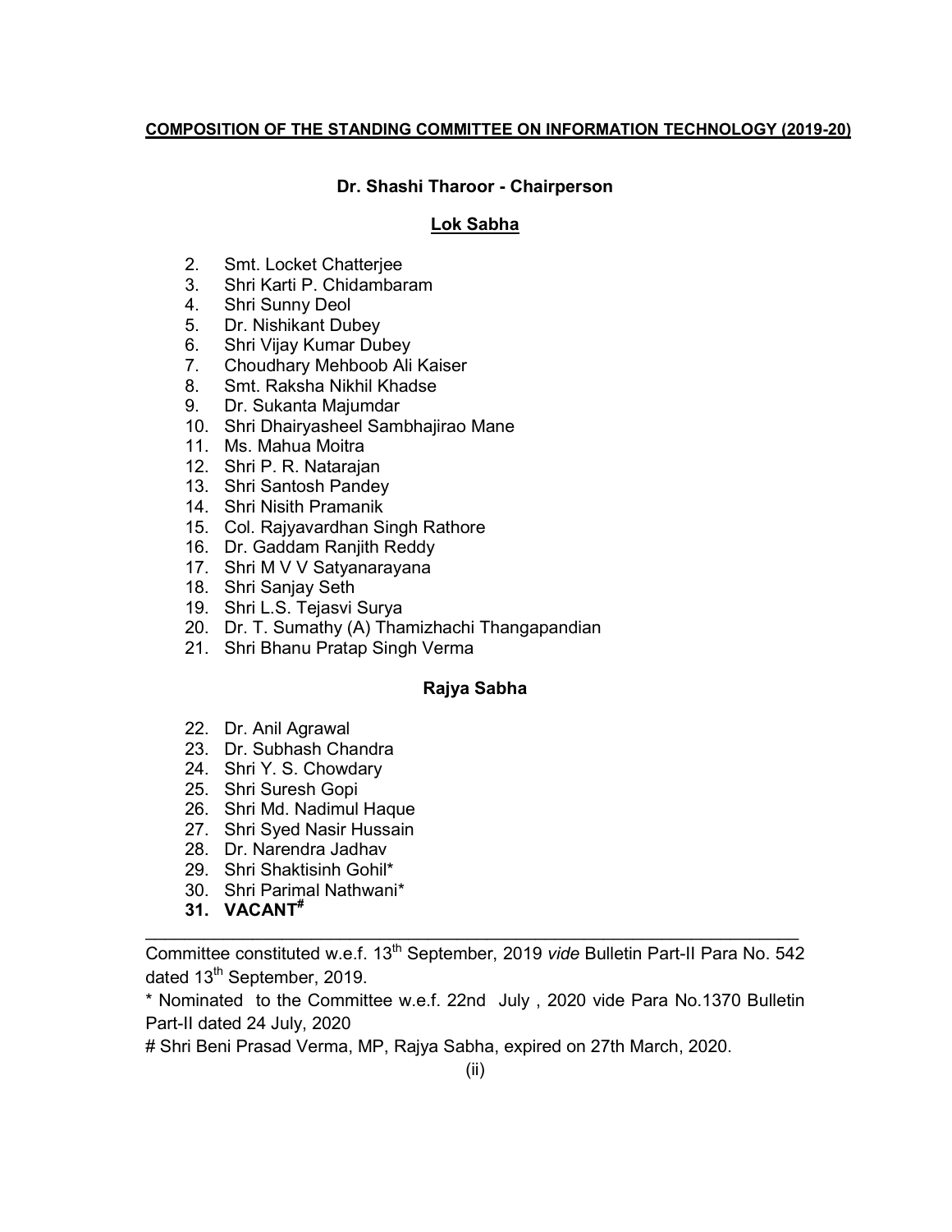**COMPOSITION OF THE STANDING COMMITTEE ON INFORMATION TECHNOLOGY (2019-20)**

**Dr. Shashi Tharoor - Chairperson**

**Lok Sabha**

2. Smt. Locket Chatterjee
3. Shri Karti P. Chidambaram
4. Shri Sunny Deol
5. Dr. Nishikant Dubey
6. Shri Vijay Kumar Dubey
7. Choudhary Mehboob Ali Kaiser
8. Smt. Raksha Nikhil Khadse
9. Dr. Sukanta Majumdar
10. Shri Dhairyasheel Sambhajirao Mane
11. Ms. Mahua Moitra
12. Shri P. R. Natarajan
13. Shri Santosh Pandey
14. Shri Nisith Pramanik
15. Col. Rajyavardhan Singh Rathore
16. Dr. Gaddam Ranjith Reddy
17. Shri M V V Satyanarayana
18. Shri Sanjay Seth
19. Shri L.S. Tejasvi Surya
20. Dr. T. Sumathy (A) Thamizhachi Thangapandian
21. Shri Bhanu Pratap Singh Verma

**Rajya Sabha**

22. Dr. Anil Agrawal
23. Dr. Subhash Chandra
24. Shri Y. S. Chowdary
25. Shri Suresh Gopi
26. Shri Md. Nadimul Haque
27. Shri Syed Nasir Hussain
28. Dr. Narendra Jadhav
29. Shri Shaktisinh Gohil*
30. Shri Parimal Nathwani*
31. **VACANT#**

---

Committee constituted w.e.f. 13th September, 2019 *vide* Bulletin Part-II Para No. 542 dated 13th September, 2019.

* Nominated to the Committee w.e.f. 22nd July , 2020 vide Para No.1370 Bulletin Part-II dated 24 July, 2020

# Shri Beni Prasad Verma, MP, Rajya Sabha, expired on 27th March, 2020.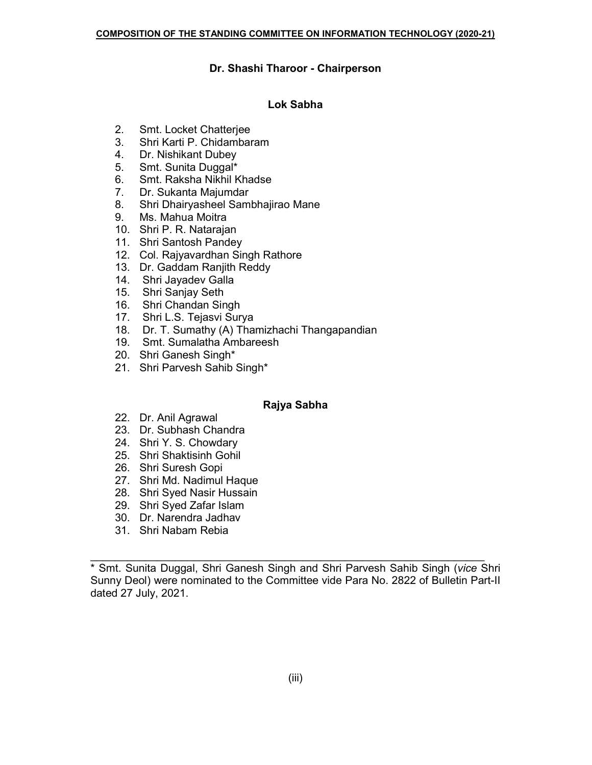**COMPOSITION OF THE STANDING COMMITTEE ON INFORMATION TECHNOLOGY (2020-21)**

**Dr. Shashi Tharoor - Chairperson**

**Lok Sabha**

2. Smt. Locket Chatterjee
3. Shri Karti P. Chidambaram
4. Dr. Nishikant Dubey
5. Smt. Sunita Duggal*
6. Smt. Raksha Nikhil Khadse
7. Dr. Sukanta Majumdar
8. Shri Dhairyasheel Sambhajirao Mane
9. Ms. Mahua Moitra
10. Shri P. R. Natarajan
11. Shri Santosh Pandey
12. Col. Rajyavardhan Singh Rathore
13. Dr. Gaddam Ranjith Reddy
14. Shri Jayadev Galla
15. Shri Sanjay Seth
16. Shri Chandan Singh
17. Shri L.S. Tejasvi Surya
18. Dr. T. Sumathy (A) Thamizhachi Thangapandian
19. Smt. Sumalatha Ambareesh
20. Shri Ganesh Singh*
21. Shri Parvesh Sahib Singh*

**Rajya Sabha**

22. Dr. Anil Agrawal
23. Dr. Subhash Chandra
24. Shri Y. S. Chowdary
25. Shri Shaktisinh Gohil
26. Shri Suresh Gopi
27. Shri Md. Nadimul Haque
28. Shri Syed Nasir Hussain
29. Shri Syed Zafar Islam
30. Dr. Narendra Jadhav
31. Shri Nabam Rebia

---

* Smt. Sunita Duggal, Shri Ganesh Singh and Shri Parvesh Sahib Singh (*vice* Shri Sunny Deol) were nominated to the Committee vide Para No. 2822 of Bulletin Part-II dated 27 July, 2021.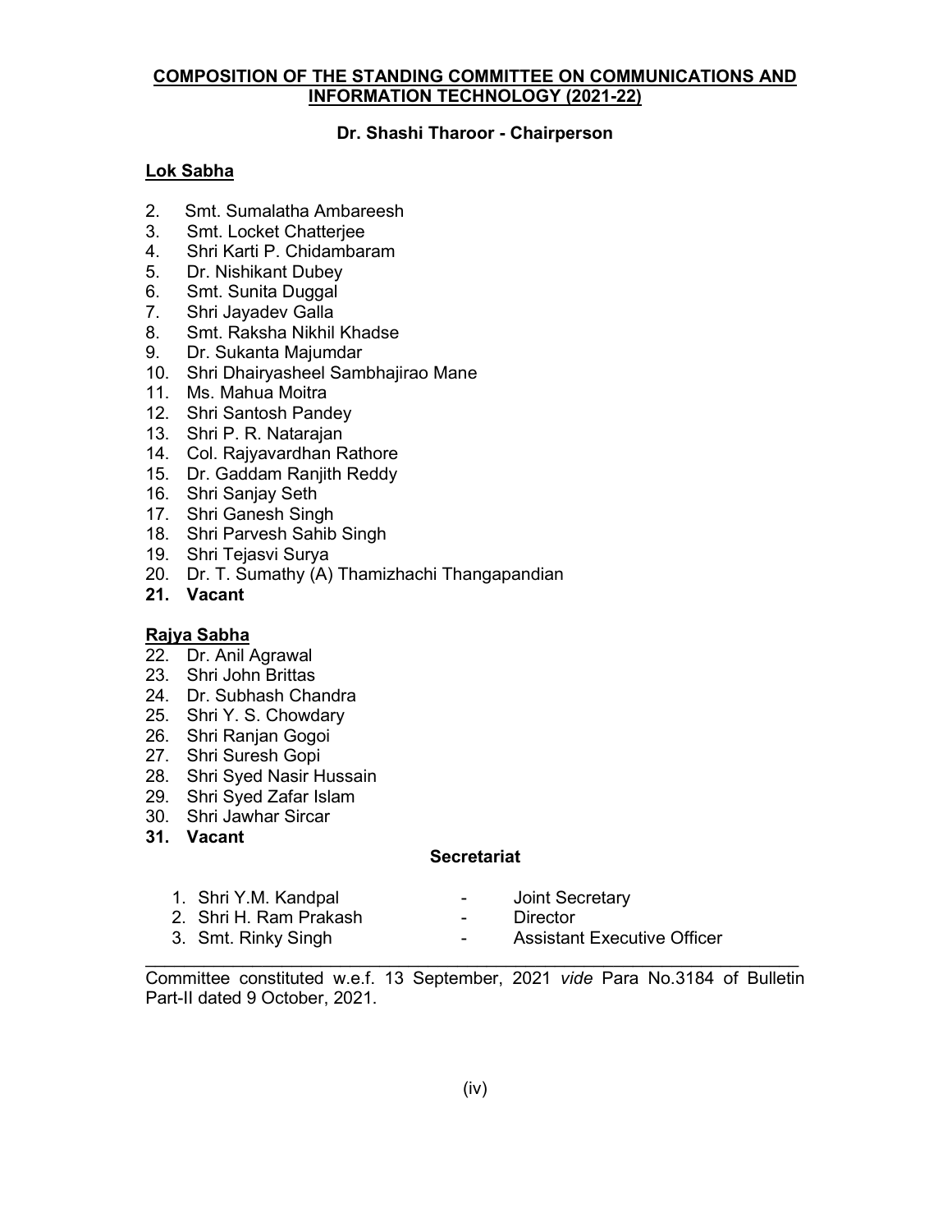**COMPOSITION OF THE STANDING COMMITTEE ON COMMUNICATIONS AND INFORMATION TECHNOLOGY (2021-22)**

**Dr. Shashi Tharoor - Chairperson**

**Lok Sabha**

2. Smt. Sumalatha Ambareesh
3. Smt. Locket Chatterjee
4. Shri Karti P. Chidambaram
5. Dr. Nishikant Dubey
6. Smt. Sunita Duggal
7. Shri Jayadev Galla
8. Smt. Raksha Nikhil Khadse
9. Dr. Sukanta Majumdar
10. Shri Dhairyasheel Sambhajirao Mane
11. Ms. Mahua Moitra
12. Shri Santosh Pandey
13. Shri P. R. Natarajan
14. Col. Rajyavardhan Rathore
15. Dr. Gaddam Ranjith Reddy
16. Shri Sanjay Seth
17. Shri Ganesh Singh
18. Shri Parvesh Sahib Singh
19. Shri Tejasvi Surya
20. Dr. T. Sumathy (A) Thamizhachi Thangapandian
21. **Vacant**

**Rajya Sabha**

22. Dr. Anil Agrawal
23. Shri John Brittas
24. Dr. Subhash Chandra
25. Shri Y. S. Chowdary
26. Shri Ranjan Gogoi
27. Shri Suresh Gopi
28. Shri Syed Nasir Hussain
29. Shri Syed Zafar Islam
30. Shri Jawhar Sircar
31. **Vacant**

**Secretariat**

1. Shri Y.M. Kandpal - Joint Secretary
2. Shri H. Ram Prakash - Director
3. Smt. Rinky Singh - Assistant Executive Officer

---

Committee constituted w.e.f. 13 September, 2021 *vide* Para No.3184 of Bulletin Part-II dated 9 October, 2021.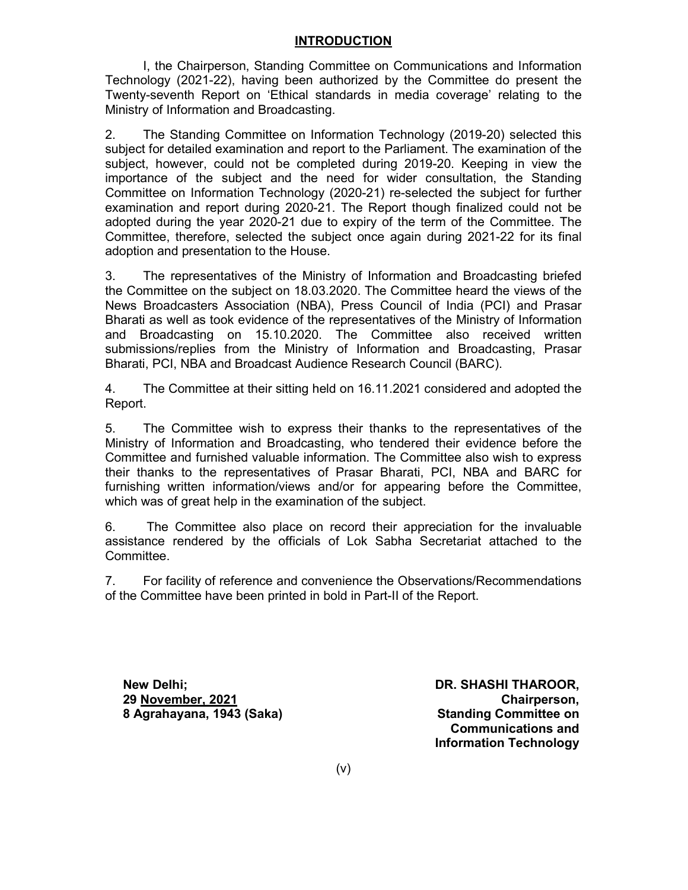## INTRODUCTION

I, the Chairperson, Standing Committee on Communications and Information Technology (2021-22), having been authorized by the Committee do present the Twenty-seventh Report on 'Ethical standards in media coverage' relating to the Ministry of Information and Broadcasting.

2. The Standing Committee on Information Technology (2019-20) selected this subject for detailed examination and report to the Parliament. The examination of the subject, however, could not be completed during 2019-20. Keeping in view the importance of the subject and the need for wider consultation, the Standing Committee on Information Technology (2020-21) re-selected the subject for further examination and report during 2020-21. The Report though finalized could not be adopted during the year 2020-21 due to expiry of the term of the Committee. The Committee, therefore, selected the subject once again during 2021-22 for its final adoption and presentation to the House.

3. The representatives of the Ministry of Information and Broadcasting briefed the Committee on the subject on 18.03.2020. The Committee heard the views of the News Broadcasters Association (NBA), Press Council of India (PCI) and Prasar Bharati as well as took evidence of the representatives of the Ministry of Information and Broadcasting on 15.10.2020. The Committee also received written submissions/replies from the Ministry of Information and Broadcasting, Prasar Bharati, PCI, NBA and Broadcast Audience Research Council (BARC).

4. The Committee at their sitting held on 16.11.2021 considered and adopted the Report.

5. The Committee wish to express their thanks to the representatives of the Ministry of Information and Broadcasting, who tendered their evidence before the Committee and furnished valuable information. The Committee also wish to express their thanks to the representatives of Prasar Bharati, PCI, NBA and BARC for furnishing written information/views and/or for appearing before the Committee, which was of great help in the examination of the subject.

6. The Committee also place on record their appreciation for the invaluable assistance rendered by the officials of Lok Sabha Secretariat attached to the Committee.

7. For facility of reference and convenience the Observations/Recommendations of the Committee have been printed in bold in Part-II of the Report.

**New Delhi;**
**29 November, 2021**
**8 Agrahayana, 1943 (Saka)**

**DR. SHASHI THAROOR,**
**Chairperson,**
**Standing Committee on Communications and Information Technology**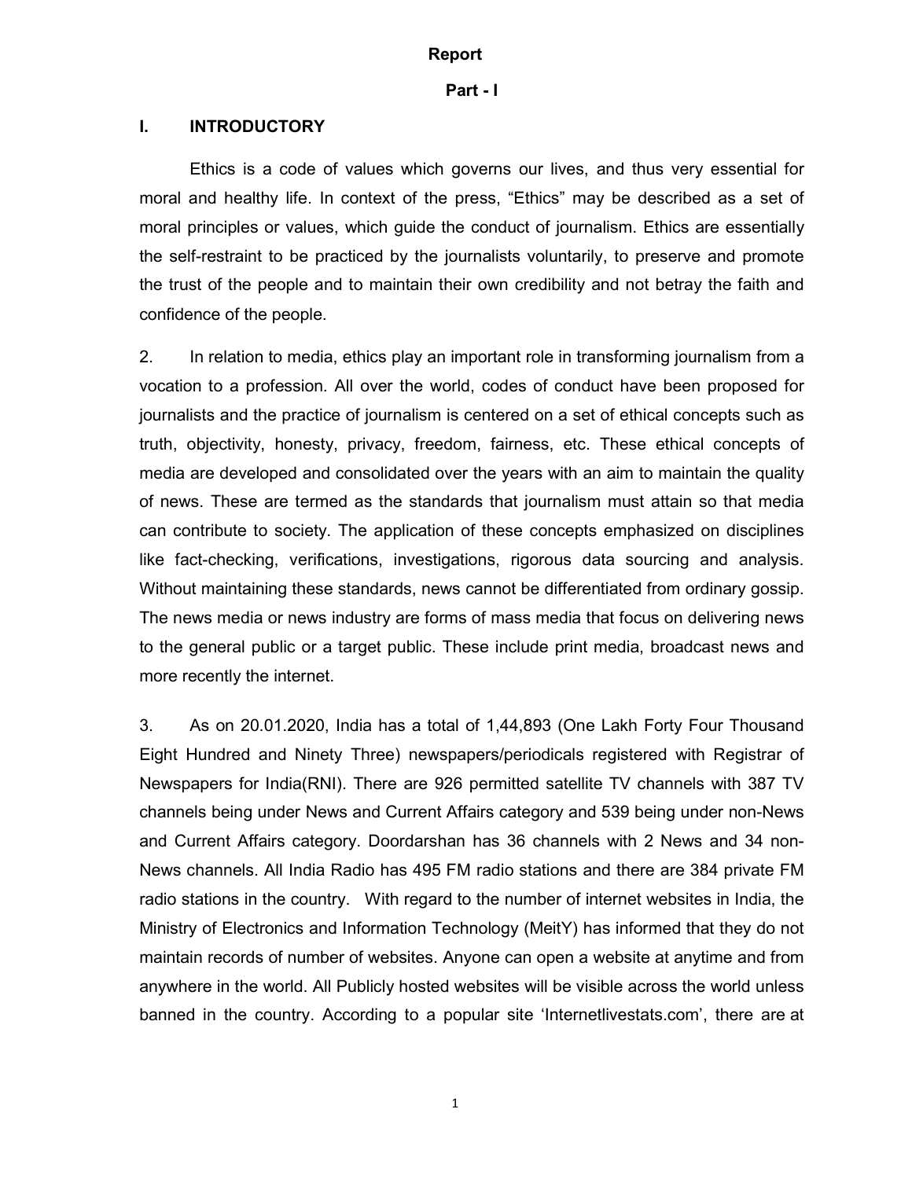**Report**

**Part - I**

## I. INTRODUCTORY

Ethics is a code of values which governs our lives, and thus very essential for moral and healthy life. In context of the press, "Ethics" may be described as a set of moral principles or values, which guide the conduct of journalism. Ethics are essentially the self-restraint to be practiced by the journalists voluntarily, to preserve and promote the trust of the people and to maintain their own credibility and not betray the faith and confidence of the people.

2. In relation to media, ethics play an important role in transforming journalism from a vocation to a profession. All over the world, codes of conduct have been proposed for journalists and the practice of journalism is centered on a set of ethical concepts such as truth, objectivity, honesty, privacy, freedom, fairness, etc. These ethical concepts of media are developed and consolidated over the years with an aim to maintain the quality of news. These are termed as the standards that journalism must attain so that media can contribute to society. The application of these concepts emphasized on disciplines like fact-checking, verifications, investigations, rigorous data sourcing and analysis. Without maintaining these standards, news cannot be differentiated from ordinary gossip. The news media or news industry are forms of mass media that focus on delivering news to the general public or a target public. These include print media, broadcast news and more recently the internet.

3. As on 20.01.2020, India has a total of 1,44,893 (One Lakh Forty Four Thousand Eight Hundred and Ninety Three) newspapers/periodicals registered with Registrar of Newspapers for India(RNI). There are 926 permitted satellite TV channels with 387 TV channels being under News and Current Affairs category and 539 being under non-News and Current Affairs category. Doordarshan has 36 channels with 2 News and 34 non-News channels. All India Radio has 495 FM radio stations and there are 384 private FM radio stations in the country. With regard to the number of internet websites in India, the Ministry of Electronics and Information Technology (MeitY) has informed that they do not maintain records of number of websites. Anyone can open a website at anytime and from anywhere in the world. All Publicly hosted websites will be visible across the world unless banned in the country. According to a popular site 'Internetlivestats.com', there are at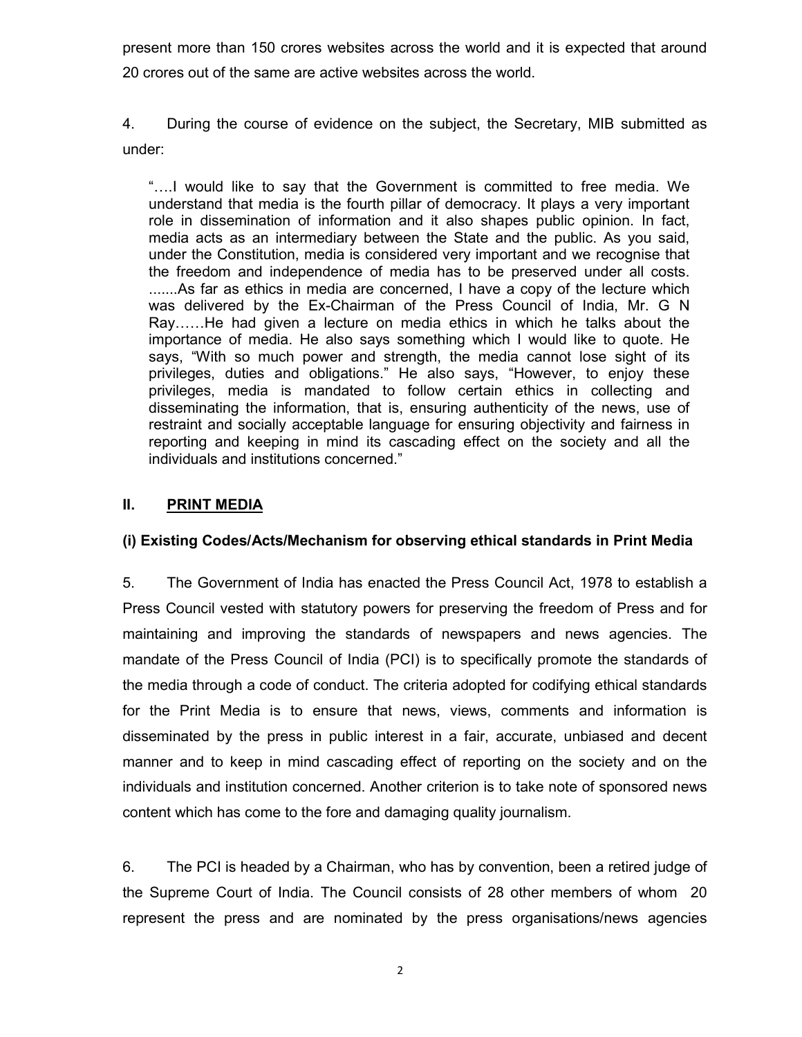present more than 150 crores websites across the world and it is expected that around 20 crores out of the same are active websites across the world.

4. During the course of evidence on the subject, the Secretary, MIB submitted as under:

> "….I would like to say that the Government is committed to free media. We understand that media is the fourth pillar of democracy. It plays a very important role in dissemination of information and it also shapes public opinion. In fact, media acts as an intermediary between the State and the public. As you said, under the Constitution, media is considered very important and we recognise that the freedom and independence of media has to be preserved under all costs. .......As far as ethics in media are concerned, I have a copy of the lecture which was delivered by the Ex-Chairman of the Press Council of India, Mr. G N Ray……He had given a lecture on media ethics in which he talks about the importance of media. He also says something which I would like to quote. He says, "With so much power and strength, the media cannot lose sight of its privileges, duties and obligations." He also says, "However, to enjoy these privileges, media is mandated to follow certain ethics in collecting and disseminating the information, that is, ensuring authenticity of the news, use of restraint and socially acceptable language for ensuring objectivity and fairness in reporting and keeping in mind its cascading effect on the society and all the individuals and institutions concerned."

## II. PRINT MEDIA

### (i) Existing Codes/Acts/Mechanism for observing ethical standards in Print Media

5. The Government of India has enacted the Press Council Act, 1978 to establish a Press Council vested with statutory powers for preserving the freedom of Press and for maintaining and improving the standards of newspapers and news agencies. The mandate of the Press Council of India (PCI) is to specifically promote the standards of the media through a code of conduct. The criteria adopted for codifying ethical standards for the Print Media is to ensure that news, views, comments and information is disseminated by the press in public interest in a fair, accurate, unbiased and decent manner and to keep in mind cascading effect of reporting on the society and on the individuals and institution concerned. Another criterion is to take note of sponsored news content which has come to the fore and damaging quality journalism.

6. The PCI is headed by a Chairman, who has by convention, been a retired judge of the Supreme Court of India. The Council consists of 28 other members of whom 20 represent the press and are nominated by the press organisations/news agencies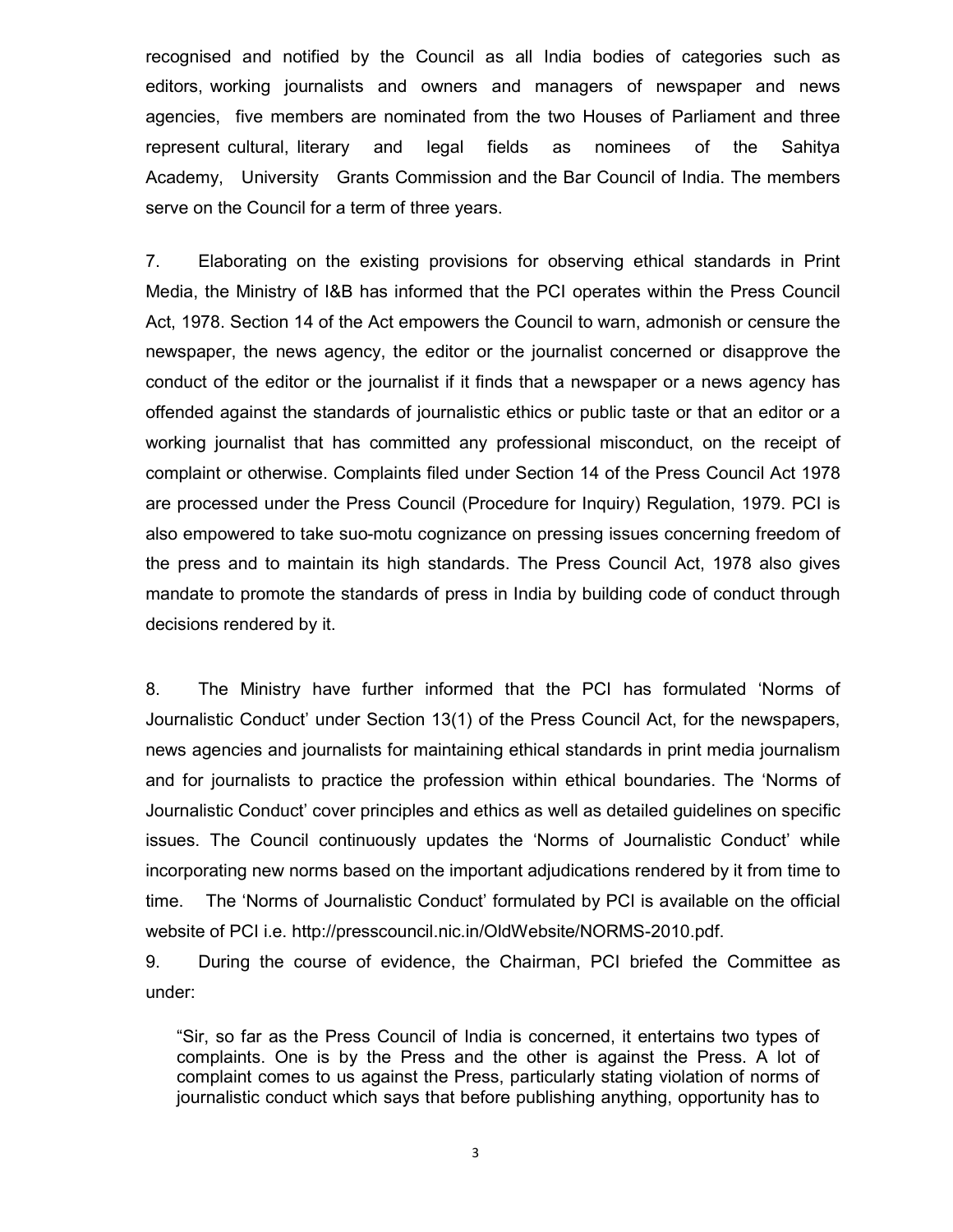recognised and notified by the Council as all India bodies of categories such as editors, working journalists and owners and managers of newspaper and news agencies, five members are nominated from the two Houses of Parliament and three represent cultural, literary and legal fields as nominees of the Sahitya Academy, University Grants Commission and the Bar Council of India. The members serve on the Council for a term of three years.

7. Elaborating on the existing provisions for observing ethical standards in Print Media, the Ministry of I&B has informed that the PCI operates within the Press Council Act, 1978. Section 14 of the Act empowers the Council to warn, admonish or censure the newspaper, the news agency, the editor or the journalist concerned or disapprove the conduct of the editor or the journalist if it finds that a newspaper or a news agency has offended against the standards of journalistic ethics or public taste or that an editor or a working journalist that has committed any professional misconduct, on the receipt of complaint or otherwise. Complaints filed under Section 14 of the Press Council Act 1978 are processed under the Press Council (Procedure for Inquiry) Regulation, 1979. PCI is also empowered to take suo-motu cognizance on pressing issues concerning freedom of the press and to maintain its high standards. The Press Council Act, 1978 also gives mandate to promote the standards of press in India by building code of conduct through decisions rendered by it.

8. The Ministry have further informed that the PCI has formulated 'Norms of Journalistic Conduct' under Section 13(1) of the Press Council Act, for the newspapers, news agencies and journalists for maintaining ethical standards in print media journalism and for journalists to practice the profession within ethical boundaries. The 'Norms of Journalistic Conduct' cover principles and ethics as well as detailed guidelines on specific issues. The Council continuously updates the 'Norms of Journalistic Conduct' while incorporating new norms based on the important adjudications rendered by it from time to time. The 'Norms of Journalistic Conduct' formulated by PCI is available on the official website of PCI i.e. http://presscouncil.nic.in/OldWebsite/NORMS-2010.pdf.

9. During the course of evidence, the Chairman, PCI briefed the Committee as under:

> "Sir, so far as the Press Council of India is concerned, it entertains two types of complaints. One is by the Press and the other is against the Press. A lot of complaint comes to us against the Press, particularly stating violation of norms of journalistic conduct which says that before publishing anything, opportunity has to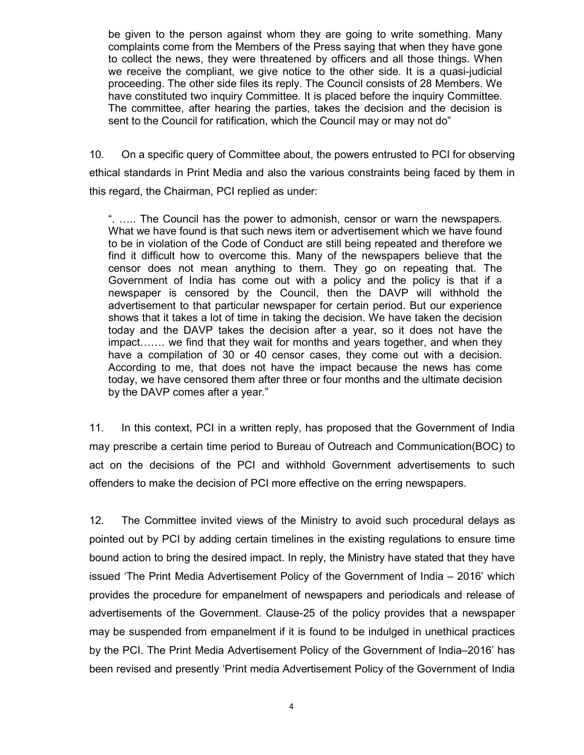> be given to the person against whom they are going to write something. Many complaints come from the Members of the Press saying that when they have gone to collect the news, they were threatened by officers and all those things. When we receive the compliant, we give notice to the other side. It is a quasi-judicial proceeding. The other side files its reply. The Council consists of 28 Members. We have constituted two inquiry Committee. It is placed before the inquiry Committee. The committee, after hearing the parties, takes the decision and the decision is sent to the Council for ratification, which the Council may or may not do"

10. On a specific query of Committee about, the powers entrusted to PCI for observing ethical standards in Print Media and also the various constraints being faced by them in this regard, the Chairman, PCI replied as under:

> ". ….. The Council has the power to admonish, censor or warn the newspapers. What we have found is that such news item or advertisement which we have found to be in violation of the Code of Conduct are still being repeated and therefore we find it difficult how to overcome this. Many of the newspapers believe that the censor does not mean anything to them. They go on repeating that. The Government of India has come out with a policy and the policy is that if a newspaper is censored by the Council, then the DAVP will withhold the advertisement to that particular newspaper for certain period. But our experience shows that it takes a lot of time in taking the decision. We have taken the decision today and the DAVP takes the decision after a year, so it does not have the impact……. we find that they wait for months and years together, and when they have a compilation of 30 or 40 censor cases, they come out with a decision. According to me, that does not have the impact because the news has come today, we have censored them after three or four months and the ultimate decision by the DAVP comes after a year."

11. In this context, PCI in a written reply, has proposed that the Government of India may prescribe a certain time period to Bureau of Outreach and Communication(BOC) to act on the decisions of the PCI and withhold Government advertisements to such offenders to make the decision of PCI more effective on the erring newspapers.

12. The Committee invited views of the Ministry to avoid such procedural delays as pointed out by PCI by adding certain timelines in the existing regulations to ensure time bound action to bring the desired impact. In reply, the Ministry have stated that they have issued 'The Print Media Advertisement Policy of the Government of India – 2016' which provides the procedure for empanelment of newspapers and periodicals and release of advertisements of the Government. Clause-25 of the policy provides that a newspaper may be suspended from empanelment if it is found to be indulged in unethical practices by the PCI. The Print Media Advertisement Policy of the Government of India–2016' has been revised and presently 'Print media Advertisement Policy of the Government of India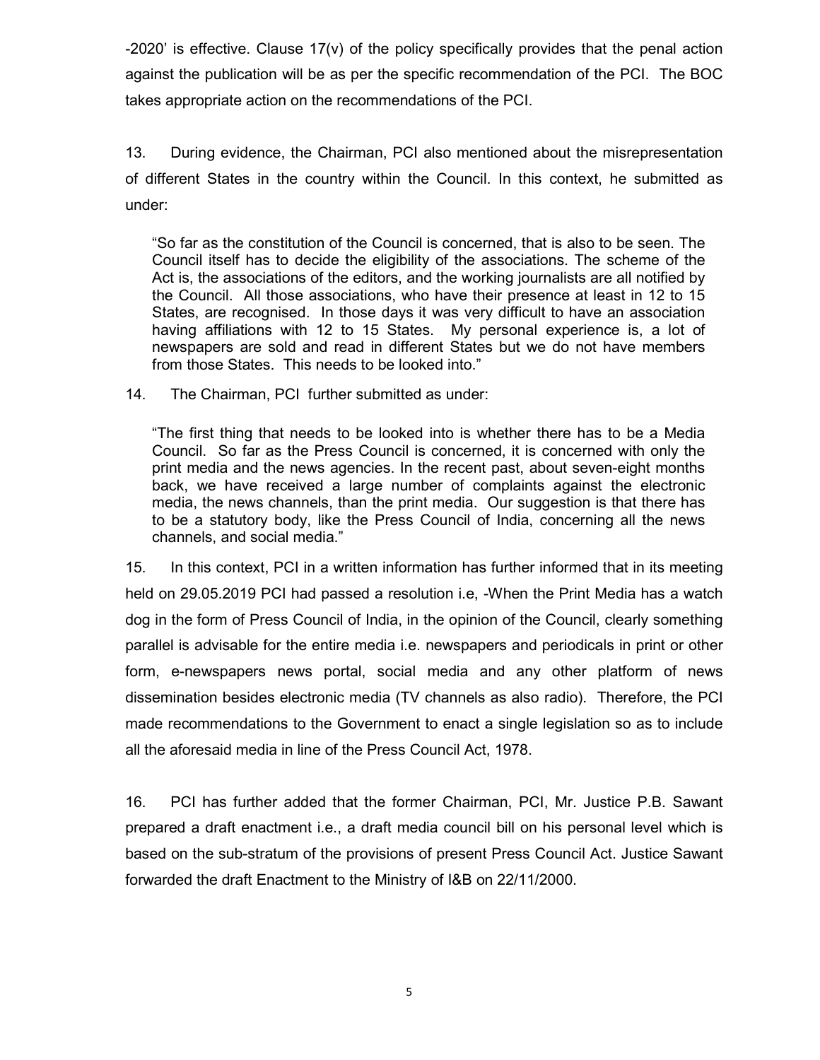-2020' is effective. Clause 17(v) of the policy specifically provides that the penal action against the publication will be as per the specific recommendation of the PCI. The BOC takes appropriate action on the recommendations of the PCI.

13. During evidence, the Chairman, PCI also mentioned about the misrepresentation of different States in the country within the Council. In this context, he submitted as under:

> "So far as the constitution of the Council is concerned, that is also to be seen. The Council itself has to decide the eligibility of the associations. The scheme of the Act is, the associations of the editors, and the working journalists are all notified by the Council. All those associations, who have their presence at least in 12 to 15 States, are recognised. In those days it was very difficult to have an association having affiliations with 12 to 15 States. My personal experience is, a lot of newspapers are sold and read in different States but we do not have members from those States. This needs to be looked into."

14. The Chairman, PCI further submitted as under:

> "The first thing that needs to be looked into is whether there has to be a Media Council. So far as the Press Council is concerned, it is concerned with only the print media and the news agencies. In the recent past, about seven-eight months back, we have received a large number of complaints against the electronic media, the news channels, than the print media. Our suggestion is that there has to be a statutory body, like the Press Council of India, concerning all the news channels, and social media."

15. In this context, PCI in a written information has further informed that in its meeting held on 29.05.2019 PCI had passed a resolution i.e, -When the Print Media has a watch dog in the form of Press Council of India, in the opinion of the Council, clearly something parallel is advisable for the entire media i.e. newspapers and periodicals in print or other form, e-newspapers news portal, social media and any other platform of news dissemination besides electronic media (TV channels as also radio). Therefore, the PCI made recommendations to the Government to enact a single legislation so as to include all the aforesaid media in line of the Press Council Act, 1978.

16. PCI has further added that the former Chairman, PCI, Mr. Justice P.B. Sawant prepared a draft enactment i.e., a draft media council bill on his personal level which is based on the sub-stratum of the provisions of present Press Council Act. Justice Sawant forwarded the draft Enactment to the Ministry of I&B on 22/11/2000.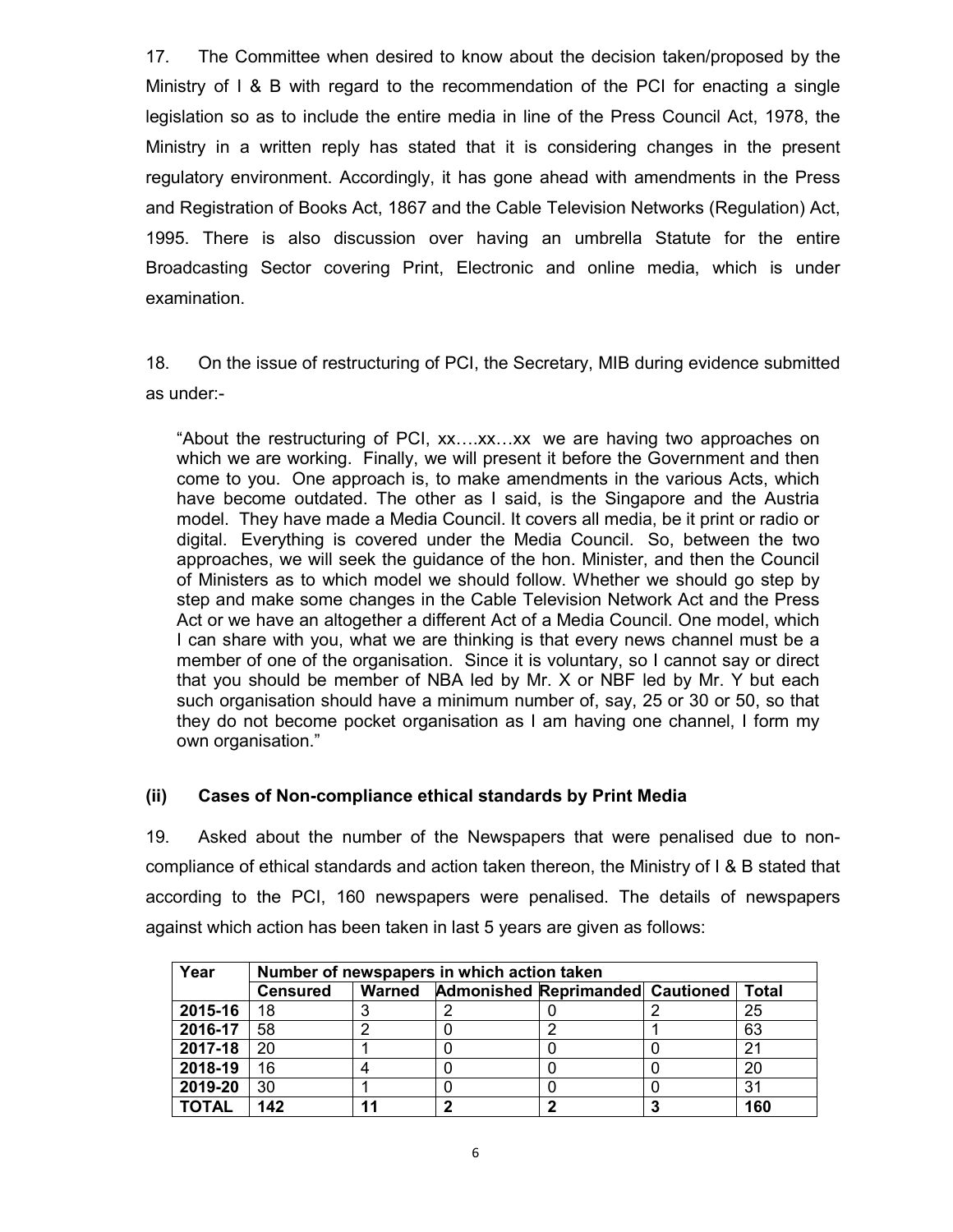17. The Committee when desired to know about the decision taken/proposed by the Ministry of I & B with regard to the recommendation of the PCI for enacting a single legislation so as to include the entire media in line of the Press Council Act, 1978, the Ministry in a written reply has stated that it is considering changes in the present regulatory environment. Accordingly, it has gone ahead with amendments in the Press and Registration of Books Act, 1867 and the Cable Television Networks (Regulation) Act, 1995. There is also discussion over having an umbrella Statute for the entire Broadcasting Sector covering Print, Electronic and online media, which is under examination.

18. On the issue of restructuring of PCI, the Secretary, MIB during evidence submitted as under:-

> "About the restructuring of PCI, xx….xx…xx we are having two approaches on which we are working. Finally, we will present it before the Government and then come to you. One approach is, to make amendments in the various Acts, which have become outdated. The other as I said, is the Singapore and the Austria model. They have made a Media Council. It covers all media, be it print or radio or digital. Everything is covered under the Media Council. So, between the two approaches, we will seek the guidance of the hon. Minister, and then the Council of Ministers as to which model we should follow. Whether we should go step by step and make some changes in the Cable Television Network Act and the Press Act or we have an altogether a different Act of a Media Council. One model, which I can share with you, what we are thinking is that every news channel must be a member of one of the organisation. Since it is voluntary, so I cannot say or direct that you should be member of NBA led by Mr. X or NBF led by Mr. Y but each such organisation should have a minimum number of, say, 25 or 30 or 50, so that they do not become pocket organisation as I am having one channel, I form my own organisation."

### (ii) Cases of Non-compliance ethical standards by Print Media

19. Asked about the number of the Newspapers that were penalised due to non-compliance of ethical standards and action taken thereon, the Ministry of I & B stated that according to the PCI, 160 newspapers were penalised. The details of newspapers against which action has been taken in last 5 years are given as follows:

| Year | Number of newspapers in which action taken | | | | | |
|---|---|---|---|---|---|---|
| | **Censured** | **Warned** | **Admonished** | **Reprimanded** | **Cautioned** | **Total** |
| **2015-16** | 18 | 3 | 2 | 0 | 2 | 25 |
| **2016-17** | 58 | 2 | 0 | 2 | 1 | 63 |
| **2017-18** | 20 | 1 | 0 | 0 | 0 | 21 |
| **2018-19** | 16 | 4 | 0 | 0 | 0 | 20 |
| **2019-20** | 30 | 1 | 0 | 0 | 0 | 31 |
| **TOTAL** | **142** | **11** | **2** | **2** | **3** | **160** |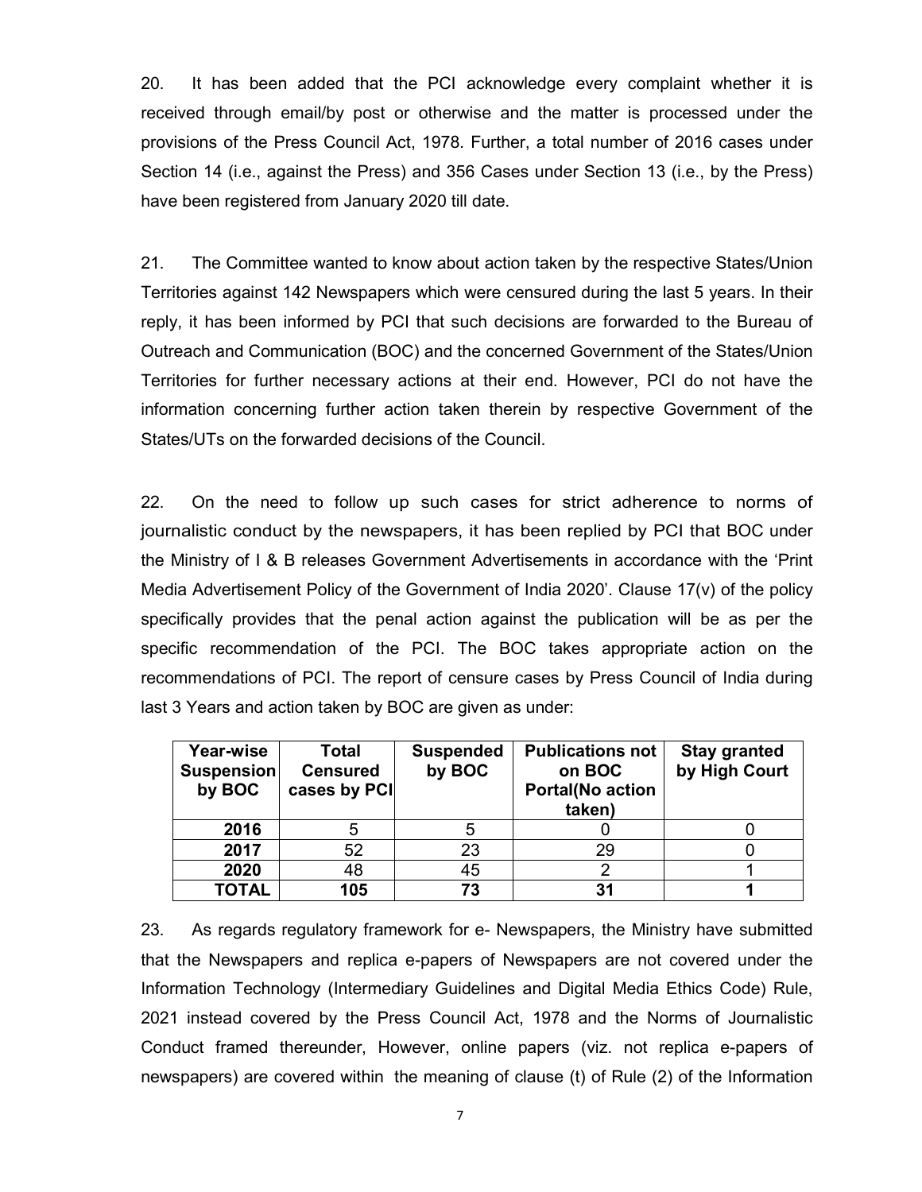20. It has been added that the PCI acknowledge every complaint whether it is received through email/by post or otherwise and the matter is processed under the provisions of the Press Council Act, 1978. Further, a total number of 2016 cases under Section 14 (i.e., against the Press) and 356 Cases under Section 13 (i.e., by the Press) have been registered from January 2020 till date.

21. The Committee wanted to know about action taken by the respective States/Union Territories against 142 Newspapers which were censured during the last 5 years. In their reply, it has been informed by PCI that such decisions are forwarded to the Bureau of Outreach and Communication (BOC) and the concerned Government of the States/Union Territories for further necessary actions at their end. However, PCI do not have the information concerning further action taken therein by respective Government of the States/UTs on the forwarded decisions of the Council.

22. On the need to follow up such cases for strict adherence to norms of journalistic conduct by the newspapers, it has been replied by PCI that BOC under the Ministry of I & B releases Government Advertisements in accordance with the 'Print Media Advertisement Policy of the Government of India 2020'. Clause 17(v) of the policy specifically provides that the penal action against the publication will be as per the specific recommendation of the PCI. The BOC takes appropriate action on the recommendations of PCI. The report of censure cases by Press Council of India during last 3 Years and action taken by BOC are given as under:

| Year-wise Suspension by BOC | Total Censured cases by PCI | Suspended by BOC | Publications not on BOC Portal(No action taken) | Stay granted by High Court |
|---|---|---|---|---|
| 2016 | 5 | 5 | 0 | 0 |
| 2017 | 52 | 23 | 29 | 0 |
| 2020 | 48 | 45 | 2 | 1 |
| **TOTAL** | **105** | **73** | **31** | **1** |

23. As regards regulatory framework for e- Newspapers, the Ministry have submitted that the Newspapers and replica e-papers of Newspapers are not covered under the Information Technology (Intermediary Guidelines and Digital Media Ethics Code) Rule, 2021 instead covered by the Press Council Act, 1978 and the Norms of Journalistic Conduct framed thereunder, However, online papers (viz. not replica e-papers of newspapers) are covered within the meaning of clause (t) of Rule (2) of the Information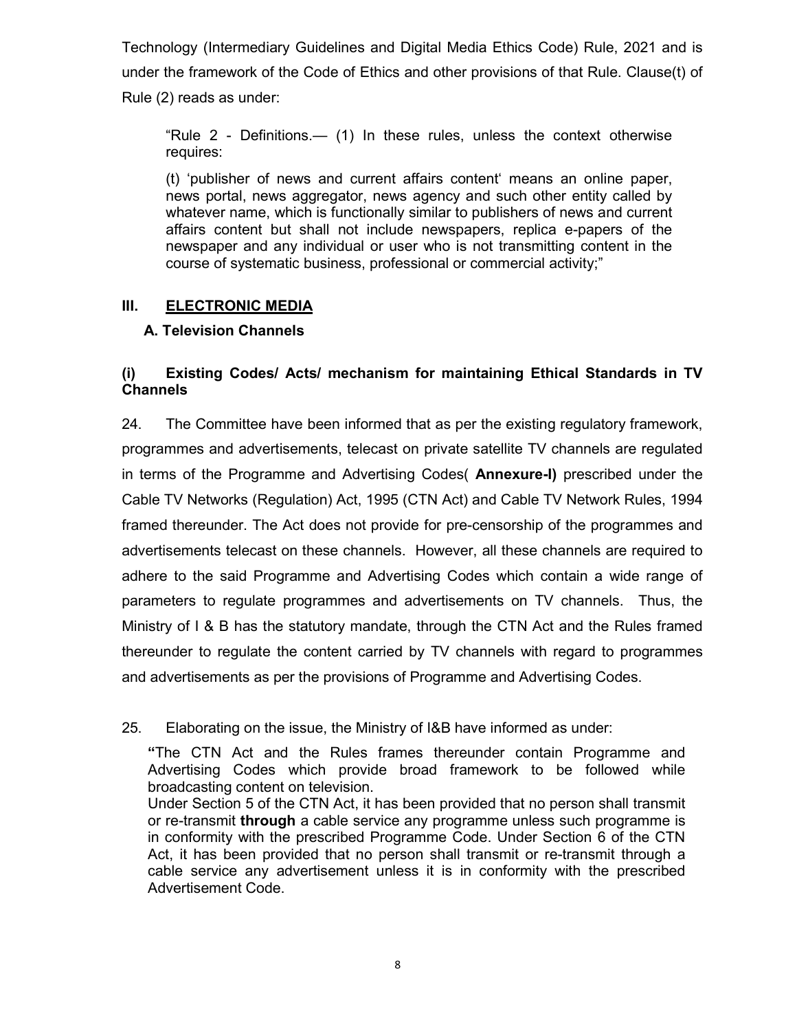Technology (Intermediary Guidelines and Digital Media Ethics Code) Rule, 2021 and is under the framework of the Code of Ethics and other provisions of that Rule. Clause(t) of Rule (2) reads as under:

> "Rule 2 - Definitions.— (1) In these rules, unless the context otherwise requires:
>
> (t) 'publisher of news and current affairs content' means an online paper, news portal, news aggregator, news agency and such other entity called by whatever name, which is functionally similar to publishers of news and current affairs content but shall not include newspapers, replica e-papers of the newspaper and any individual or user who is not transmitting content in the course of systematic business, professional or commercial activity;"

## III. ELECTRONIC MEDIA

### A. Television Channels

#### (i) Existing Codes/ Acts/ mechanism for maintaining Ethical Standards in TV Channels

24. The Committee have been informed that as per the existing regulatory framework, programmes and advertisements, telecast on private satellite TV channels are regulated in terms of the Programme and Advertising Codes( **Annexure-I)** prescribed under the Cable TV Networks (Regulation) Act, 1995 (CTN Act) and Cable TV Network Rules, 1994 framed thereunder. The Act does not provide for pre-censorship of the programmes and advertisements telecast on these channels. However, all these channels are required to adhere to the said Programme and Advertising Codes which contain a wide range of parameters to regulate programmes and advertisements on TV channels. Thus, the Ministry of I & B has the statutory mandate, through the CTN Act and the Rules framed thereunder to regulate the content carried by TV channels with regard to programmes and advertisements as per the provisions of Programme and Advertising Codes.

25. Elaborating on the issue, the Ministry of I&B have informed as under:

> **"**The CTN Act and the Rules frames thereunder contain Programme and Advertising Codes which provide broad framework to be followed while broadcasting content on television.
> Under Section 5 of the CTN Act, it has been provided that no person shall transmit or re-transmit **through** a cable service any programme unless such programme is in conformity with the prescribed Programme Code. Under Section 6 of the CTN Act, it has been provided that no person shall transmit or re-transmit through a cable service any advertisement unless it is in conformity with the prescribed Advertisement Code.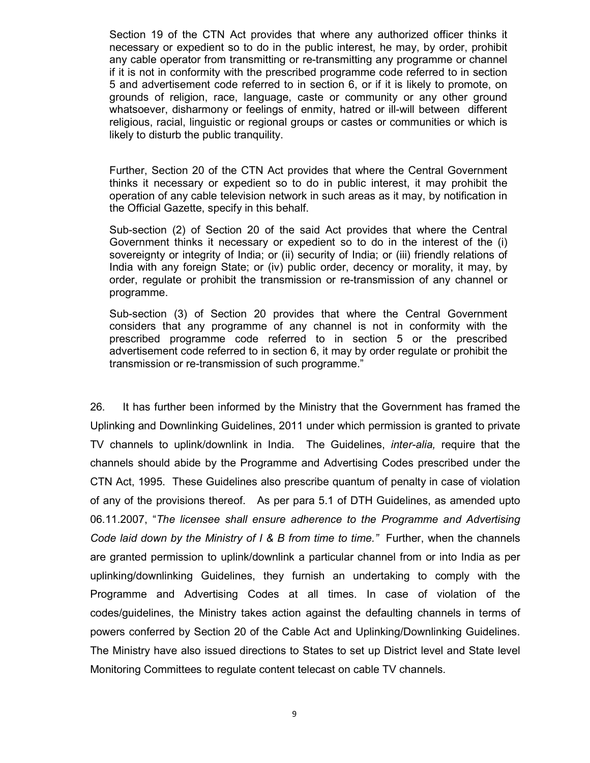Section 19 of the CTN Act provides that where any authorized officer thinks it necessary or expedient so to do in the public interest, he may, by order, prohibit any cable operator from transmitting or re-transmitting any programme or channel if it is not in conformity with the prescribed programme code referred to in section 5 and advertisement code referred to in section 6, or if it is likely to promote, on grounds of religion, race, language, caste or community or any other ground whatsoever, disharmony or feelings of enmity, hatred or ill-will between different religious, racial, linguistic or regional groups or castes or communities or which is likely to disturb the public tranquility.

Further, Section 20 of the CTN Act provides that where the Central Government thinks it necessary or expedient so to do in public interest, it may prohibit the operation of any cable television network in such areas as it may, by notification in the Official Gazette, specify in this behalf.

Sub-section (2) of Section 20 of the said Act provides that where the Central Government thinks it necessary or expedient so to do in the interest of the (i) sovereignty or integrity of India; or (ii) security of India; or (iii) friendly relations of India with any foreign State; or (iv) public order, decency or morality, it may, by order, regulate or prohibit the transmission or re-transmission of any channel or programme.

Sub-section (3) of Section 20 provides that where the Central Government considers that any programme of any channel is not in conformity with the prescribed programme code referred to in section 5 or the prescribed advertisement code referred to in section 6, it may by order regulate or prohibit the transmission or re-transmission of such programme."

26. It has further been informed by the Ministry that the Government has framed the Uplinking and Downlinking Guidelines, 2011 under which permission is granted to private TV channels to uplink/downlink in India. The Guidelines, *inter-alia,* require that the channels should abide by the Programme and Advertising Codes prescribed under the CTN Act, 1995. These Guidelines also prescribe quantum of penalty in case of violation of any of the provisions thereof. As per para 5.1 of DTH Guidelines, as amended upto 06.11.2007, "*The licensee shall ensure adherence to the Programme and Advertising Code laid down by the Ministry of I & B from time to time."* Further, when the channels are granted permission to uplink/downlink a particular channel from or into India as per uplinking/downlinking Guidelines, they furnish an undertaking to comply with the Programme and Advertising Codes at all times. In case of violation of the codes/guidelines, the Ministry takes action against the defaulting channels in terms of powers conferred by Section 20 of the Cable Act and Uplinking/Downlinking Guidelines. The Ministry have also issued directions to States to set up District level and State level Monitoring Committees to regulate content telecast on cable TV channels.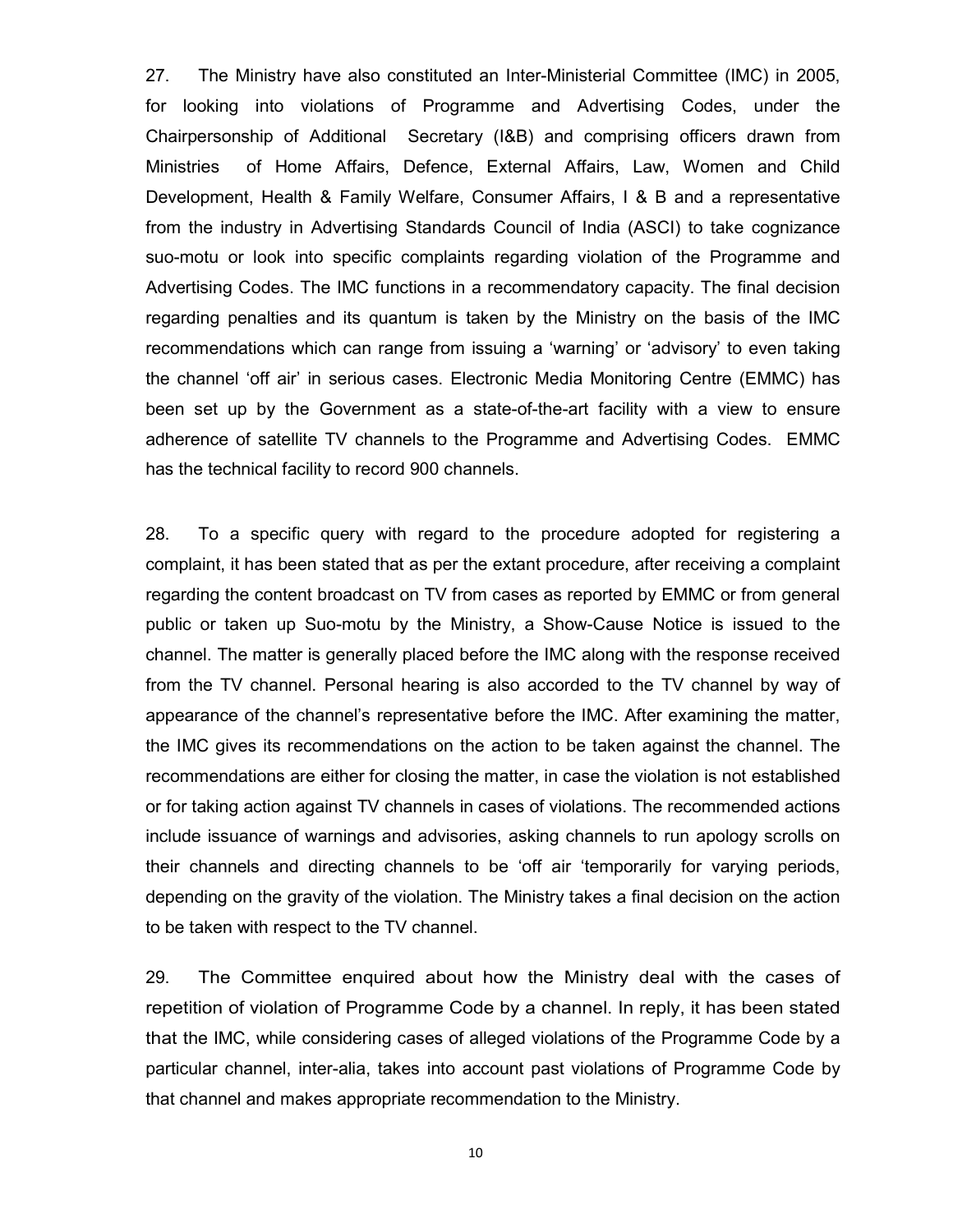27. The Ministry have also constituted an Inter-Ministerial Committee (IMC) in 2005, for looking into violations of Programme and Advertising Codes, under the Chairpersonship of Additional Secretary (I&B) and comprising officers drawn from Ministries of Home Affairs, Defence, External Affairs, Law, Women and Child Development, Health & Family Welfare, Consumer Affairs, I & B and a representative from the industry in Advertising Standards Council of India (ASCI) to take cognizance suo-motu or look into specific complaints regarding violation of the Programme and Advertising Codes. The IMC functions in a recommendatory capacity. The final decision regarding penalties and its quantum is taken by the Ministry on the basis of the IMC recommendations which can range from issuing a 'warning' or 'advisory' to even taking the channel 'off air' in serious cases. Electronic Media Monitoring Centre (EMMC) has been set up by the Government as a state-of-the-art facility with a view to ensure adherence of satellite TV channels to the Programme and Advertising Codes. EMMC has the technical facility to record 900 channels.

28. To a specific query with regard to the procedure adopted for registering a complaint, it has been stated that as per the extant procedure, after receiving a complaint regarding the content broadcast on TV from cases as reported by EMMC or from general public or taken up Suo-motu by the Ministry, a Show-Cause Notice is issued to the channel. The matter is generally placed before the IMC along with the response received from the TV channel. Personal hearing is also accorded to the TV channel by way of appearance of the channel's representative before the IMC. After examining the matter, the IMC gives its recommendations on the action to be taken against the channel. The recommendations are either for closing the matter, in case the violation is not established or for taking action against TV channels in cases of violations. The recommended actions include issuance of warnings and advisories, asking channels to run apology scrolls on their channels and directing channels to be 'off air 'temporarily for varying periods, depending on the gravity of the violation. The Ministry takes a final decision on the action to be taken with respect to the TV channel.

29. The Committee enquired about how the Ministry deal with the cases of repetition of violation of Programme Code by a channel. In reply, it has been stated that the IMC, while considering cases of alleged violations of the Programme Code by a particular channel, inter-alia, takes into account past violations of Programme Code by that channel and makes appropriate recommendation to the Ministry.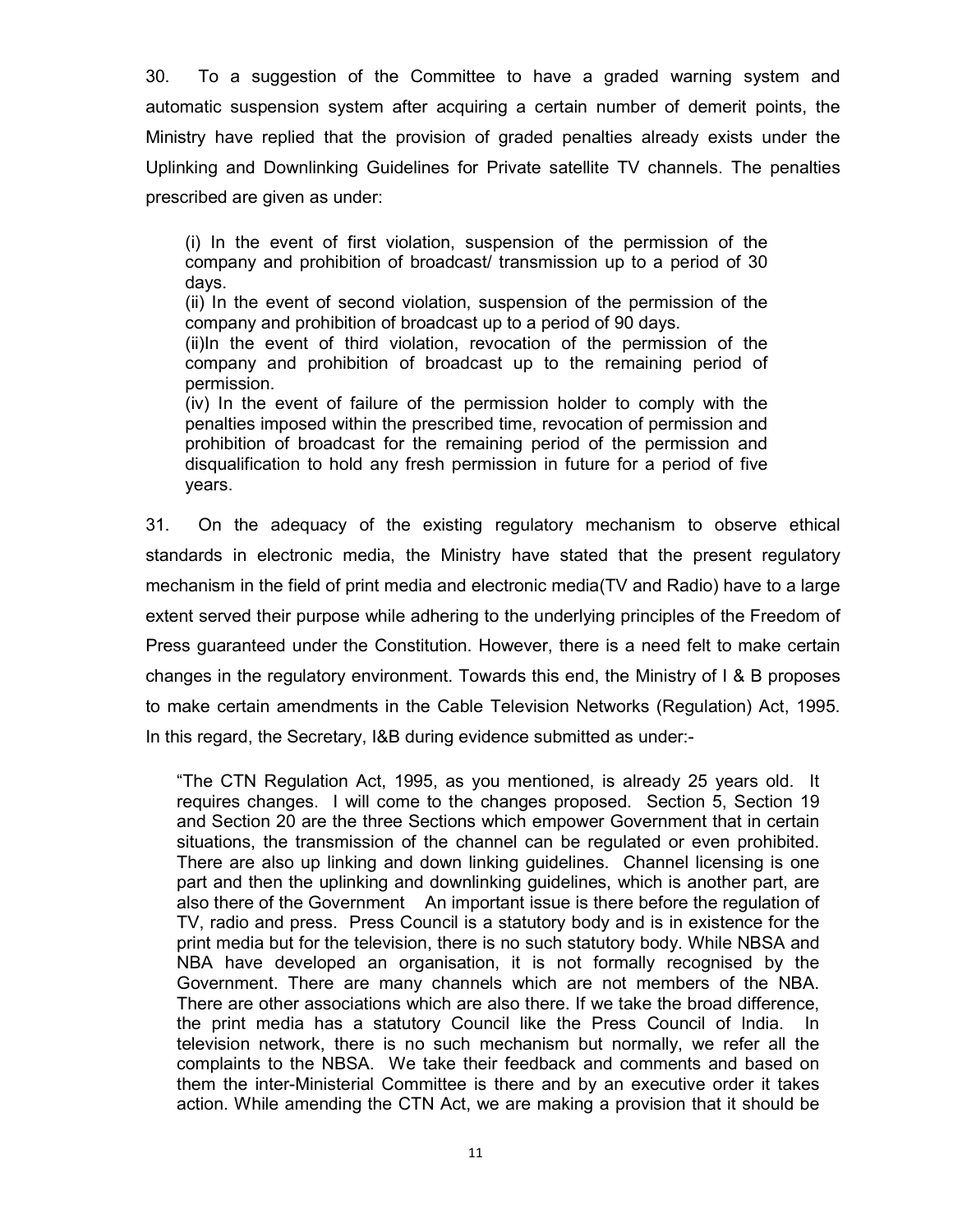30. To a suggestion of the Committee to have a graded warning system and automatic suspension system after acquiring a certain number of demerit points, the Ministry have replied that the provision of graded penalties already exists under the Uplinking and Downlinking Guidelines for Private satellite TV channels. The penalties prescribed are given as under:

> (i) In the event of first violation, suspension of the permission of the company and prohibition of broadcast/ transmission up to a period of 30 days.
>
> (ii) In the event of second violation, suspension of the permission of the company and prohibition of broadcast up to a period of 90 days.
>
> (ii)In the event of third violation, revocation of the permission of the company and prohibition of broadcast up to the remaining period of permission.
>
> (iv) In the event of failure of the permission holder to comply with the penalties imposed within the prescribed time, revocation of permission and prohibition of broadcast for the remaining period of the permission and disqualification to hold any fresh permission in future for a period of five years.

31. On the adequacy of the existing regulatory mechanism to observe ethical standards in electronic media, the Ministry have stated that the present regulatory mechanism in the field of print media and electronic media(TV and Radio) have to a large extent served their purpose while adhering to the underlying principles of the Freedom of Press guaranteed under the Constitution. However, there is a need felt to make certain changes in the regulatory environment. Towards this end, the Ministry of I & B proposes to make certain amendments in the Cable Television Networks (Regulation) Act, 1995. In this regard, the Secretary, I&B during evidence submitted as under:-

> "The CTN Regulation Act, 1995, as you mentioned, is already 25 years old. It requires changes. I will come to the changes proposed. Section 5, Section 19 and Section 20 are the three Sections which empower Government that in certain situations, the transmission of the channel can be regulated or even prohibited. There are also up linking and down linking guidelines. Channel licensing is one part and then the uplinking and downlinking guidelines, which is another part, are also there of the Government An important issue is there before the regulation of TV, radio and press. Press Council is a statutory body and is in existence for the print media but for the television, there is no such statutory body. While NBSA and NBA have developed an organisation, it is not formally recognised by the Government. There are many channels which are not members of the NBA. There are other associations which are also there. If we take the broad difference, the print media has a statutory Council like the Press Council of India. In television network, there is no such mechanism but normally, we refer all the complaints to the NBSA. We take their feedback and comments and based on them the inter-Ministerial Committee is there and by an executive order it takes action. While amending the CTN Act, we are making a provision that it should be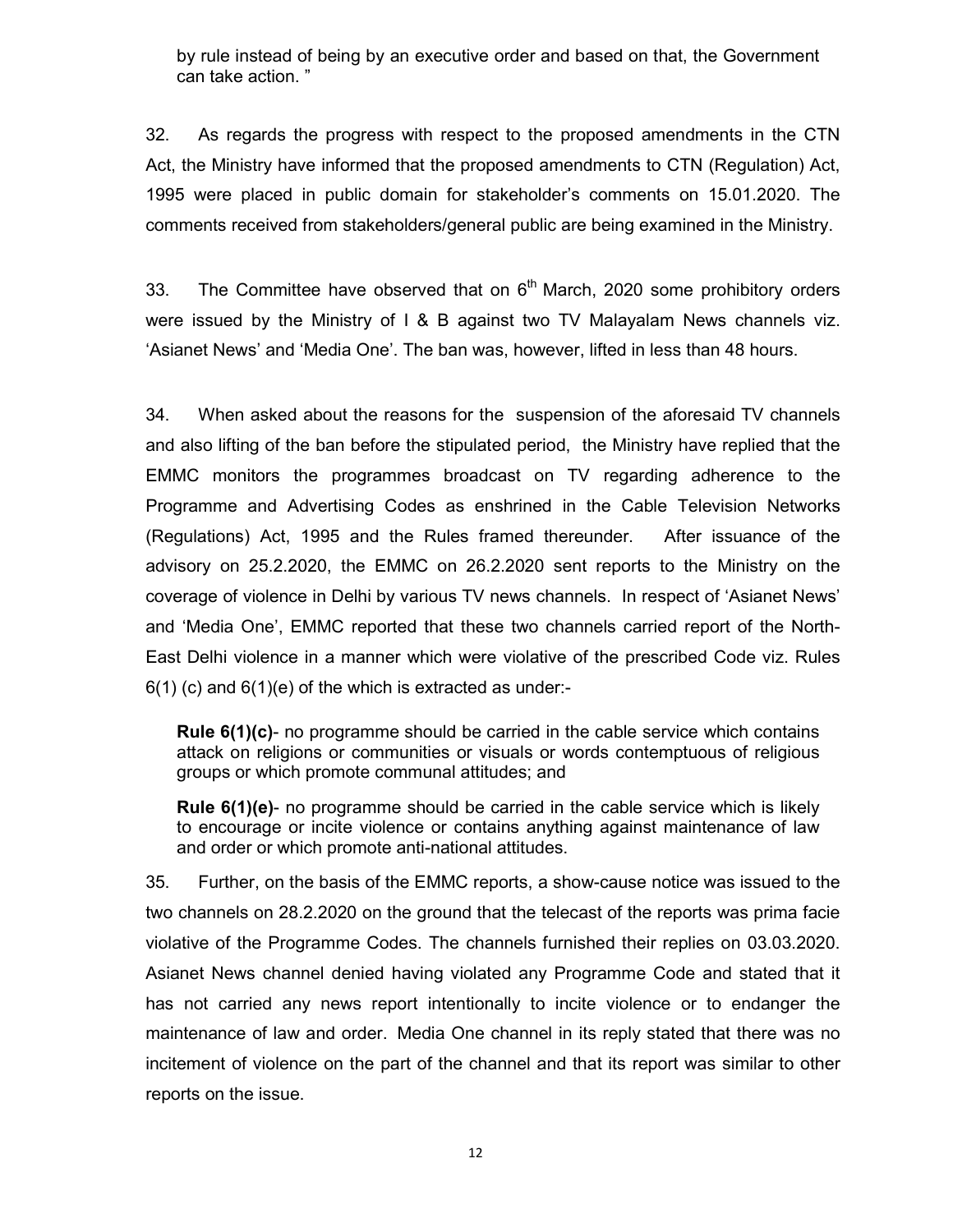by rule instead of being by an executive order and based on that, the Government can take action. "

32. As regards the progress with respect to the proposed amendments in the CTN Act, the Ministry have informed that the proposed amendments to CTN (Regulation) Act, 1995 were placed in public domain for stakeholder's comments on 15.01.2020. The comments received from stakeholders/general public are being examined in the Ministry.

33. The Committee have observed that on 6th March, 2020 some prohibitory orders were issued by the Ministry of I & B against two TV Malayalam News channels viz. 'Asianet News' and 'Media One'. The ban was, however, lifted in less than 48 hours.

34. When asked about the reasons for the suspension of the aforesaid TV channels and also lifting of the ban before the stipulated period, the Ministry have replied that the EMMC monitors the programmes broadcast on TV regarding adherence to the Programme and Advertising Codes as enshrined in the Cable Television Networks (Regulations) Act, 1995 and the Rules framed thereunder. After issuance of the advisory on 25.2.2020, the EMMC on 26.2.2020 sent reports to the Ministry on the coverage of violence in Delhi by various TV news channels. In respect of 'Asianet News' and 'Media One', EMMC reported that these two channels carried report of the North-East Delhi violence in a manner which were violative of the prescribed Code viz. Rules 6(1) (c) and 6(1)(e) of the which is extracted as under:-

> **Rule 6(1)(c)**- no programme should be carried in the cable service which contains attack on religions or communities or visuals or words contemptuous of religious groups or which promote communal attitudes; and
>
> **Rule 6(1)(e)**- no programme should be carried in the cable service which is likely to encourage or incite violence or contains anything against maintenance of law and order or which promote anti-national attitudes.

35. Further, on the basis of the EMMC reports, a show-cause notice was issued to the two channels on 28.2.2020 on the ground that the telecast of the reports was prima facie violative of the Programme Codes. The channels furnished their replies on 03.03.2020. Asianet News channel denied having violated any Programme Code and stated that it has not carried any news report intentionally to incite violence or to endanger the maintenance of law and order. Media One channel in its reply stated that there was no incitement of violence on the part of the channel and that its report was similar to other reports on the issue.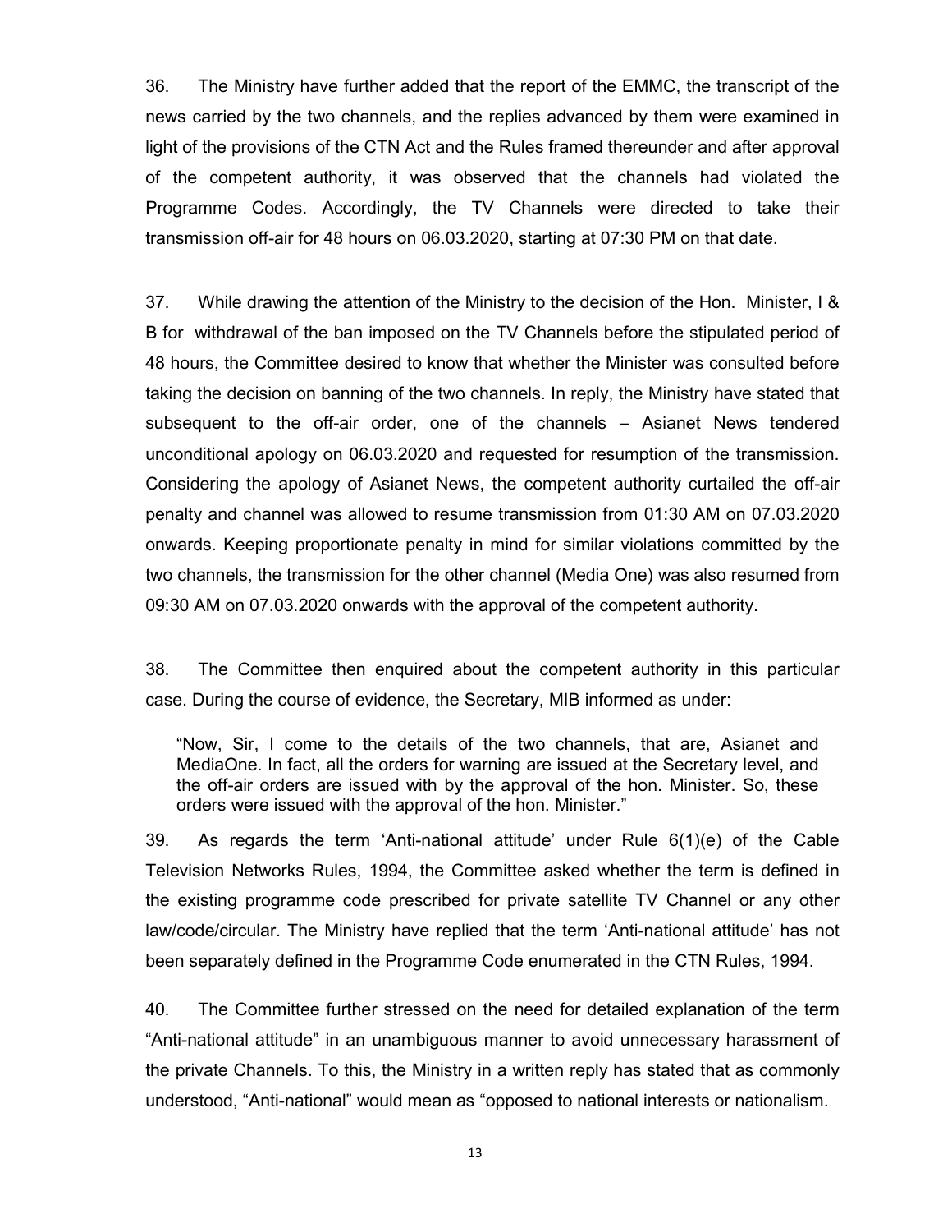36. The Ministry have further added that the report of the EMMC, the transcript of the news carried by the two channels, and the replies advanced by them were examined in light of the provisions of the CTN Act and the Rules framed thereunder and after approval of the competent authority, it was observed that the channels had violated the Programme Codes. Accordingly, the TV Channels were directed to take their transmission off-air for 48 hours on 06.03.2020, starting at 07:30 PM on that date.

37. While drawing the attention of the Ministry to the decision of the Hon. Minister, I & B for withdrawal of the ban imposed on the TV Channels before the stipulated period of 48 hours, the Committee desired to know that whether the Minister was consulted before taking the decision on banning of the two channels. In reply, the Ministry have stated that subsequent to the off-air order, one of the channels – Asianet News tendered unconditional apology on 06.03.2020 and requested for resumption of the transmission. Considering the apology of Asianet News, the competent authority curtailed the off-air penalty and channel was allowed to resume transmission from 01:30 AM on 07.03.2020 onwards. Keeping proportionate penalty in mind for similar violations committed by the two channels, the transmission for the other channel (Media One) was also resumed from 09:30 AM on 07.03.2020 onwards with the approval of the competent authority.

38. The Committee then enquired about the competent authority in this particular case. During the course of evidence, the Secretary, MIB informed as under:

> "Now, Sir, I come to the details of the two channels, that are, Asianet and MediaOne. In fact, all the orders for warning are issued at the Secretary level, and the off-air orders are issued with by the approval of the hon. Minister. So, these orders were issued with the approval of the hon. Minister."

39. As regards the term 'Anti-national attitude' under Rule 6(1)(e) of the Cable Television Networks Rules, 1994, the Committee asked whether the term is defined in the existing programme code prescribed for private satellite TV Channel or any other law/code/circular. The Ministry have replied that the term 'Anti-national attitude' has not been separately defined in the Programme Code enumerated in the CTN Rules, 1994.

40. The Committee further stressed on the need for detailed explanation of the term "Anti-national attitude" in an unambiguous manner to avoid unnecessary harassment of the private Channels. To this, the Ministry in a written reply has stated that as commonly understood, "Anti-national" would mean as "opposed to national interests or nationalism.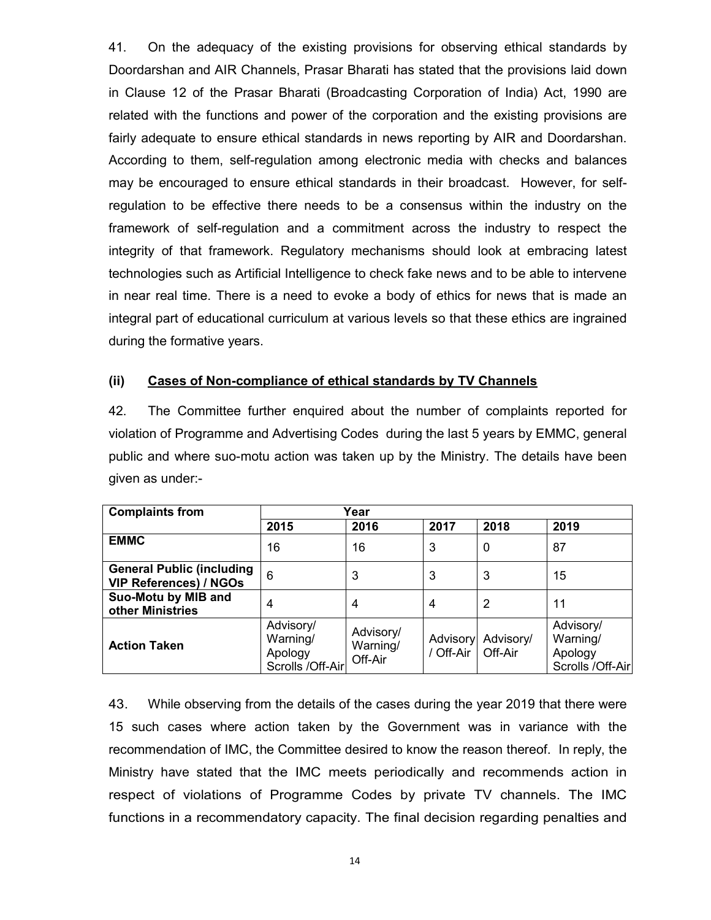41. On the adequacy of the existing provisions for observing ethical standards by Doordarshan and AIR Channels, Prasar Bharati has stated that the provisions laid down in Clause 12 of the Prasar Bharati (Broadcasting Corporation of India) Act, 1990 are related with the functions and power of the corporation and the existing provisions are fairly adequate to ensure ethical standards in news reporting by AIR and Doordarshan. According to them, self-regulation among electronic media with checks and balances may be encouraged to ensure ethical standards in their broadcast. However, for self-regulation to be effective there needs to be a consensus within the industry on the framework of self-regulation and a commitment across the industry to respect the integrity of that framework. Regulatory mechanisms should look at embracing latest technologies such as Artificial Intelligence to check fake news and to be able to intervene in near real time. There is a need to evoke a body of ethics for news that is made an integral part of educational curriculum at various levels so that these ethics are ingrained during the formative years.

### (ii) Cases of Non-compliance of ethical standards by TV Channels

42. The Committee further enquired about the number of complaints reported for violation of Programme and Advertising Codes during the last 5 years by EMMC, general public and where suo-motu action was taken up by the Ministry. The details have been given as under:-

| Complaints from | Year | | | | |
|---|---|---|---|---|---|
| | **2015** | **2016** | **2017** | **2018** | **2019** |
| **EMMC** | 16 | 16 | 3 | 0 | 87 |
| **General Public (including VIP References) / NGOs** | 6 | 3 | 3 | 3 | 15 |
| **Suo-Motu by MIB and other Ministries** | 4 | 4 | 4 | 2 | 11 |
| **Action Taken** | Advisory/ Warning/ Apology Scrolls /Off-Air | Advisory/ Warning/ Off-Air | Advisory / Off-Air | Advisory/ Off-Air | Advisory/ Warning/ Apology Scrolls /Off-Air |

43. While observing from the details of the cases during the year 2019 that there were 15 such cases where action taken by the Government was in variance with the recommendation of IMC, the Committee desired to know the reason thereof. In reply, the Ministry have stated that the IMC meets periodically and recommends action in respect of violations of Programme Codes by private TV channels. The IMC functions in a recommendatory capacity. The final decision regarding penalties and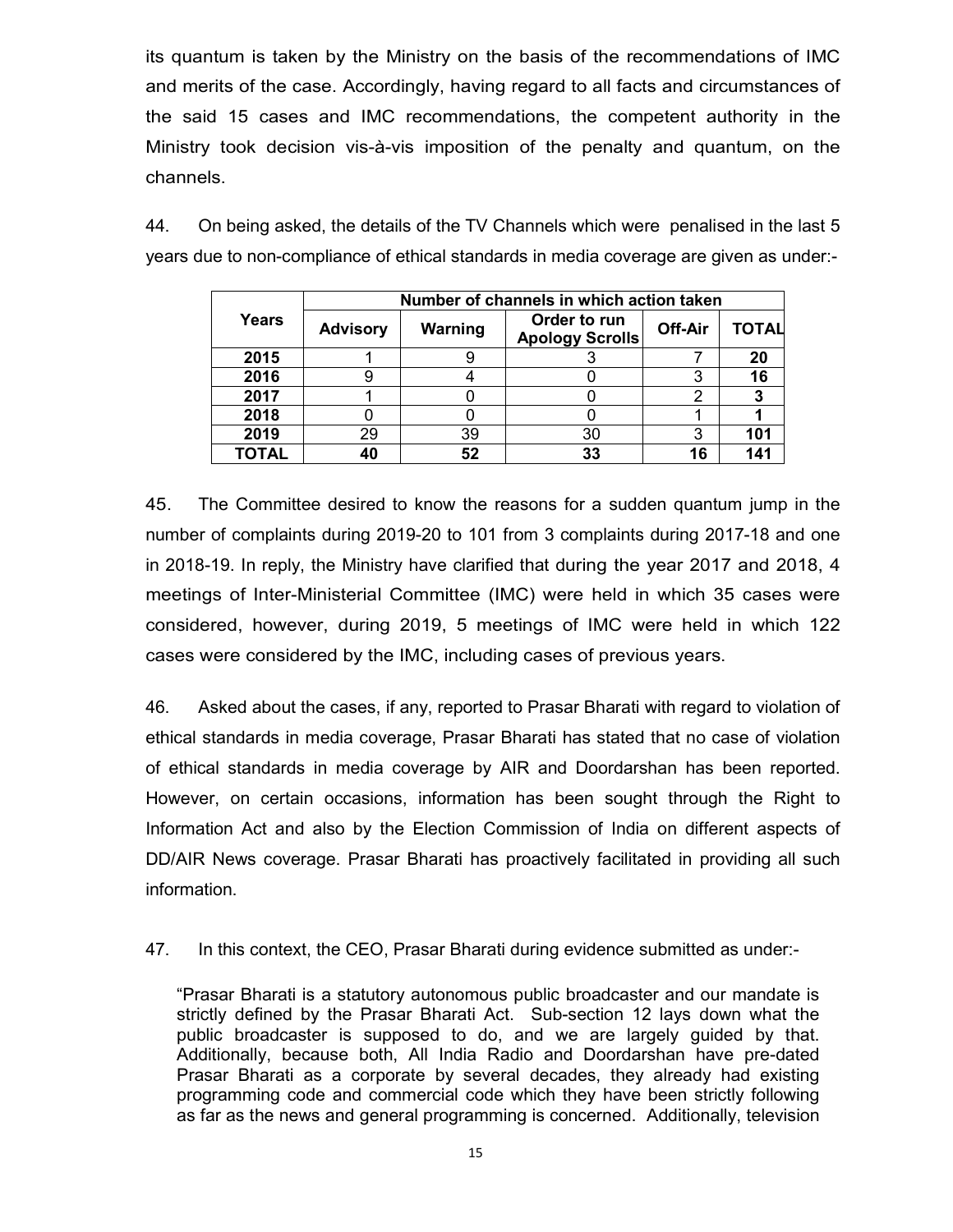its quantum is taken by the Ministry on the basis of the recommendations of IMC and merits of the case. Accordingly, having regard to all facts and circumstances of the said 15 cases and IMC recommendations, the competent authority in the Ministry took decision vis-à-vis imposition of the penalty and quantum, on the channels.

44. On being asked, the details of the TV Channels which were penalised in the last 5 years due to non-compliance of ethical standards in media coverage are given as under:-

| Years | Number of channels in which action taken | | | | |
|---|---|---|---|---|---|
| | **Advisory** | **Warning** | **Order to run Apology Scrolls** | **Off-Air** | **TOTAL** |
| **2015** | 1 | 9 | 3 | 7 | **20** |
| **2016** | 9 | 4 | 0 | 3 | **16** |
| **2017** | 1 | 0 | 0 | 2 | **3** |
| **2018** | 0 | 0 | 0 | 1 | **1** |
| **2019** | 29 | 39 | 30 | 3 | **101** |
| **TOTAL** | **40** | **52** | **33** | **16** | **141** |

45. The Committee desired to know the reasons for a sudden quantum jump in the number of complaints during 2019-20 to 101 from 3 complaints during 2017-18 and one in 2018-19. In reply, the Ministry have clarified that during the year 2017 and 2018, 4 meetings of Inter-Ministerial Committee (IMC) were held in which 35 cases were considered, however, during 2019, 5 meetings of IMC were held in which 122 cases were considered by the IMC, including cases of previous years.

46. Asked about the cases, if any, reported to Prasar Bharati with regard to violation of ethical standards in media coverage, Prasar Bharati has stated that no case of violation of ethical standards in media coverage by AIR and Doordarshan has been reported. However, on certain occasions, information has been sought through the Right to Information Act and also by the Election Commission of India on different aspects of DD/AIR News coverage. Prasar Bharati has proactively facilitated in providing all such information.

47. In this context, the CEO, Prasar Bharati during evidence submitted as under:-

> "Prasar Bharati is a statutory autonomous public broadcaster and our mandate is strictly defined by the Prasar Bharati Act. Sub-section 12 lays down what the public broadcaster is supposed to do, and we are largely guided by that. Additionally, because both, All India Radio and Doordarshan have pre-dated Prasar Bharati as a corporate by several decades, they already had existing programming code and commercial code which they have been strictly following as far as the news and general programming is concerned. Additionally, television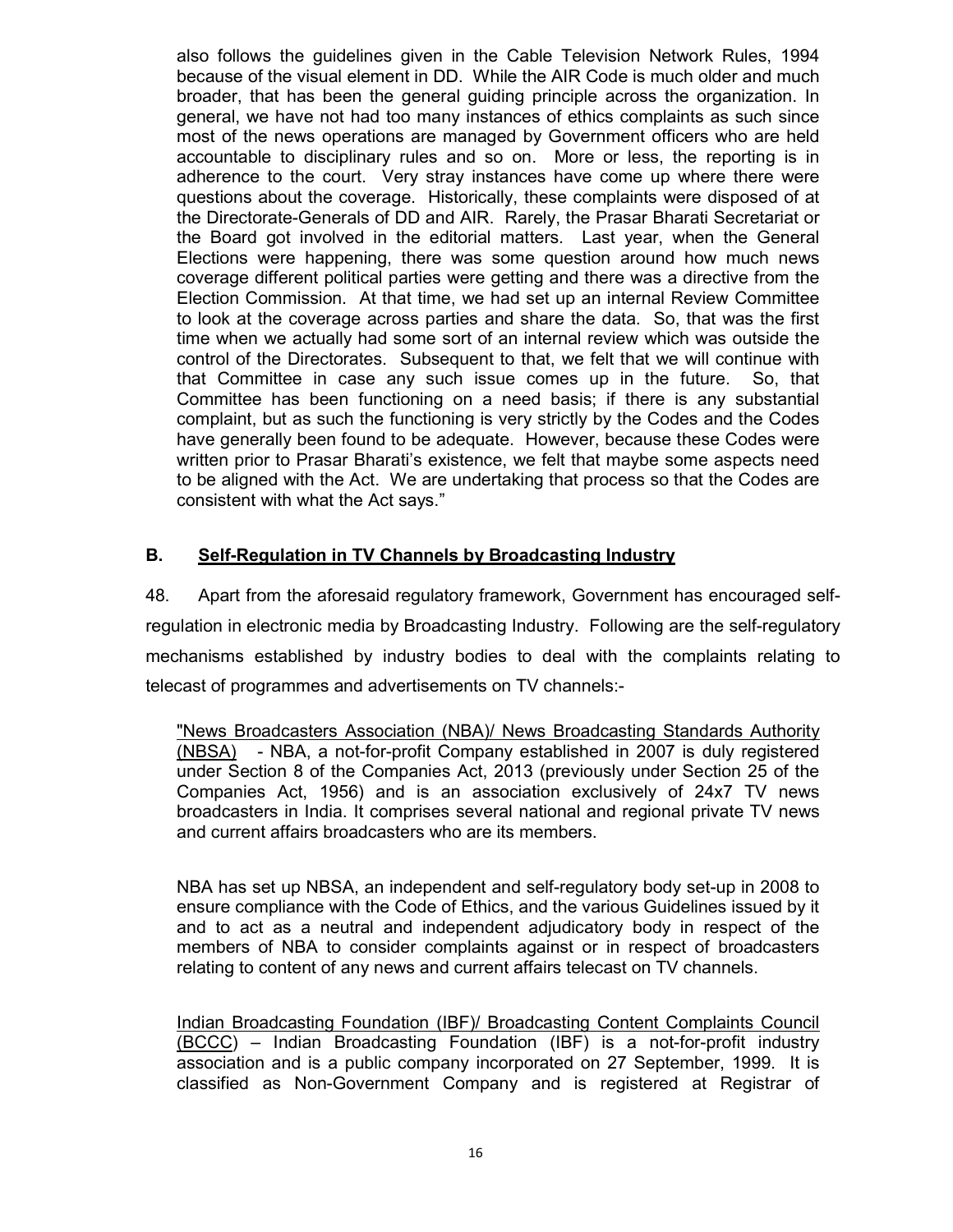also follows the guidelines given in the Cable Television Network Rules, 1994 because of the visual element in DD. While the AIR Code is much older and much broader, that has been the general guiding principle across the organization. In general, we have not had too many instances of ethics complaints as such since most of the news operations are managed by Government officers who are held accountable to disciplinary rules and so on. More or less, the reporting is in adherence to the court. Very stray instances have come up where there were questions about the coverage. Historically, these complaints were disposed of at the Directorate-Generals of DD and AIR. Rarely, the Prasar Bharati Secretariat or the Board got involved in the editorial matters. Last year, when the General Elections were happening, there was some question around how much news coverage different political parties were getting and there was a directive from the Election Commission. At that time, we had set up an internal Review Committee to look at the coverage across parties and share the data. So, that was the first time when we actually had some sort of an internal review which was outside the control of the Directorates. Subsequent to that, we felt that we will continue with that Committee in case any such issue comes up in the future. So, that Committee has been functioning on a need basis; if there is any substantial complaint, but as such the functioning is very strictly by the Codes and the Codes have generally been found to be adequate. However, because these Codes were written prior to Prasar Bharati's existence, we felt that maybe some aspects need to be aligned with the Act. We are undertaking that process so that the Codes are consistent with what the Act says."

## B. Self-Regulation in TV Channels by Broadcasting Industry

48. Apart from the aforesaid regulatory framework, Government has encouraged self-regulation in electronic media by Broadcasting Industry. Following are the self-regulatory mechanisms established by industry bodies to deal with the complaints relating to telecast of programmes and advertisements on TV channels:-

"News Broadcasters Association (NBA)/ News Broadcasting Standards Authority (NBSA) - NBA, a not-for-profit Company established in 2007 is duly registered under Section 8 of the Companies Act, 2013 (previously under Section 25 of the Companies Act, 1956) and is an association exclusively of 24x7 TV news broadcasters in India. It comprises several national and regional private TV news and current affairs broadcasters who are its members.

NBA has set up NBSA, an independent and self-regulatory body set-up in 2008 to ensure compliance with the Code of Ethics, and the various Guidelines issued by it and to act as a neutral and independent adjudicatory body in respect of the members of NBA to consider complaints against or in respect of broadcasters relating to content of any news and current affairs telecast on TV channels.

Indian Broadcasting Foundation (IBF)/ Broadcasting Content Complaints Council (BCCC) – Indian Broadcasting Foundation (IBF) is a not-for-profit industry association and is a public company incorporated on 27 September, 1999. It is classified as Non-Government Company and is registered at Registrar of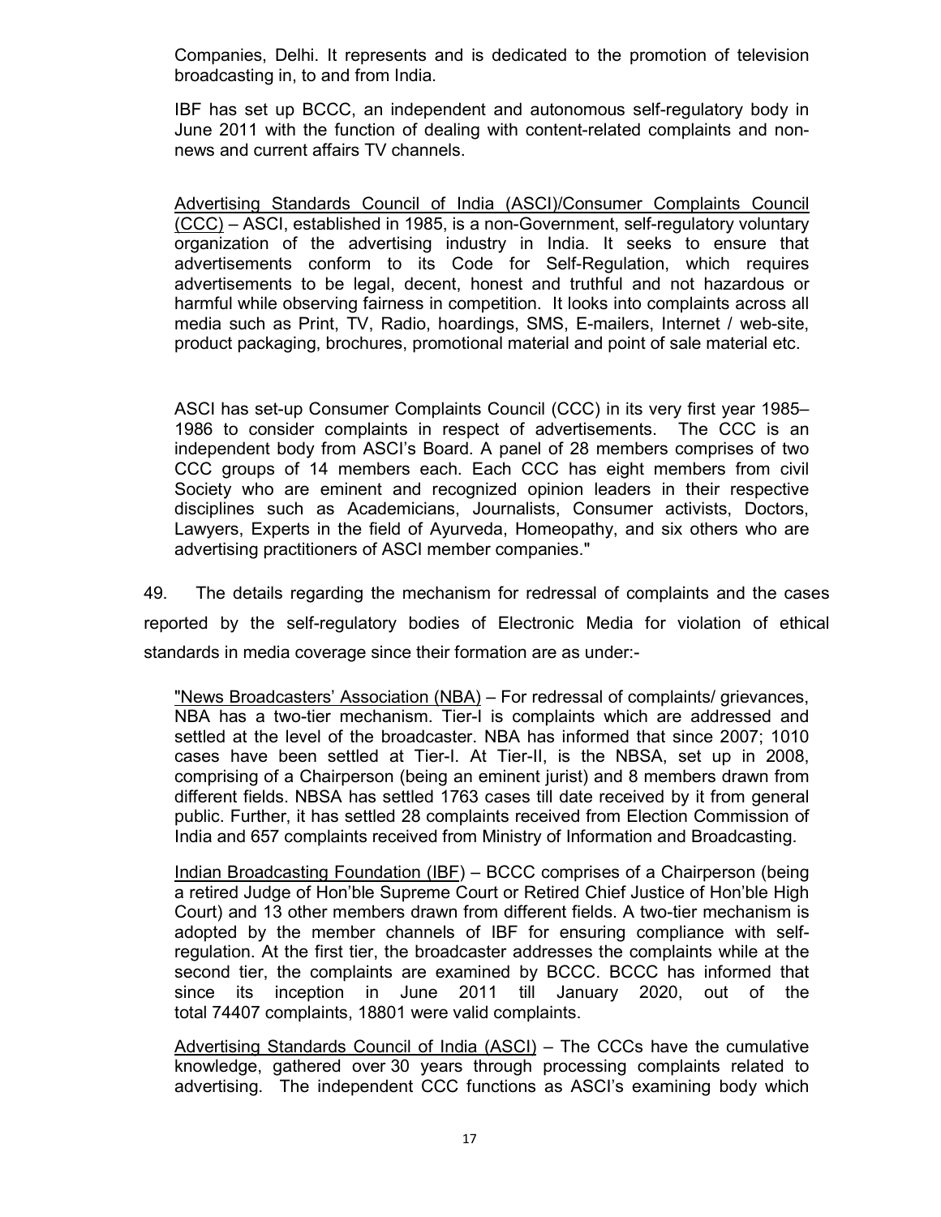Companies, Delhi. It represents and is dedicated to the promotion of television broadcasting in, to and from India.

IBF has set up BCCC, an independent and autonomous self-regulatory body in June 2011 with the function of dealing with content-related complaints and non-news and current affairs TV channels.

Advertising Standards Council of India (ASCI)/Consumer Complaints Council (CCC) – ASCI, established in 1985, is a non-Government, self-regulatory voluntary organization of the advertising industry in India. It seeks to ensure that advertisements conform to its Code for Self-Regulation, which requires advertisements to be legal, decent, honest and truthful and not hazardous or harmful while observing fairness in competition. It looks into complaints across all media such as Print, TV, Radio, hoardings, SMS, E-mailers, Internet / web-site, product packaging, brochures, promotional material and point of sale material etc.

ASCI has set-up Consumer Complaints Council (CCC) in its very first year 1985–1986 to consider complaints in respect of advertisements. The CCC is an independent body from ASCI's Board. A panel of 28 members comprises of two CCC groups of 14 members each. Each CCC has eight members from civil Society who are eminent and recognized opinion leaders in their respective disciplines such as Academicians, Journalists, Consumer activists, Doctors, Lawyers, Experts in the field of Ayurveda, Homeopathy, and six others who are advertising practitioners of ASCI member companies."

49. The details regarding the mechanism for redressal of complaints and the cases reported by the self-regulatory bodies of Electronic Media for violation of ethical standards in media coverage since their formation are as under:-

"News Broadcasters' Association (NBA) – For redressal of complaints/ grievances, NBA has a two-tier mechanism. Tier-I is complaints which are addressed and settled at the level of the broadcaster. NBA has informed that since 2007; 1010 cases have been settled at Tier-I. At Tier-II, is the NBSA, set up in 2008, comprising of a Chairperson (being an eminent jurist) and 8 members drawn from different fields. NBSA has settled 1763 cases till date received by it from general public. Further, it has settled 28 complaints received from Election Commission of India and 657 complaints received from Ministry of Information and Broadcasting.

Indian Broadcasting Foundation (IBF) – BCCC comprises of a Chairperson (being a retired Judge of Hon'ble Supreme Court or Retired Chief Justice of Hon'ble High Court) and 13 other members drawn from different fields. A two-tier mechanism is adopted by the member channels of IBF for ensuring compliance with self-regulation. At the first tier, the broadcaster addresses the complaints while at the second tier, the complaints are examined by BCCC. BCCC has informed that since its inception in June 2011 till January 2020, out of the total 74407 complaints, 18801 were valid complaints.

Advertising Standards Council of India (ASCI) – The CCCs have the cumulative knowledge, gathered over 30 years through processing complaints related to advertising. The independent CCC functions as ASCI's examining body which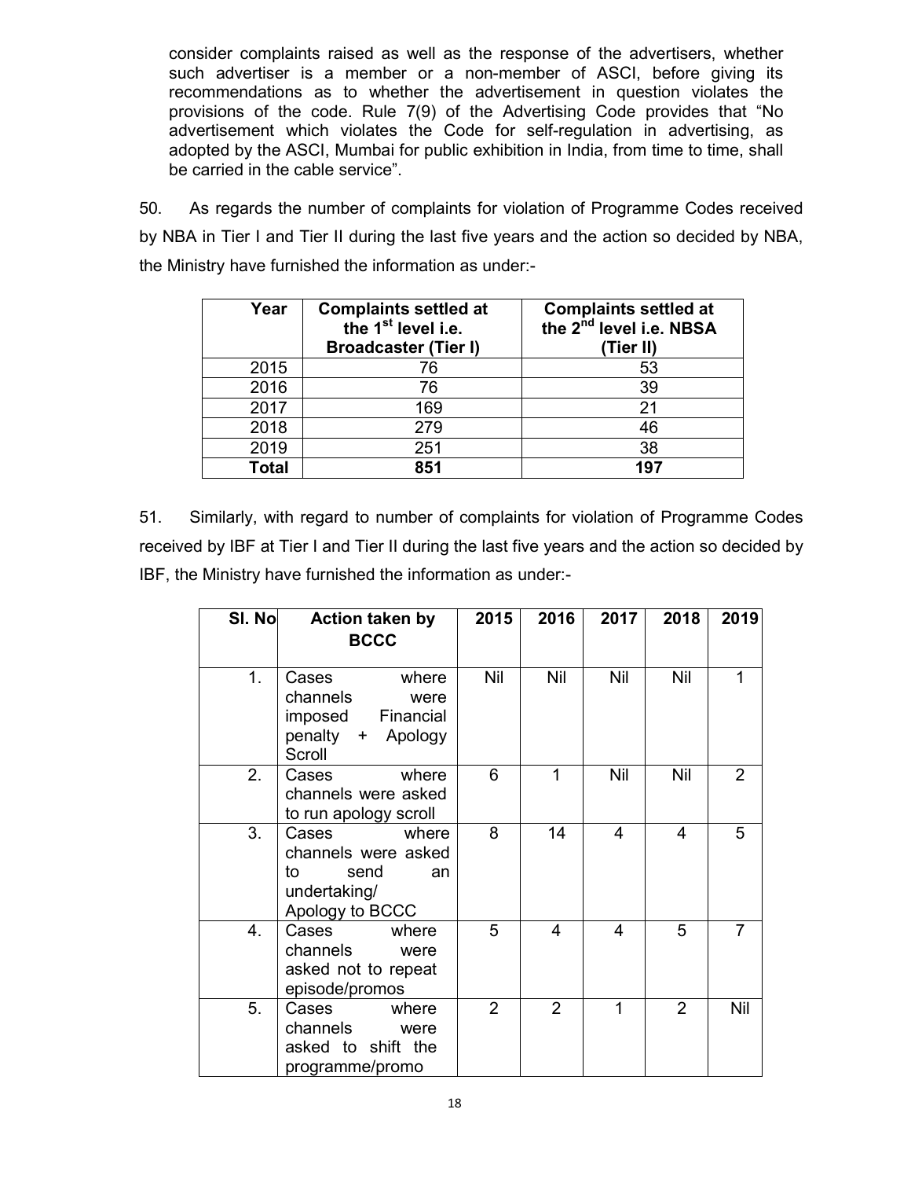consider complaints raised as well as the response of the advertisers, whether such advertiser is a member or a non-member of ASCI, before giving its recommendations as to whether the advertisement in question violates the provisions of the code. Rule 7(9) of the Advertising Code provides that "No advertisement which violates the Code for self-regulation in advertising, as adopted by the ASCI, Mumbai for public exhibition in India, from time to time, shall be carried in the cable service".

50. As regards the number of complaints for violation of Programme Codes received by NBA in Tier I and Tier II during the last five years and the action so decided by NBA, the Ministry have furnished the information as under:-

| Year | Complaints settled at the 1st level i.e. Broadcaster (Tier I) | Complaints settled at the 2nd level i.e. NBSA (Tier II) |
|---|---|---|
| 2015 | 76 | 53 |
| 2016 | 76 | 39 |
| 2017 | 169 | 21 |
| 2018 | 279 | 46 |
| 2019 | 251 | 38 |
| **Total** | **851** | **197** |

51. Similarly, with regard to number of complaints for violation of Programme Codes received by IBF at Tier I and Tier II during the last five years and the action so decided by IBF, the Ministry have furnished the information as under:-

| Sl. No | Action taken by BCCC | 2015 | 2016 | 2017 | 2018 | 2019 |
|---|---|---|---|---|---|---|
| 1. | Cases where channels were imposed Financial penalty + Apology Scroll | Nil | Nil | Nil | Nil | 1 |
| 2. | Cases where channels were asked to run apology scroll | 6 | 1 | Nil | Nil | 2 |
| 3. | Cases where channels were asked to send an undertaking/ Apology to BCCC | 8 | 14 | 4 | 4 | 5 |
| 4. | Cases where channels were asked not to repeat episode/promos | 5 | 4 | 4 | 5 | 7 |
| 5. | Cases where channels were asked to shift the programme/promo | 2 | 2 | 1 | 2 | Nil |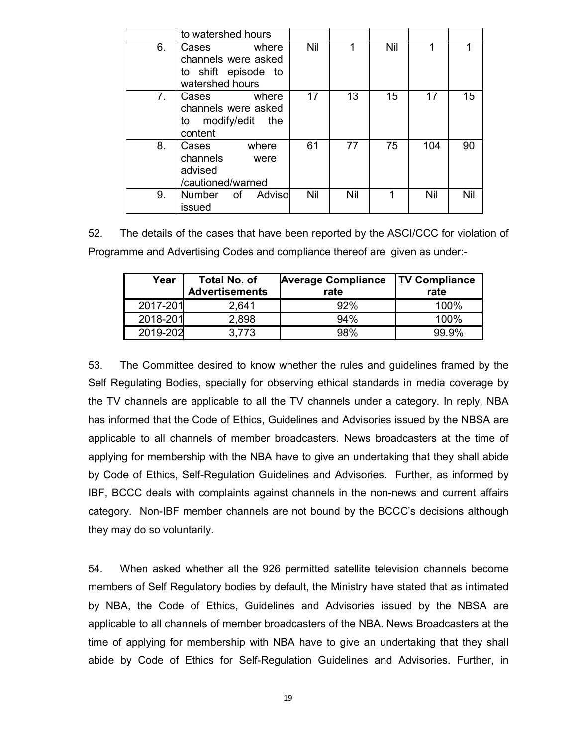| | to watershed hours | | | | | |
|---|---|---|---|---|---|---|
| 6. | Cases where channels were asked to shift episode to watershed hours | Nil | 1 | Nil | 1 | 1 |
| 7. | Cases where channels were asked to modify/edit the content | 17 | 13 | 15 | 17 | 15 |
| 8. | Cases where channels were advised /cautioned/warned | 61 | 77 | 75 | 104 | 90 |
| 9. | Number of Adviso issued | Nil | Nil | 1 | Nil | Nil |

52. The details of the cases that have been reported by the ASCI/CCC for violation of Programme and Advertising Codes and compliance thereof are given as under:-

| Year | Total No. of Advertisements | Average Compliance rate | TV Compliance rate |
|---|---|---|---|
| 2017-201 | 2,641 | 92% | 100% |
| 2018-201 | 2,898 | 94% | 100% |
| 2019-202 | 3,773 | 98% | 99.9% |

53. The Committee desired to know whether the rules and guidelines framed by the Self Regulating Bodies, specially for observing ethical standards in media coverage by the TV channels are applicable to all the TV channels under a category. In reply, NBA has informed that the Code of Ethics, Guidelines and Advisories issued by the NBSA are applicable to all channels of member broadcasters. News broadcasters at the time of applying for membership with the NBA have to give an undertaking that they shall abide by Code of Ethics, Self-Regulation Guidelines and Advisories. Further, as informed by IBF, BCCC deals with complaints against channels in the non-news and current affairs category. Non-IBF member channels are not bound by the BCCC's decisions although they may do so voluntarily.

54. When asked whether all the 926 permitted satellite television channels become members of Self Regulatory bodies by default, the Ministry have stated that as intimated by NBA, the Code of Ethics, Guidelines and Advisories issued by the NBSA are applicable to all channels of member broadcasters of the NBA. News Broadcasters at the time of applying for membership with NBA have to give an undertaking that they shall abide by Code of Ethics for Self-Regulation Guidelines and Advisories. Further, in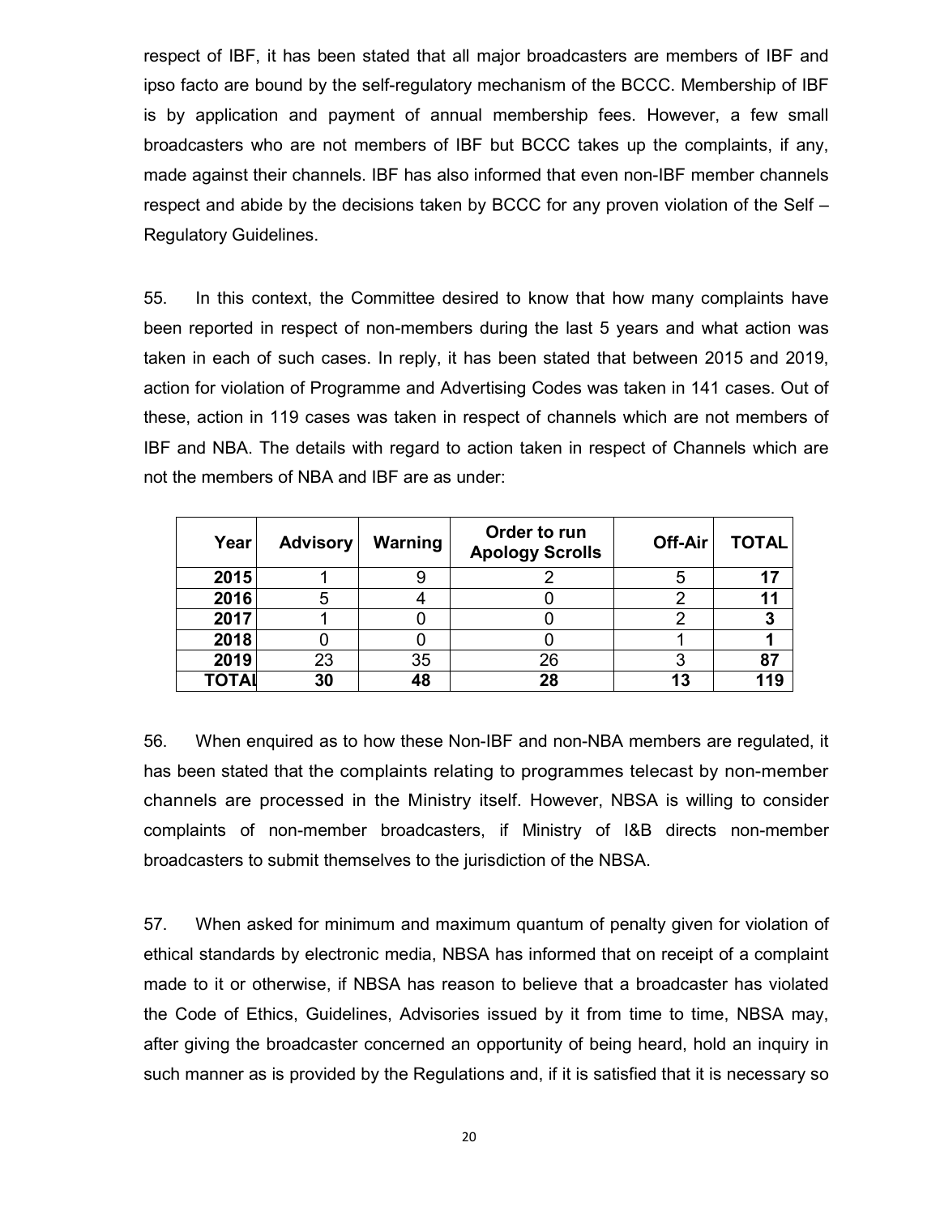respect of IBF, it has been stated that all major broadcasters are members of IBF and ipso facto are bound by the self-regulatory mechanism of the BCCC. Membership of IBF is by application and payment of annual membership fees. However, a few small broadcasters who are not members of IBF but BCCC takes up the complaints, if any, made against their channels. IBF has also informed that even non-IBF member channels respect and abide by the decisions taken by BCCC for any proven violation of the Self – Regulatory Guidelines.

55. In this context, the Committee desired to know that how many complaints have been reported in respect of non-members during the last 5 years and what action was taken in each of such cases. In reply, it has been stated that between 2015 and 2019, action for violation of Programme and Advertising Codes was taken in 141 cases. Out of these, action in 119 cases was taken in respect of channels which are not members of IBF and NBA. The details with regard to action taken in respect of Channels which are not the members of NBA and IBF are as under:

| Year | Advisory | Warning | Order to run Apology Scrolls | Off-Air | TOTAL |
|---|---|---|---|---|---|
| **2015** | 1 | 9 | 2 | 5 | **17** |
| **2016** | 5 | 4 | 0 | 2 | **11** |
| **2017** | 1 | 0 | 0 | 2 | **3** |
| **2018** | 0 | 0 | 0 | 1 | **1** |
| **2019** | 23 | 35 | 26 | 3 | **87** |
| **TOTAL** | **30** | **48** | **28** | **13** | **119** |

56. When enquired as to how these Non-IBF and non-NBA members are regulated, it has been stated that the complaints relating to programmes telecast by non-member channels are processed in the Ministry itself. However, NBSA is willing to consider complaints of non-member broadcasters, if Ministry of I&B directs non-member broadcasters to submit themselves to the jurisdiction of the NBSA.

57. When asked for minimum and maximum quantum of penalty given for violation of ethical standards by electronic media, NBSA has informed that on receipt of a complaint made to it or otherwise, if NBSA has reason to believe that a broadcaster has violated the Code of Ethics, Guidelines, Advisories issued by it from time to time, NBSA may, after giving the broadcaster concerned an opportunity of being heard, hold an inquiry in such manner as is provided by the Regulations and, if it is satisfied that it is necessary so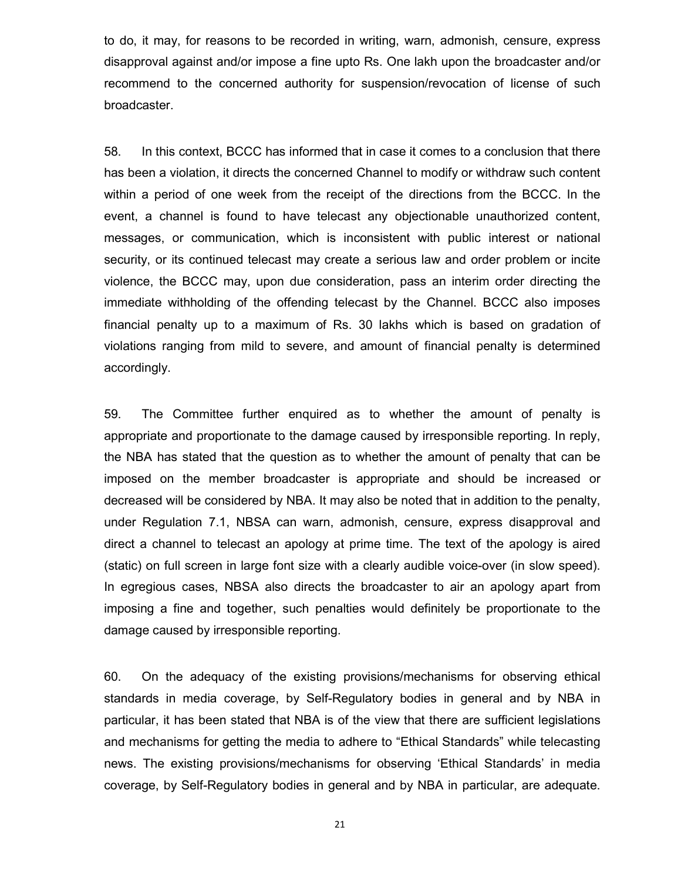to do, it may, for reasons to be recorded in writing, warn, admonish, censure, express disapproval against and/or impose a fine upto Rs. One lakh upon the broadcaster and/or recommend to the concerned authority for suspension/revocation of license of such broadcaster.

58. In this context, BCCC has informed that in case it comes to a conclusion that there has been a violation, it directs the concerned Channel to modify or withdraw such content within a period of one week from the receipt of the directions from the BCCC. In the event, a channel is found to have telecast any objectionable unauthorized content, messages, or communication, which is inconsistent with public interest or national security, or its continued telecast may create a serious law and order problem or incite violence, the BCCC may, upon due consideration, pass an interim order directing the immediate withholding of the offending telecast by the Channel. BCCC also imposes financial penalty up to a maximum of Rs. 30 lakhs which is based on gradation of violations ranging from mild to severe, and amount of financial penalty is determined accordingly.

59. The Committee further enquired as to whether the amount of penalty is appropriate and proportionate to the damage caused by irresponsible reporting. In reply, the NBA has stated that the question as to whether the amount of penalty that can be imposed on the member broadcaster is appropriate and should be increased or decreased will be considered by NBA. It may also be noted that in addition to the penalty, under Regulation 7.1, NBSA can warn, admonish, censure, express disapproval and direct a channel to telecast an apology at prime time. The text of the apology is aired (static) on full screen in large font size with a clearly audible voice-over (in slow speed). In egregious cases, NBSA also directs the broadcaster to air an apology apart from imposing a fine and together, such penalties would definitely be proportionate to the damage caused by irresponsible reporting.

60. On the adequacy of the existing provisions/mechanisms for observing ethical standards in media coverage, by Self-Regulatory bodies in general and by NBA in particular, it has been stated that NBA is of the view that there are sufficient legislations and mechanisms for getting the media to adhere to "Ethical Standards" while telecasting news. The existing provisions/mechanisms for observing 'Ethical Standards' in media coverage, by Self-Regulatory bodies in general and by NBA in particular, are adequate.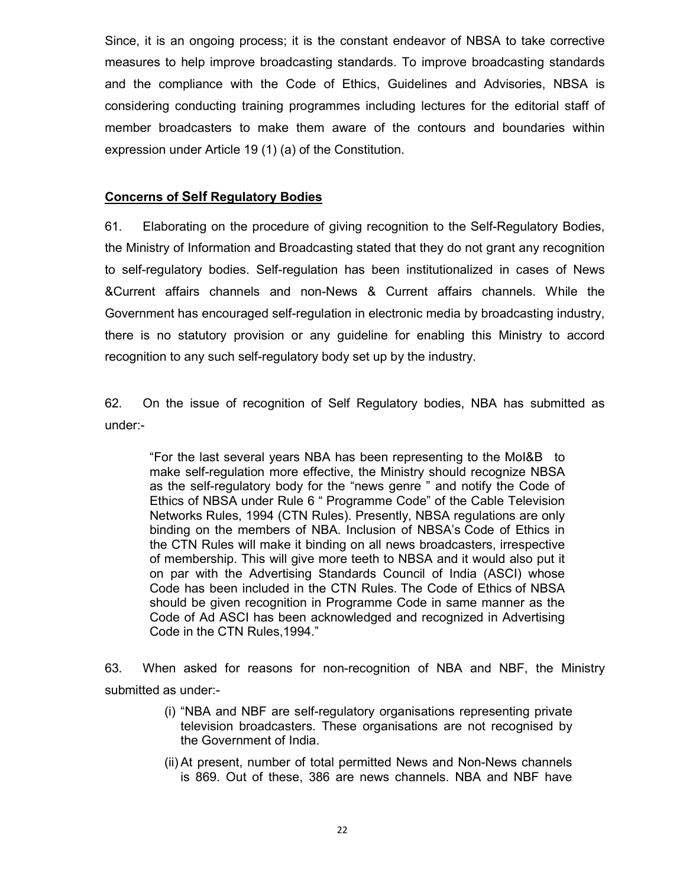Since, it is an ongoing process; it is the constant endeavor of NBSA to take corrective measures to help improve broadcasting standards. To improve broadcasting standards and the compliance with the Code of Ethics, Guidelines and Advisories, NBSA is considering conducting training programmes including lectures for the editorial staff of member broadcasters to make them aware of the contours and boundaries within expression under Article 19 (1) (a) of the Constitution.

**<u>Concerns of Self Regulatory Bodies</u>**

61. Elaborating on the procedure of giving recognition to the Self-Regulatory Bodies, the Ministry of Information and Broadcasting stated that they do not grant any recognition to self-regulatory bodies. Self-regulation has been institutionalized in cases of News &Current affairs channels and non-News & Current affairs channels. While the Government has encouraged self-regulation in electronic media by broadcasting industry, there is no statutory provision or any guideline for enabling this Ministry to accord recognition to any such self-regulatory body set up by the industry.

62. On the issue of recognition of Self Regulatory bodies, NBA has submitted as under:-

> "For the last several years NBA has been representing to the MoI&B to make self-regulation more effective, the Ministry should recognize NBSA as the self-regulatory body for the "news genre " and notify the Code of Ethics of NBSA under Rule 6 " Programme Code" of the Cable Television Networks Rules, 1994 (CTN Rules). Presently, NBSA regulations are only binding on the members of NBA. Inclusion of NBSA's Code of Ethics in the CTN Rules will make it binding on all news broadcasters, irrespective of membership. This will give more teeth to NBSA and it would also put it on par with the Advertising Standards Council of India (ASCI) whose Code has been included in the CTN Rules. The Code of Ethics of NBSA should be given recognition in Programme Code in same manner as the Code of Ad ASCI has been acknowledged and recognized in Advertising Code in the CTN Rules,1994."

63. When asked for reasons for non-recognition of NBA and NBF, the Ministry submitted as under:-

> (i) "NBA and NBF are self-regulatory organisations representing private television broadcasters. These organisations are not recognised by the Government of India.
>
> (ii) At present, number of total permitted News and Non-News channels is 869. Out of these, 386 are news channels. NBA and NBF have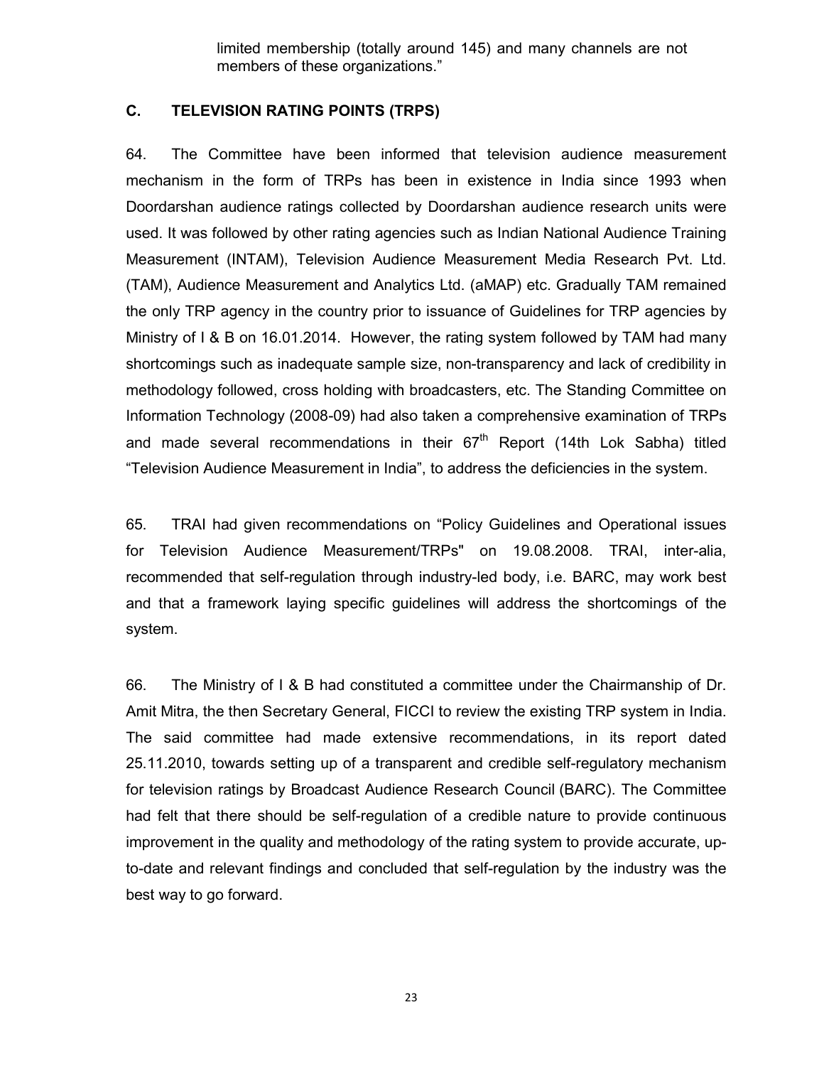limited membership (totally around 145) and many channels are not members of these organizations."

## C. TELEVISION RATING POINTS (TRPS)

64. The Committee have been informed that television audience measurement mechanism in the form of TRPs has been in existence in India since 1993 when Doordarshan audience ratings collected by Doordarshan audience research units were used. It was followed by other rating agencies such as Indian National Audience Training Measurement (INTAM), Television Audience Measurement Media Research Pvt. Ltd. (TAM), Audience Measurement and Analytics Ltd. (aMAP) etc. Gradually TAM remained the only TRP agency in the country prior to issuance of Guidelines for TRP agencies by Ministry of I & B on 16.01.2014. However, the rating system followed by TAM had many shortcomings such as inadequate sample size, non-transparency and lack of credibility in methodology followed, cross holding with broadcasters, etc. The Standing Committee on Information Technology (2008-09) had also taken a comprehensive examination of TRPs and made several recommendations in their 67th Report (14th Lok Sabha) titled "Television Audience Measurement in India", to address the deficiencies in the system.

65. TRAI had given recommendations on "Policy Guidelines and Operational issues for Television Audience Measurement/TRPs" on 19.08.2008. TRAI, inter-alia, recommended that self-regulation through industry-led body, i.e. BARC, may work best and that a framework laying specific guidelines will address the shortcomings of the system.

66. The Ministry of I & B had constituted a committee under the Chairmanship of Dr. Amit Mitra, the then Secretary General, FICCI to review the existing TRP system in India. The said committee had made extensive recommendations, in its report dated 25.11.2010, towards setting up of a transparent and credible self-regulatory mechanism for television ratings by Broadcast Audience Research Council (BARC). The Committee had felt that there should be self-regulation of a credible nature to provide continuous improvement in the quality and methodology of the rating system to provide accurate, up-to-date and relevant findings and concluded that self-regulation by the industry was the best way to go forward.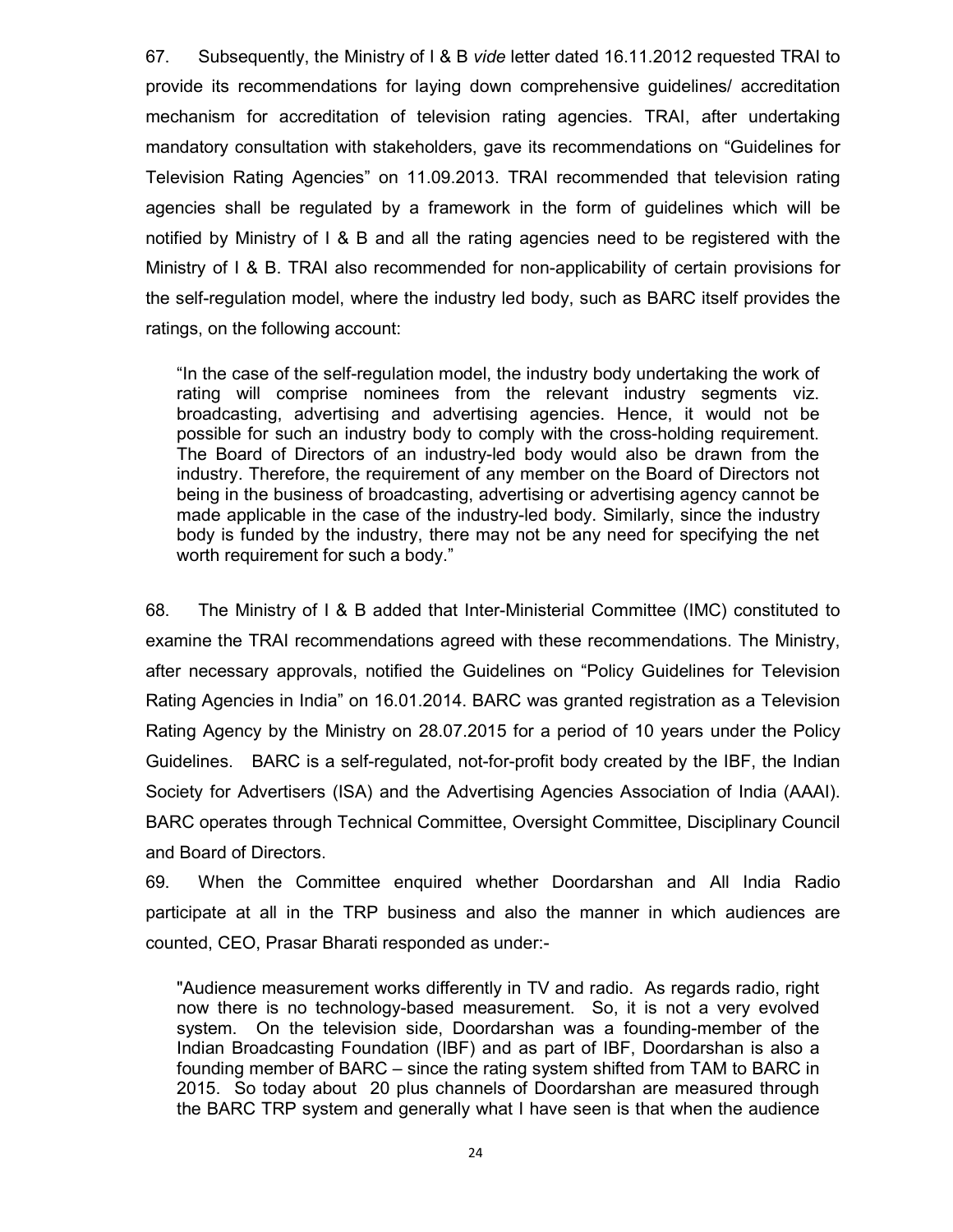67. Subsequently, the Ministry of I & B *vide* letter dated 16.11.2012 requested TRAI to provide its recommendations for laying down comprehensive guidelines/ accreditation mechanism for accreditation of television rating agencies. TRAI, after undertaking mandatory consultation with stakeholders, gave its recommendations on "Guidelines for Television Rating Agencies" on 11.09.2013. TRAI recommended that television rating agencies shall be regulated by a framework in the form of guidelines which will be notified by Ministry of I & B and all the rating agencies need to be registered with the Ministry of I & B. TRAI also recommended for non-applicability of certain provisions for the self-regulation model, where the industry led body, such as BARC itself provides the ratings, on the following account:

> "In the case of the self-regulation model, the industry body undertaking the work of rating will comprise nominees from the relevant industry segments viz. broadcasting, advertising and advertising agencies. Hence, it would not be possible for such an industry body to comply with the cross-holding requirement. The Board of Directors of an industry-led body would also be drawn from the industry. Therefore, the requirement of any member on the Board of Directors not being in the business of broadcasting, advertising or advertising agency cannot be made applicable in the case of the industry-led body. Similarly, since the industry body is funded by the industry, there may not be any need for specifying the net worth requirement for such a body."

68. The Ministry of I & B added that Inter-Ministerial Committee (IMC) constituted to examine the TRAI recommendations agreed with these recommendations. The Ministry, after necessary approvals, notified the Guidelines on "Policy Guidelines for Television Rating Agencies in India" on 16.01.2014. BARC was granted registration as a Television Rating Agency by the Ministry on 28.07.2015 for a period of 10 years under the Policy Guidelines. BARC is a self-regulated, not-for-profit body created by the IBF, the Indian Society for Advertisers (ISA) and the Advertising Agencies Association of India (AAAI). BARC operates through Technical Committee, Oversight Committee, Disciplinary Council and Board of Directors.

69. When the Committee enquired whether Doordarshan and All India Radio participate at all in the TRP business and also the manner in which audiences are counted, CEO, Prasar Bharati responded as under:-

> "Audience measurement works differently in TV and radio. As regards radio, right now there is no technology-based measurement. So, it is not a very evolved system. On the television side, Doordarshan was a founding-member of the Indian Broadcasting Foundation (IBF) and as part of IBF, Doordarshan is also a founding member of BARC – since the rating system shifted from TAM to BARC in 2015. So today about 20 plus channels of Doordarshan are measured through the BARC TRP system and generally what I have seen is that when the audience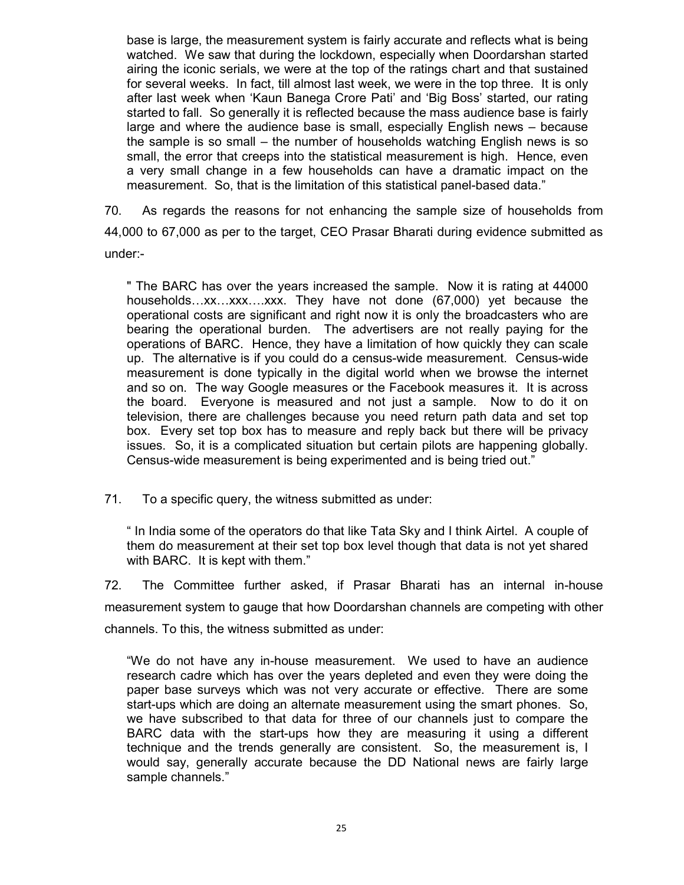base is large, the measurement system is fairly accurate and reflects what is being watched. We saw that during the lockdown, especially when Doordarshan started airing the iconic serials, we were at the top of the ratings chart and that sustained for several weeks. In fact, till almost last week, we were in the top three. It is only after last week when 'Kaun Banega Crore Pati' and 'Big Boss' started, our rating started to fall. So generally it is reflected because the mass audience base is fairly large and where the audience base is small, especially English news – because the sample is so small – the number of households watching English news is so small, the error that creeps into the statistical measurement is high. Hence, even a very small change in a few households can have a dramatic impact on the measurement. So, that is the limitation of this statistical panel-based data."

70. As regards the reasons for not enhancing the sample size of households from 44,000 to 67,000 as per to the target, CEO Prasar Bharati during evidence submitted as under:-

> " The BARC has over the years increased the sample. Now it is rating at 44000 households…xx…xxx….xxx. They have not done (67,000) yet because the operational costs are significant and right now it is only the broadcasters who are bearing the operational burden. The advertisers are not really paying for the operations of BARC. Hence, they have a limitation of how quickly they can scale up. The alternative is if you could do a census-wide measurement. Census-wide measurement is done typically in the digital world when we browse the internet and so on. The way Google measures or the Facebook measures it. It is across the board. Everyone is measured and not just a sample. Now to do it on television, there are challenges because you need return path data and set top box. Every set top box has to measure and reply back but there will be privacy issues. So, it is a complicated situation but certain pilots are happening globally. Census-wide measurement is being experimented and is being tried out."

71. To a specific query, the witness submitted as under:

> " In India some of the operators do that like Tata Sky and I think Airtel. A couple of them do measurement at their set top box level though that data is not yet shared with BARC. It is kept with them."

72. The Committee further asked, if Prasar Bharati has an internal in-house measurement system to gauge that how Doordarshan channels are competing with other channels. To this, the witness submitted as under:

> "We do not have any in-house measurement. We used to have an audience research cadre which has over the years depleted and even they were doing the paper base surveys which was not very accurate or effective. There are some start-ups which are doing an alternate measurement using the smart phones. So, we have subscribed to that data for three of our channels just to compare the BARC data with the start-ups how they are measuring it using a different technique and the trends generally are consistent. So, the measurement is, I would say, generally accurate because the DD National news are fairly large sample channels."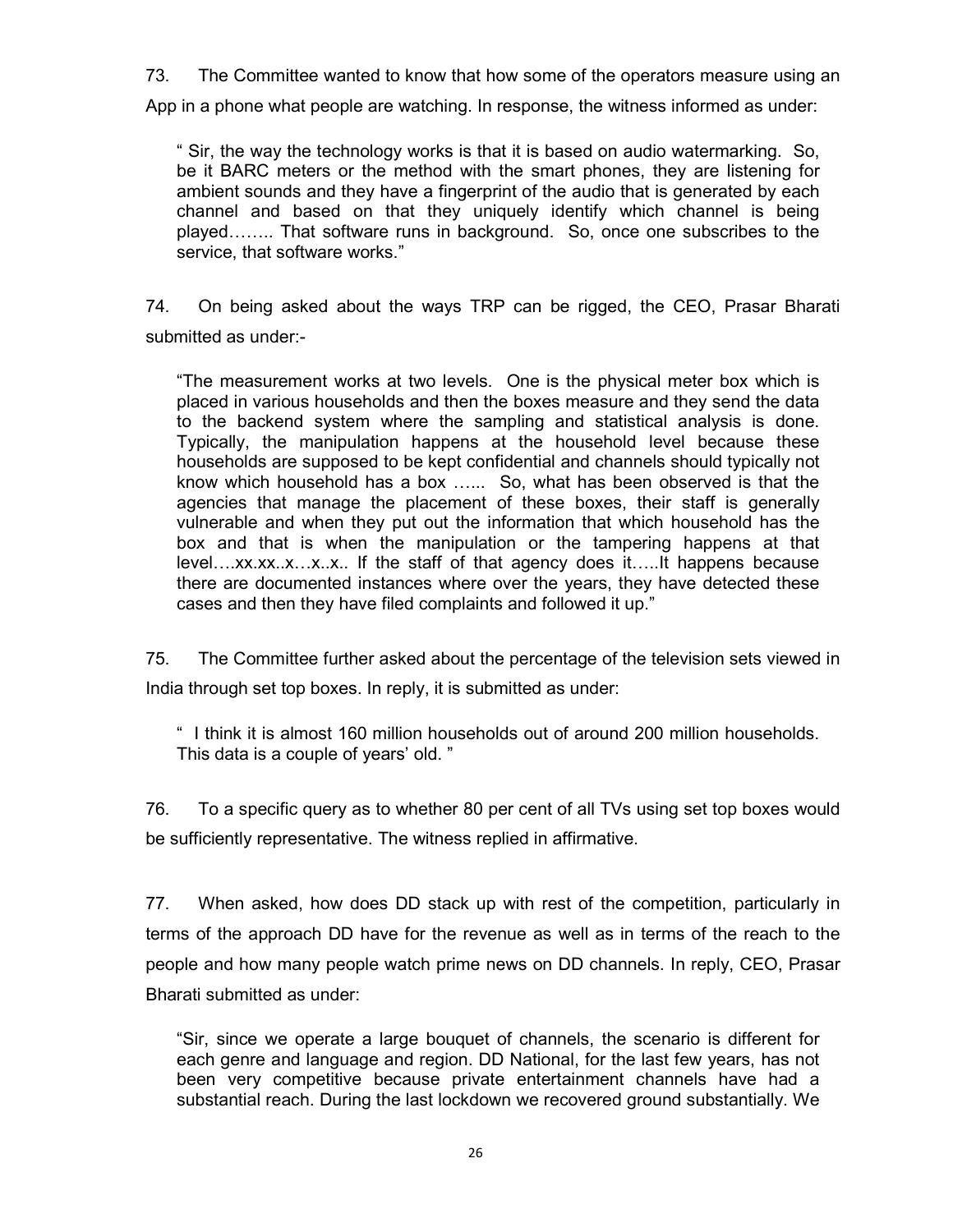73. The Committee wanted to know that how some of the operators measure using an App in a phone what people are watching. In response, the witness informed as under:

> " Sir, the way the technology works is that it is based on audio watermarking. So, be it BARC meters or the method with the smart phones, they are listening for ambient sounds and they have a fingerprint of the audio that is generated by each channel and based on that they uniquely identify which channel is being played…….. That software runs in background. So, once one subscribes to the service, that software works."

74. On being asked about the ways TRP can be rigged, the CEO, Prasar Bharati submitted as under:-

> "The measurement works at two levels. One is the physical meter box which is placed in various households and then the boxes measure and they send the data to the backend system where the sampling and statistical analysis is done. Typically, the manipulation happens at the household level because these households are supposed to be kept confidential and channels should typically not know which household has a box …... So, what has been observed is that the agencies that manage the placement of these boxes, their staff is generally vulnerable and when they put out the information that which household has the box and that is when the manipulation or the tampering happens at that level….xx.xx..x…x..x.. If the staff of that agency does it…..It happens because there are documented instances where over the years, they have detected these cases and then they have filed complaints and followed it up."

75. The Committee further asked about the percentage of the television sets viewed in India through set top boxes. In reply, it is submitted as under:

> " I think it is almost 160 million households out of around 200 million households. This data is a couple of years' old. "

76. To a specific query as to whether 80 per cent of all TVs using set top boxes would be sufficiently representative. The witness replied in affirmative.

77. When asked, how does DD stack up with rest of the competition, particularly in terms of the approach DD have for the revenue as well as in terms of the reach to the people and how many people watch prime news on DD channels. In reply, CEO, Prasar Bharati submitted as under:

> "Sir, since we operate a large bouquet of channels, the scenario is different for each genre and language and region. DD National, for the last few years, has not been very competitive because private entertainment channels have had a substantial reach. During the last lockdown we recovered ground substantially. We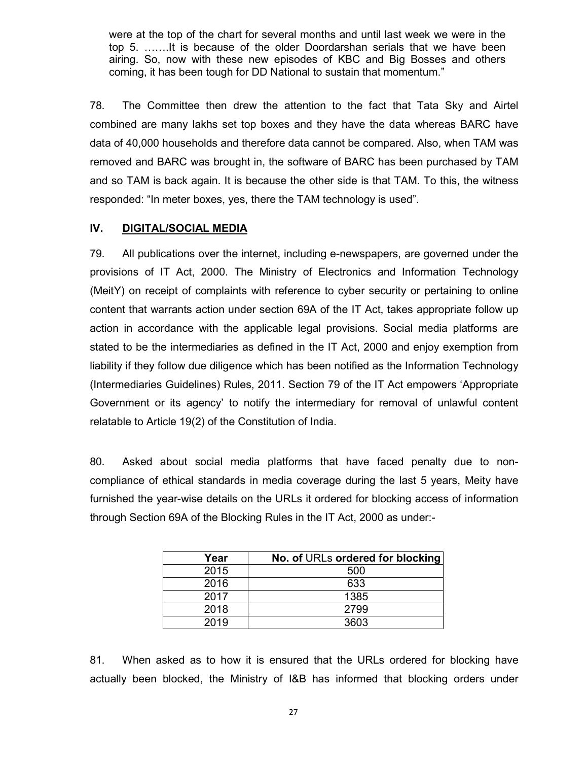were at the top of the chart for several months and until last week we were in the top 5. …….It is because of the older Doordarshan serials that we have been airing. So, now with these new episodes of KBC and Big Bosses and others coming, it has been tough for DD National to sustain that momentum."

78. The Committee then drew the attention to the fact that Tata Sky and Airtel combined are many lakhs set top boxes and they have the data whereas BARC have data of 40,000 households and therefore data cannot be compared. Also, when TAM was removed and BARC was brought in, the software of BARC has been purchased by TAM and so TAM is back again. It is because the other side is that TAM. To this, the witness responded: "In meter boxes, yes, there the TAM technology is used".

## IV. DIGITAL/SOCIAL MEDIA

79. All publications over the internet, including e-newspapers, are governed under the provisions of IT Act, 2000. The Ministry of Electronics and Information Technology (MeitY) on receipt of complaints with reference to cyber security or pertaining to online content that warrants action under section 69A of the IT Act, takes appropriate follow up action in accordance with the applicable legal provisions. Social media platforms are stated to be the intermediaries as defined in the IT Act, 2000 and enjoy exemption from liability if they follow due diligence which has been notified as the Information Technology (Intermediaries Guidelines) Rules, 2011. Section 79 of the IT Act empowers 'Appropriate Government or its agency' to notify the intermediary for removal of unlawful content relatable to Article 19(2) of the Constitution of India.

80. Asked about social media platforms that have faced penalty due to non-compliance of ethical standards in media coverage during the last 5 years, Meity have furnished the year-wise details on the URLs it ordered for blocking access of information through Section 69A of the Blocking Rules in the IT Act, 2000 as under:-

| Year | No. of URLs ordered for blocking |
|---|---|
| 2015 | 500 |
| 2016 | 633 |
| 2017 | 1385 |
| 2018 | 2799 |
| 2019 | 3603 |

81. When asked as to how it is ensured that the URLs ordered for blocking have actually been blocked, the Ministry of I&B has informed that blocking orders under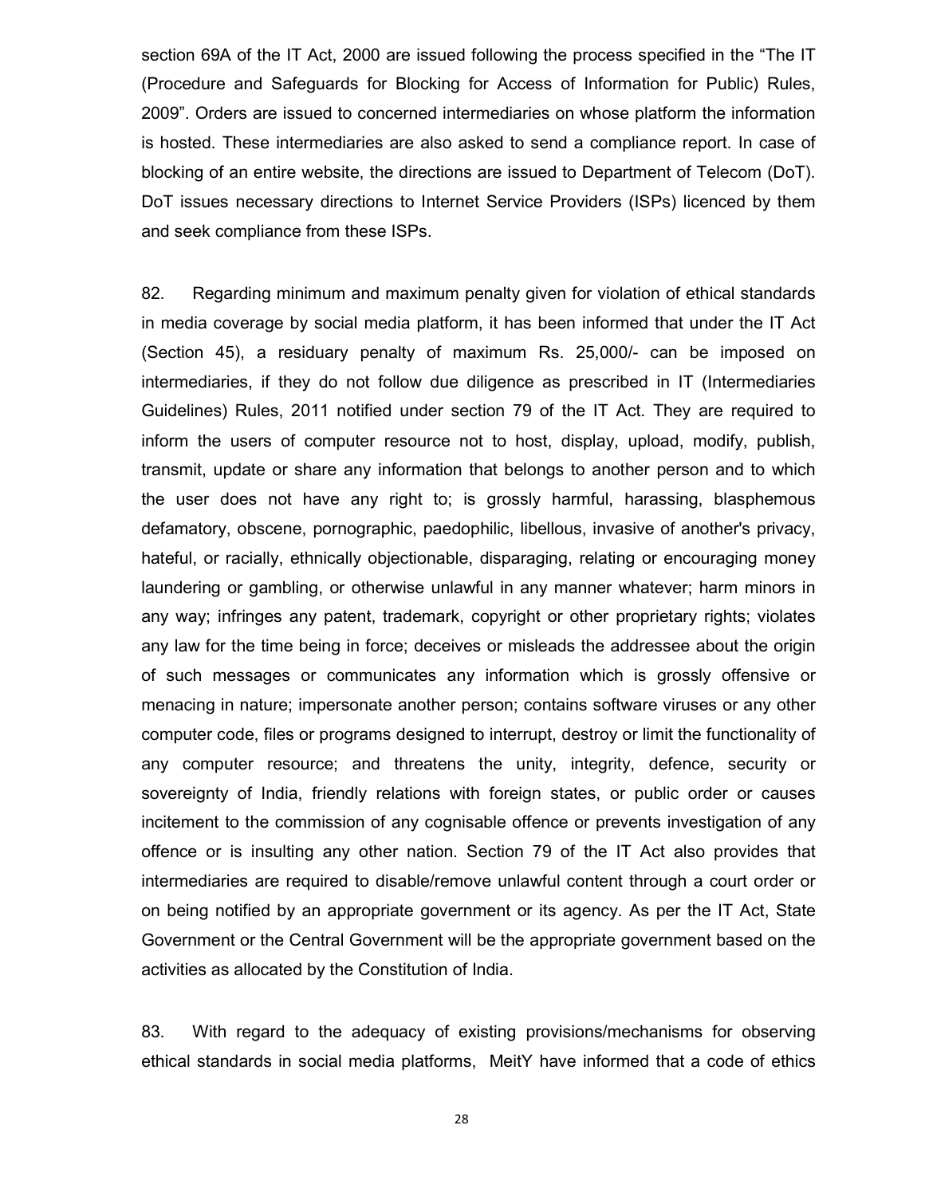section 69A of the IT Act, 2000 are issued following the process specified in the "The IT (Procedure and Safeguards for Blocking for Access of Information for Public) Rules, 2009". Orders are issued to concerned intermediaries on whose platform the information is hosted. These intermediaries are also asked to send a compliance report. In case of blocking of an entire website, the directions are issued to Department of Telecom (DoT). DoT issues necessary directions to Internet Service Providers (ISPs) licenced by them and seek compliance from these ISPs.

82. Regarding minimum and maximum penalty given for violation of ethical standards in media coverage by social media platform, it has been informed that under the IT Act (Section 45), a residuary penalty of maximum Rs. 25,000/- can be imposed on intermediaries, if they do not follow due diligence as prescribed in IT (Intermediaries Guidelines) Rules, 2011 notified under section 79 of the IT Act. They are required to inform the users of computer resource not to host, display, upload, modify, publish, transmit, update or share any information that belongs to another person and to which the user does not have any right to; is grossly harmful, harassing, blasphemous defamatory, obscene, pornographic, paedophilic, libellous, invasive of another's privacy, hateful, or racially, ethnically objectionable, disparaging, relating or encouraging money laundering or gambling, or otherwise unlawful in any manner whatever; harm minors in any way; infringes any patent, trademark, copyright or other proprietary rights; violates any law for the time being in force; deceives or misleads the addressee about the origin of such messages or communicates any information which is grossly offensive or menacing in nature; impersonate another person; contains software viruses or any other computer code, files or programs designed to interrupt, destroy or limit the functionality of any computer resource; and threatens the unity, integrity, defence, security or sovereignty of India, friendly relations with foreign states, or public order or causes incitement to the commission of any cognisable offence or prevents investigation of any offence or is insulting any other nation. Section 79 of the IT Act also provides that intermediaries are required to disable/remove unlawful content through a court order or on being notified by an appropriate government or its agency. As per the IT Act, State Government or the Central Government will be the appropriate government based on the activities as allocated by the Constitution of India.

83. With regard to the adequacy of existing provisions/mechanisms for observing ethical standards in social media platforms, MeitY have informed that a code of ethics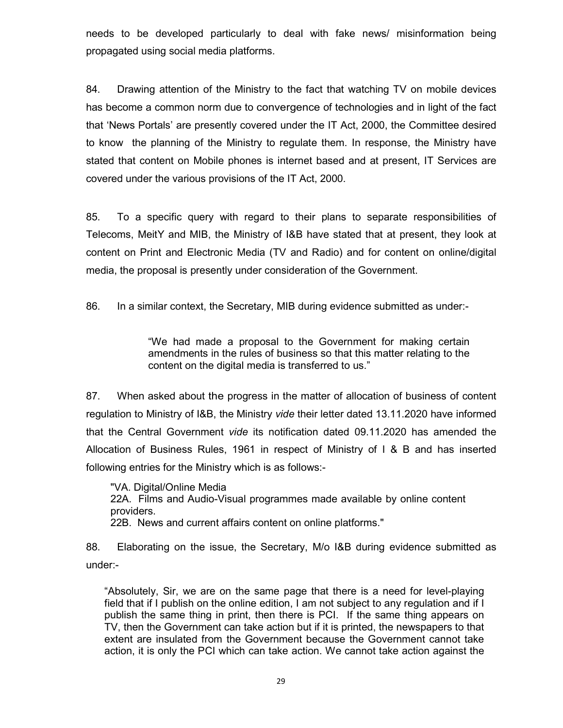needs to be developed particularly to deal with fake news/ misinformation being propagated using social media platforms.

84. Drawing attention of the Ministry to the fact that watching TV on mobile devices has become a common norm due to convergence of technologies and in light of the fact that 'News Portals' are presently covered under the IT Act, 2000, the Committee desired to know the planning of the Ministry to regulate them. In response, the Ministry have stated that content on Mobile phones is internet based and at present, IT Services are covered under the various provisions of the IT Act, 2000.

85. To a specific query with regard to their plans to separate responsibilities of Telecoms, MeitY and MIB, the Ministry of I&B have stated that at present, they look at content on Print and Electronic Media (TV and Radio) and for content on online/digital media, the proposal is presently under consideration of the Government.

86. In a similar context, the Secretary, MIB during evidence submitted as under:-

> "We had made a proposal to the Government for making certain amendments in the rules of business so that this matter relating to the content on the digital media is transferred to us."

87. When asked about the progress in the matter of allocation of business of content regulation to Ministry of I&B, the Ministry *vide* their letter dated 13.11.2020 have informed that the Central Government *vide* its notification dated 09.11.2020 has amended the Allocation of Business Rules, 1961 in respect of Ministry of I & B and has inserted following entries for the Ministry which is as follows:-

> "VA. Digital/Online Media
> 22A. Films and Audio-Visual programmes made available by online content providers.
> 22B. News and current affairs content on online platforms."

88. Elaborating on the issue, the Secretary, M/o I&B during evidence submitted as under:-

> "Absolutely, Sir, we are on the same page that there is a need for level-playing field that if I publish on the online edition, I am not subject to any regulation and if I publish the same thing in print, then there is PCI. If the same thing appears on TV, then the Government can take action but if it is printed, the newspapers to that extent are insulated from the Government because the Government cannot take action, it is only the PCI which can take action. We cannot take action against the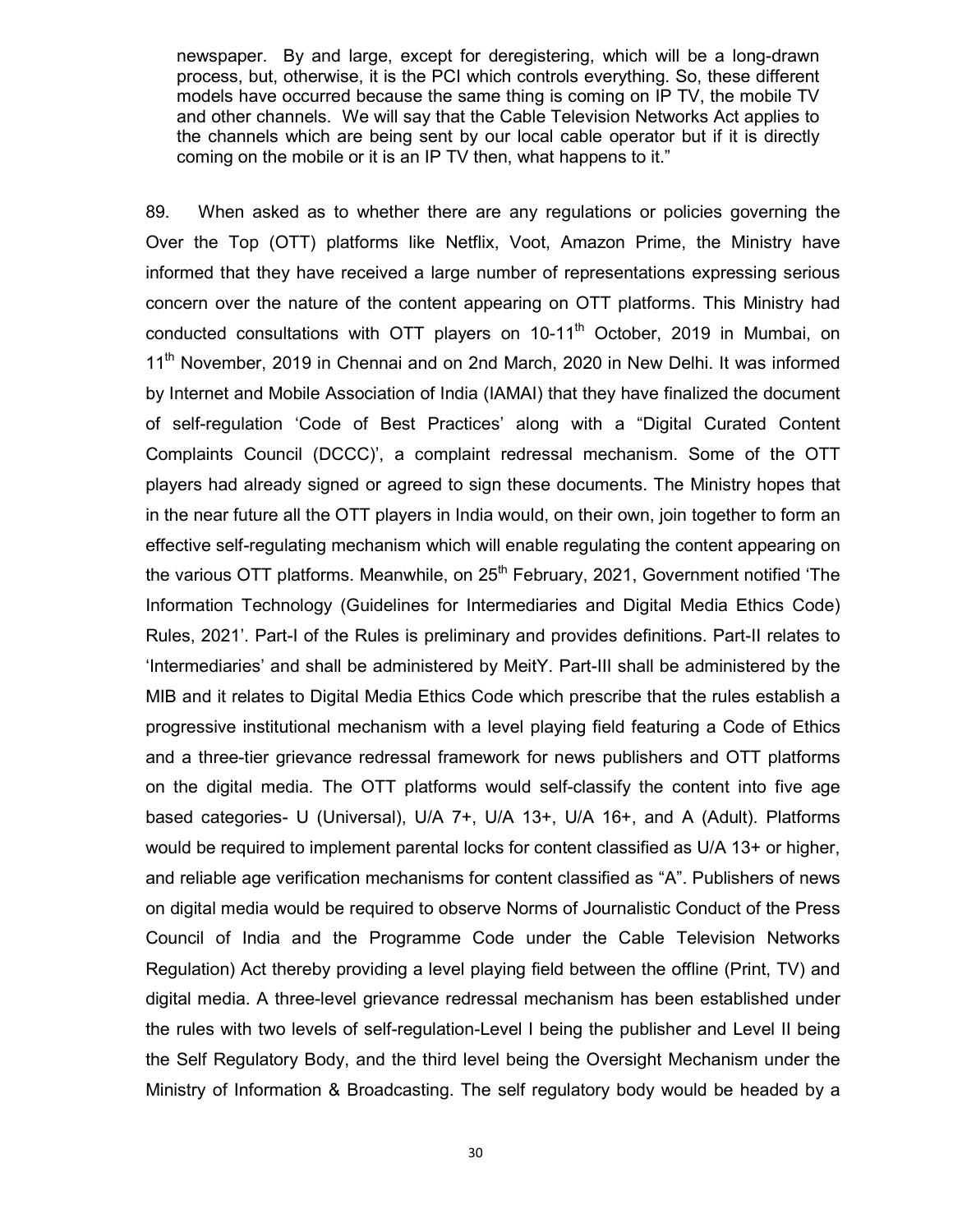> newspaper. By and large, except for deregistering, which will be a long-drawn process, but, otherwise, it is the PCI which controls everything. So, these different models have occurred because the same thing is coming on IP TV, the mobile TV and other channels. We will say that the Cable Television Networks Act applies to the channels which are being sent by our local cable operator but if it is directly coming on the mobile or it is an IP TV then, what happens to it."

89. When asked as to whether there are any regulations or policies governing the Over the Top (OTT) platforms like Netflix, Voot, Amazon Prime, the Ministry have informed that they have received a large number of representations expressing serious concern over the nature of the content appearing on OTT platforms. This Ministry had conducted consultations with OTT players on 10-11th October, 2019 in Mumbai, on 11th November, 2019 in Chennai and on 2nd March, 2020 in New Delhi. It was informed by Internet and Mobile Association of India (IAMAI) that they have finalized the document of self-regulation 'Code of Best Practices' along with a "Digital Curated Content Complaints Council (DCCC)', a complaint redressal mechanism. Some of the OTT players had already signed or agreed to sign these documents. The Ministry hopes that in the near future all the OTT players in India would, on their own, join together to form an effective self-regulating mechanism which will enable regulating the content appearing on the various OTT platforms. Meanwhile, on 25th February, 2021, Government notified 'The Information Technology (Guidelines for Intermediaries and Digital Media Ethics Code) Rules, 2021'. Part-I of the Rules is preliminary and provides definitions. Part-II relates to 'Intermediaries' and shall be administered by MeitY. Part-III shall be administered by the MIB and it relates to Digital Media Ethics Code which prescribe that the rules establish a progressive institutional mechanism with a level playing field featuring a Code of Ethics and a three-tier grievance redressal framework for news publishers and OTT platforms on the digital media. The OTT platforms would self-classify the content into five age based categories- U (Universal), U/A 7+, U/A 13+, U/A 16+, and A (Adult). Platforms would be required to implement parental locks for content classified as U/A 13+ or higher, and reliable age verification mechanisms for content classified as "A". Publishers of news on digital media would be required to observe Norms of Journalistic Conduct of the Press Council of India and the Programme Code under the Cable Television Networks Regulation) Act thereby providing a level playing field between the offline (Print, TV) and digital media. A three-level grievance redressal mechanism has been established under the rules with two levels of self-regulation-Level I being the publisher and Level II being the Self Regulatory Body, and the third level being the Oversight Mechanism under the Ministry of Information & Broadcasting. The self regulatory body would be headed by a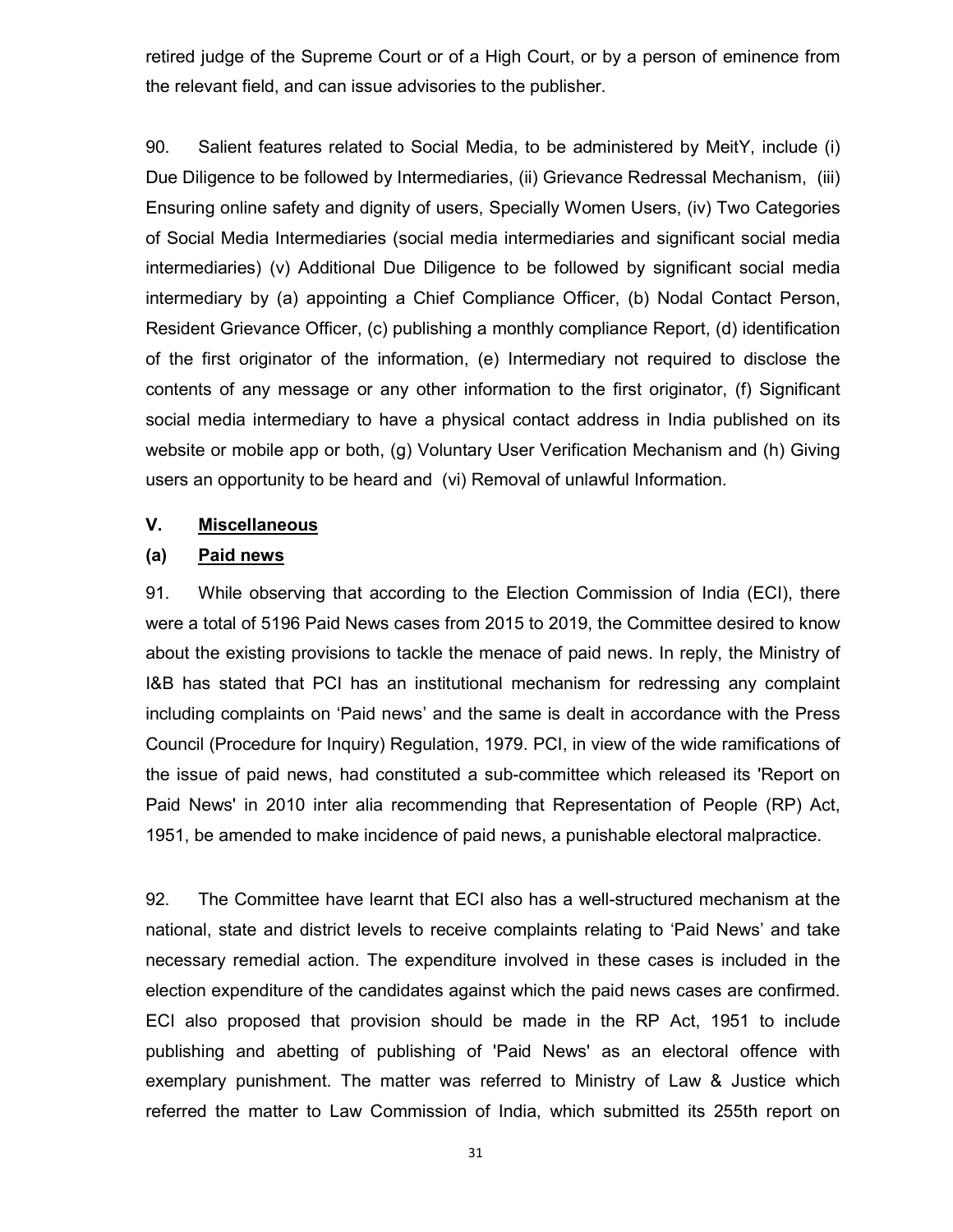retired judge of the Supreme Court or of a High Court, or by a person of eminence from the relevant field, and can issue advisories to the publisher.

90. Salient features related to Social Media, to be administered by MeitY, include (i) Due Diligence to be followed by Intermediaries, (ii) Grievance Redressal Mechanism, (iii) Ensuring online safety and dignity of users, Specially Women Users, (iv) Two Categories of Social Media Intermediaries (social media intermediaries and significant social media intermediaries) (v) Additional Due Diligence to be followed by significant social media intermediary by (a) appointing a Chief Compliance Officer, (b) Nodal Contact Person, Resident Grievance Officer, (c) publishing a monthly compliance Report, (d) identification of the first originator of the information, (e) Intermediary not required to disclose the contents of any message or any other information to the first originator, (f) Significant social media intermediary to have a physical contact address in India published on its website or mobile app or both, (g) Voluntary User Verification Mechanism and (h) Giving users an opportunity to be heard and (vi) Removal of unlawful Information.

## V. <u>Miscellaneous</u>

### (a) <u>Paid news</u>

91. While observing that according to the Election Commission of India (ECI), there were a total of 5196 Paid News cases from 2015 to 2019, the Committee desired to know about the existing provisions to tackle the menace of paid news. In reply, the Ministry of I&B has stated that PCI has an institutional mechanism for redressing any complaint including complaints on 'Paid news' and the same is dealt in accordance with the Press Council (Procedure for Inquiry) Regulation, 1979. PCI, in view of the wide ramifications of the issue of paid news, had constituted a sub-committee which released its 'Report on Paid News' in 2010 inter alia recommending that Representation of People (RP) Act, 1951, be amended to make incidence of paid news, a punishable electoral malpractice.

92. The Committee have learnt that ECI also has a well-structured mechanism at the national, state and district levels to receive complaints relating to 'Paid News' and take necessary remedial action. The expenditure involved in these cases is included in the election expenditure of the candidates against which the paid news cases are confirmed. ECI also proposed that provision should be made in the RP Act, 1951 to include publishing and abetting of publishing of 'Paid News' as an electoral offence with exemplary punishment. The matter was referred to Ministry of Law & Justice which referred the matter to Law Commission of India, which submitted its 255th report on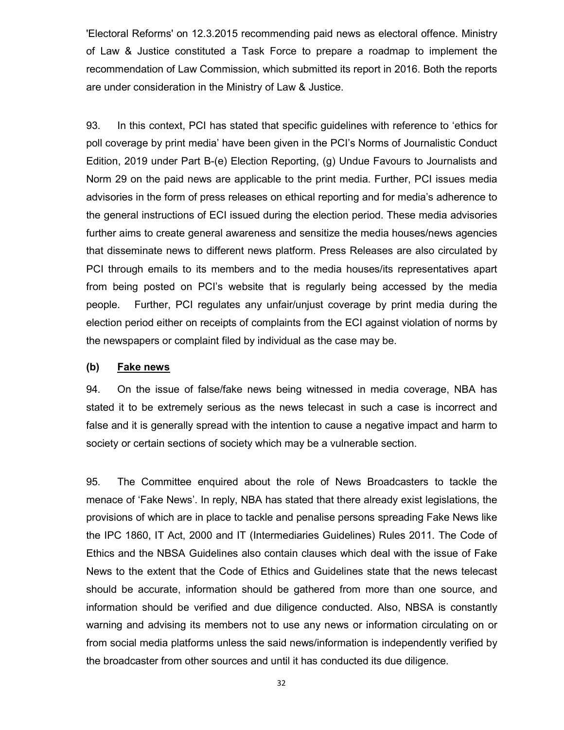'Electoral Reforms' on 12.3.2015 recommending paid news as electoral offence. Ministry of Law & Justice constituted a Task Force to prepare a roadmap to implement the recommendation of Law Commission, which submitted its report in 2016. Both the reports are under consideration in the Ministry of Law & Justice.

93. In this context, PCI has stated that specific guidelines with reference to 'ethics for poll coverage by print media' have been given in the PCI's Norms of Journalistic Conduct Edition, 2019 under Part B-(e) Election Reporting, (g) Undue Favours to Journalists and Norm 29 on the paid news are applicable to the print media. Further, PCI issues media advisories in the form of press releases on ethical reporting and for media's adherence to the general instructions of ECI issued during the election period. These media advisories further aims to create general awareness and sensitize the media houses/news agencies that disseminate news to different news platform. Press Releases are also circulated by PCI through emails to its members and to the media houses/its representatives apart from being posted on PCI's website that is regularly being accessed by the media people. Further, PCI regulates any unfair/unjust coverage by print media during the election period either on receipts of complaints from the ECI against violation of norms by the newspapers or complaint filed by individual as the case may be.

**(b) <u>Fake news</u>**

94. On the issue of false/fake news being witnessed in media coverage, NBA has stated it to be extremely serious as the news telecast in such a case is incorrect and false and it is generally spread with the intention to cause a negative impact and harm to society or certain sections of society which may be a vulnerable section.

95. The Committee enquired about the role of News Broadcasters to tackle the menace of 'Fake News'. In reply, NBA has stated that there already exist legislations, the provisions of which are in place to tackle and penalise persons spreading Fake News like the IPC 1860, IT Act, 2000 and IT (Intermediaries Guidelines) Rules 2011. The Code of Ethics and the NBSA Guidelines also contain clauses which deal with the issue of Fake News to the extent that the Code of Ethics and Guidelines state that the news telecast should be accurate, information should be gathered from more than one source, and information should be verified and due diligence conducted. Also, NBSA is constantly warning and advising its members not to use any news or information circulating on or from social media platforms unless the said news/information is independently verified by the broadcaster from other sources and until it has conducted its due diligence.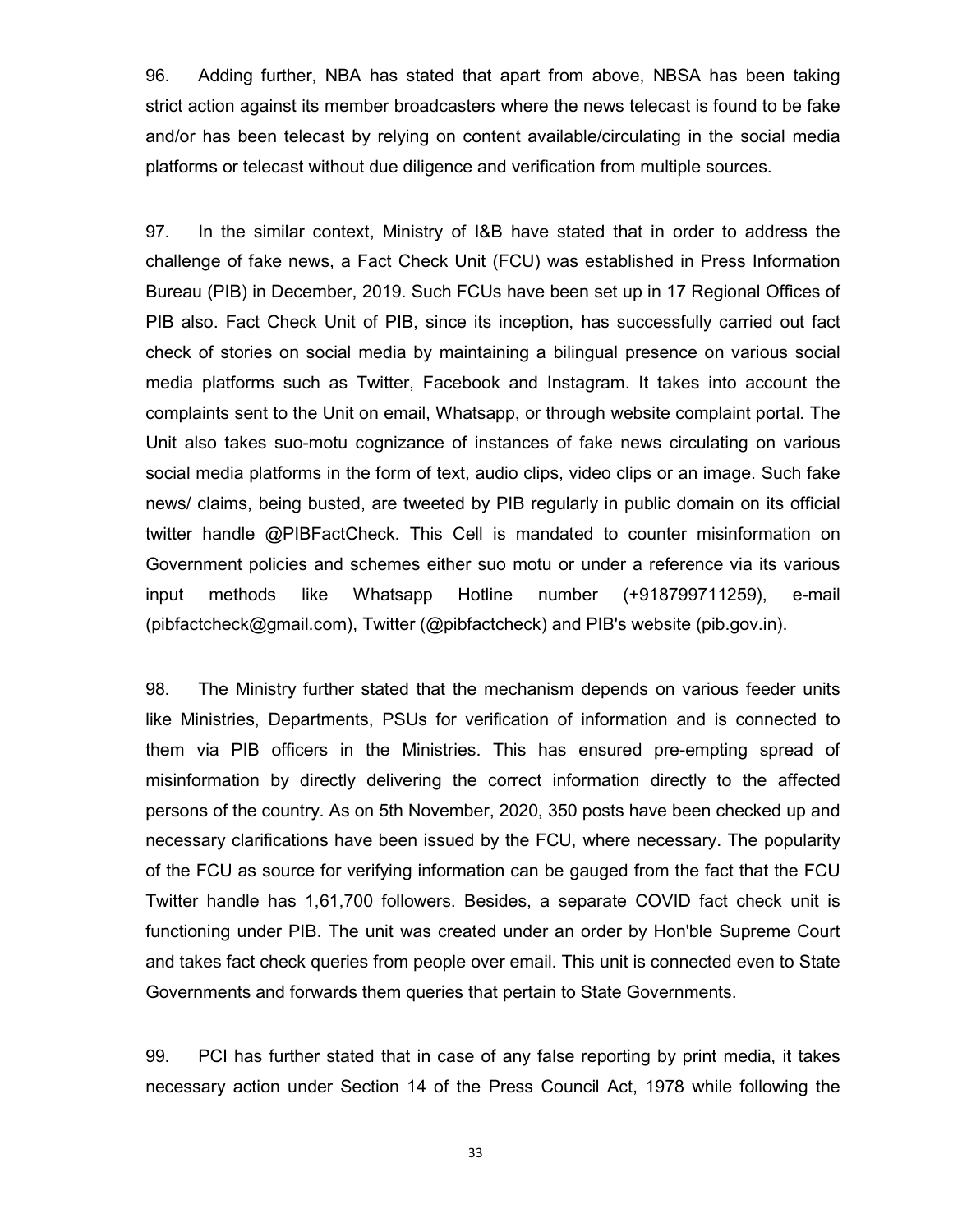96. Adding further, NBA has stated that apart from above, NBSA has been taking strict action against its member broadcasters where the news telecast is found to be fake and/or has been telecast by relying on content available/circulating in the social media platforms or telecast without due diligence and verification from multiple sources.

97. In the similar context, Ministry of I&B have stated that in order to address the challenge of fake news, a Fact Check Unit (FCU) was established in Press Information Bureau (PIB) in December, 2019. Such FCUs have been set up in 17 Regional Offices of PIB also. Fact Check Unit of PIB, since its inception, has successfully carried out fact check of stories on social media by maintaining a bilingual presence on various social media platforms such as Twitter, Facebook and Instagram. It takes into account the complaints sent to the Unit on email, Whatsapp, or through website complaint portal. The Unit also takes suo-motu cognizance of instances of fake news circulating on various social media platforms in the form of text, audio clips, video clips or an image. Such fake news/ claims, being busted, are tweeted by PIB regularly in public domain on its official twitter handle @PIBFactCheck. This Cell is mandated to counter misinformation on Government policies and schemes either suo motu or under a reference via its various input methods like Whatsapp Hotline number (+918799711259), e-mail (pibfactcheck@gmail.com), Twitter (@pibfactcheck) and PIB's website (pib.gov.in).

98. The Ministry further stated that the mechanism depends on various feeder units like Ministries, Departments, PSUs for verification of information and is connected to them via PIB officers in the Ministries. This has ensured pre-empting spread of misinformation by directly delivering the correct information directly to the affected persons of the country. As on 5th November, 2020, 350 posts have been checked up and necessary clarifications have been issued by the FCU, where necessary. The popularity of the FCU as source for verifying information can be gauged from the fact that the FCU Twitter handle has 1,61,700 followers. Besides, a separate COVID fact check unit is functioning under PIB. The unit was created under an order by Hon'ble Supreme Court and takes fact check queries from people over email. This unit is connected even to State Governments and forwards them queries that pertain to State Governments.

99. PCI has further stated that in case of any false reporting by print media, it takes necessary action under Section 14 of the Press Council Act, 1978 while following the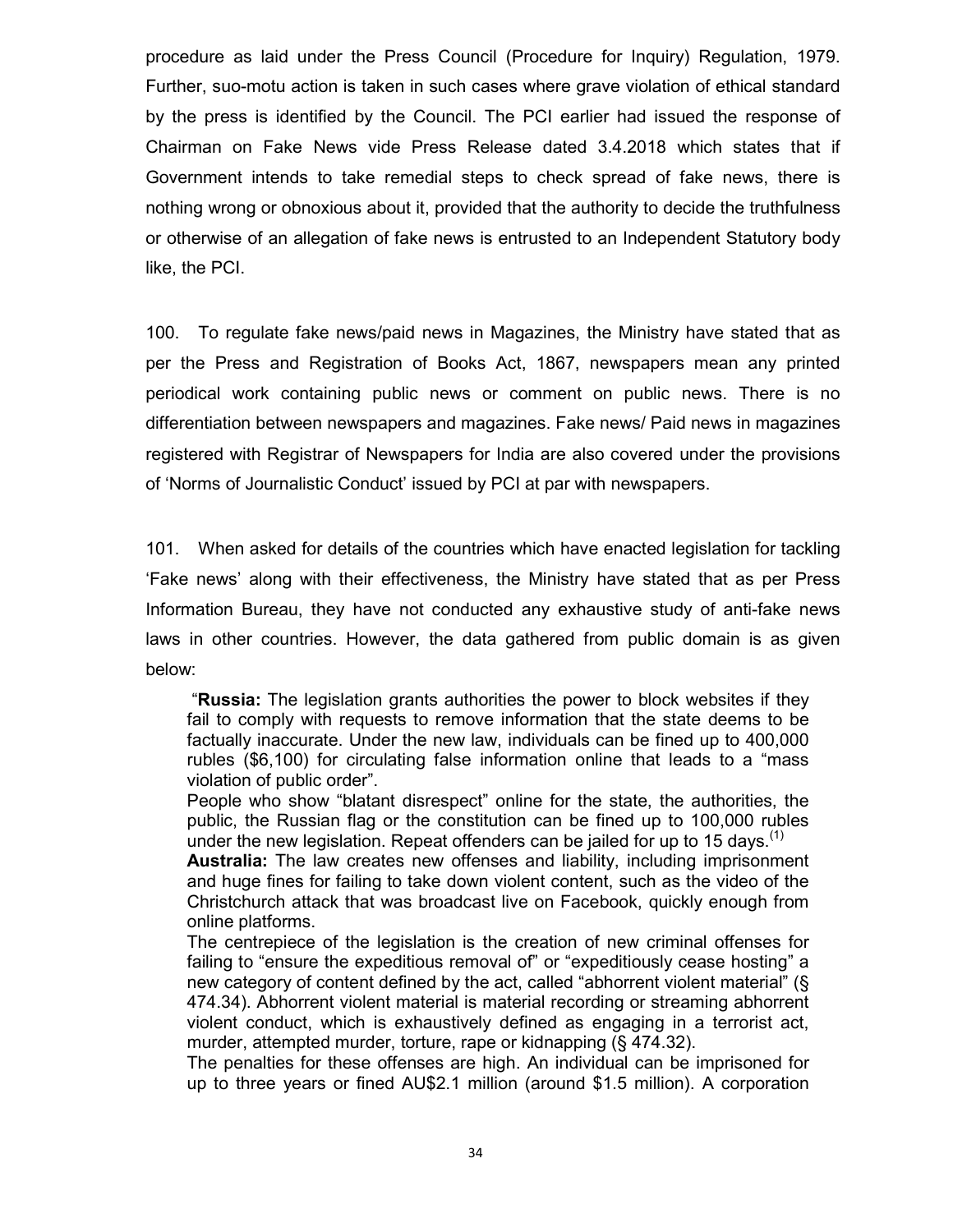procedure as laid under the Press Council (Procedure for Inquiry) Regulation, 1979. Further, suo-motu action is taken in such cases where grave violation of ethical standard by the press is identified by the Council. The PCI earlier had issued the response of Chairman on Fake News vide Press Release dated 3.4.2018 which states that if Government intends to take remedial steps to check spread of fake news, there is nothing wrong or obnoxious about it, provided that the authority to decide the truthfulness or otherwise of an allegation of fake news is entrusted to an Independent Statutory body like, the PCI.

100. To regulate fake news/paid news in Magazines, the Ministry have stated that as per the Press and Registration of Books Act, 1867, newspapers mean any printed periodical work containing public news or comment on public news. There is no differentiation between newspapers and magazines. Fake news/ Paid news in magazines registered with Registrar of Newspapers for India are also covered under the provisions of 'Norms of Journalistic Conduct' issued by PCI at par with newspapers.

101. When asked for details of the countries which have enacted legislation for tackling 'Fake news' along with their effectiveness, the Ministry have stated that as per Press Information Bureau, they have not conducted any exhaustive study of anti-fake news laws in other countries. However, the data gathered from public domain is as given below:

> "**Russia:** The legislation grants authorities the power to block websites if they fail to comply with requests to remove information that the state deems to be factually inaccurate. Under the new law, individuals can be fined up to 400,000 rubles ($6,100) for circulating false information online that leads to a "mass violation of public order".
>
> People who show "blatant disrespect" online for the state, the authorities, the public, the Russian flag or the constitution can be fined up to 100,000 rubles under the new legislation. Repeat offenders can be jailed for up to 15 days.[(1)]
>
> **Australia:** The law creates new offenses and liability, including imprisonment and huge fines for failing to take down violent content, such as the video of the Christchurch attack that was broadcast live on Facebook, quickly enough from online platforms.
>
> The centrepiece of the legislation is the creation of new criminal offenses for failing to "ensure the expeditious removal of" or "expeditiously cease hosting" a new category of content defined by the act, called "abhorrent violent material" (§ 474.34). Abhorrent violent material is material recording or streaming abhorrent violent conduct, which is exhaustively defined as engaging in a terrorist act, murder, attempted murder, torture, rape or kidnapping (§ 474.32).
>
> The penalties for these offenses are high. An individual can be imprisoned for up to three years or fined AU$2.1 million (around $1.5 million). A corporation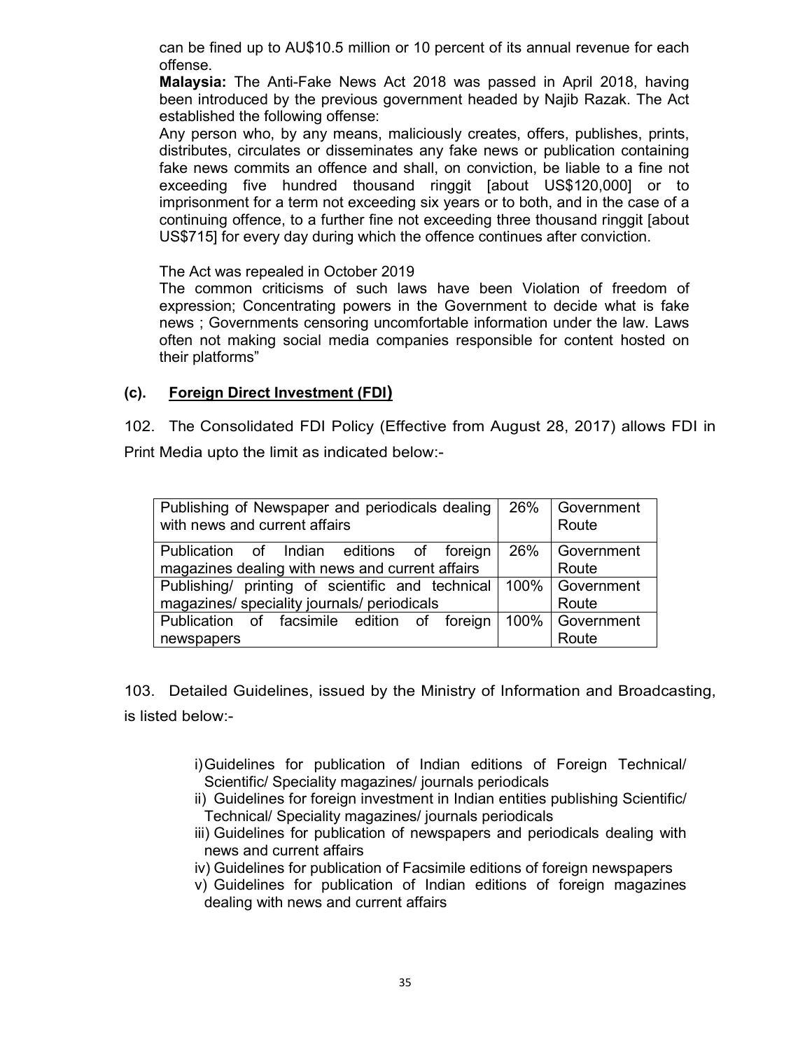can be fined up to AU$10.5 million or 10 percent of its annual revenue for each offense.

**Malaysia:** The Anti-Fake News Act 2018 was passed in April 2018, having been introduced by the previous government headed by Najib Razak. The Act established the following offense:

Any person who, by any means, maliciously creates, offers, publishes, prints, distributes, circulates or disseminates any fake news or publication containing fake news commits an offence and shall, on conviction, be liable to a fine not exceeding five hundred thousand ringgit [about US$120,000] or to imprisonment for a term not exceeding six years or to both, and in the case of a continuing offence, to a further fine not exceeding three thousand ringgit [about US$715] for every day during which the offence continues after conviction.

The Act was repealed in October 2019

The common criticisms of such laws have been Violation of freedom of expression; Concentrating powers in the Government to decide what is fake news ; Governments censoring uncomfortable information under the law. Laws often not making social media companies responsible for content hosted on their platforms"

### (c). Foreign Direct Investment (FDI)

102. The Consolidated FDI Policy (Effective from August 28, 2017) allows FDI in Print Media upto the limit as indicated below:-

| | | |
|---|---|---|
| Publishing of Newspaper and periodicals dealing with news and current affairs | 26% | Government Route |
| Publication of Indian editions of foreign magazines dealing with news and current affairs | 26% | Government Route |
| Publishing/ printing of scientific and technical magazines/ speciality journals/ periodicals | 100% | Government Route |
| Publication of facsimile edition of foreign newspapers | 100% | Government Route |

103. Detailed Guidelines, issued by the Ministry of Information and Broadcasting, is listed below:-

i) Guidelines for publication of Indian editions of Foreign Technical/ Scientific/ Speciality magazines/ journals periodicals
ii) Guidelines for foreign investment in Indian entities publishing Scientific/ Technical/ Speciality magazines/ journals periodicals
iii) Guidelines for publication of newspapers and periodicals dealing with news and current affairs
iv) Guidelines for publication of Facsimile editions of foreign newspapers
v) Guidelines for publication of Indian editions of foreign magazines dealing with news and current affairs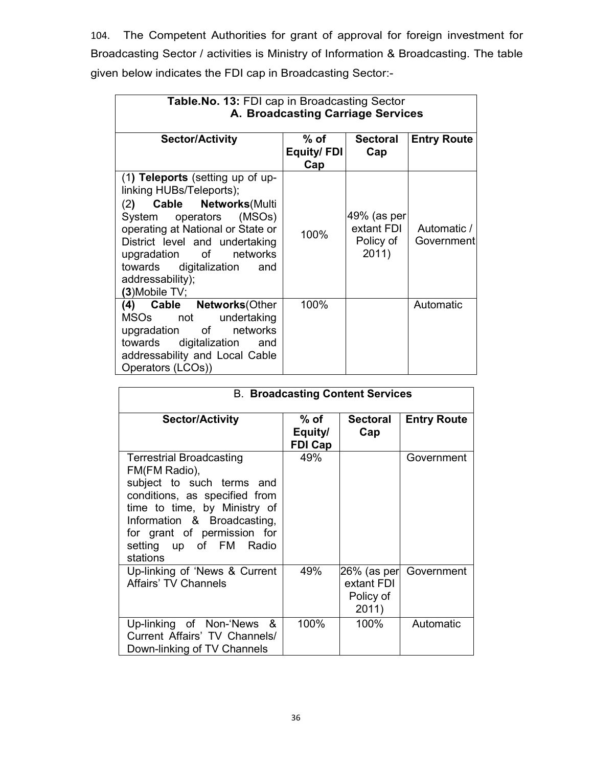104. The Competent Authorities for grant of approval for foreign investment for Broadcasting Sector / activities is Ministry of Information & Broadcasting. The table given below indicates the FDI cap in Broadcasting Sector:-

**Table.No. 13:** FDI cap in Broadcasting Sector

**A. Broadcasting Carriage Services**

| Sector/Activity | % of Equity/ FDI Cap | Sectoral Cap | Entry Route |
|---|---|---|---|
| (1) **Teleports** (setting up of up-linking HUBs/Teleports); (2) **Cable Networks**(Multi System operators (MSOs) operating at National or State or District level and undertaking upgradation of networks towards digitalization and addressability); (3)Mobile TV; | 100% | 49% (as per extant FDI Policy of 2011) | Automatic / Government |
| **(4) Cable Networks**(Other MSOs not undertaking upgradation of networks towards digitalization and addressability and Local Cable Operators (LCOs)) | 100% | | Automatic |

**B. Broadcasting Content Services**

| Sector/Activity | % of Equity/ FDI Cap | Sectoral Cap | Entry Route |
|---|---|---|---|
| Terrestrial Broadcasting FM(FM Radio), subject to such terms and conditions, as specified from time to time, by Ministry of Information & Broadcasting, for grant of permission for setting up of FM Radio stations | 49% | | Government |
| Up-linking of 'News & Current Affairs' TV Channels | 49% | 26% (as per extant FDI Policy of 2011) | Government |
| Up-linking of Non-'News & Current Affairs' TV Channels/ Down-linking of TV Channels | 100% | 100% | Automatic |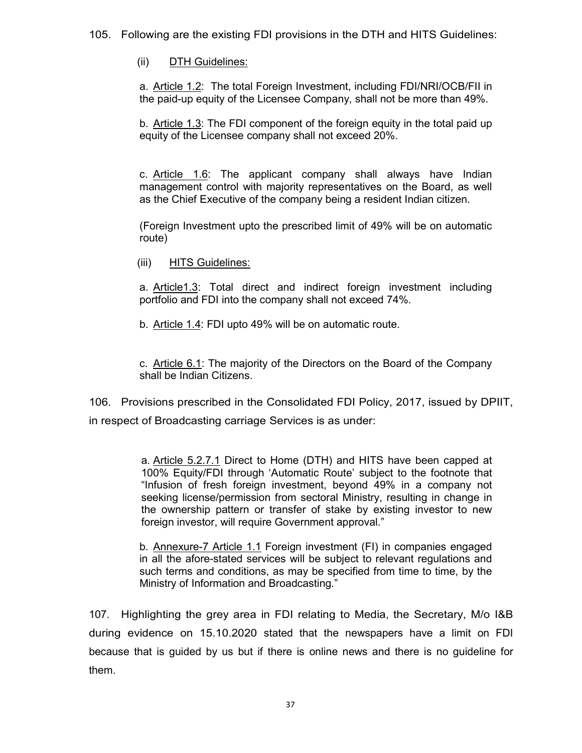105. Following are the existing FDI provisions in the DTH and HITS Guidelines:

(ii) DTH Guidelines:

a. Article 1.2: The total Foreign Investment, including FDI/NRI/OCB/FII in the paid-up equity of the Licensee Company, shall not be more than 49%.

b. Article 1.3: The FDI component of the foreign equity in the total paid up equity of the Licensee company shall not exceed 20%.

c. Article 1.6: The applicant company shall always have Indian management control with majority representatives on the Board, as well as the Chief Executive of the company being a resident Indian citizen.

(Foreign Investment upto the prescribed limit of 49% will be on automatic route)

(iii) HITS Guidelines:

a. Article1.3: Total direct and indirect foreign investment including portfolio and FDI into the company shall not exceed 74%.

b. Article 1.4: FDI upto 49% will be on automatic route.

c. Article 6.1: The majority of the Directors on the Board of the Company shall be Indian Citizens.

106. Provisions prescribed in the Consolidated FDI Policy, 2017, issued by DPIIT, in respect of Broadcasting carriage Services is as under:

a. Article 5.2.7.1 Direct to Home (DTH) and HITS have been capped at 100% Equity/FDI through 'Automatic Route' subject to the footnote that "Infusion of fresh foreign investment, beyond 49% in a company not seeking license/permission from sectoral Ministry, resulting in change in the ownership pattern or transfer of stake by existing investor to new foreign investor, will require Government approval."

b. Annexure-7 Article 1.1 Foreign investment (FI) in companies engaged in all the afore-stated services will be subject to relevant regulations and such terms and conditions, as may be specified from time to time, by the Ministry of Information and Broadcasting."

107. Highlighting the grey area in FDI relating to Media, the Secretary, M/o I&B during evidence on 15.10.2020 stated that the newspapers have a limit on FDI because that is guided by us but if there is online news and there is no guideline for them.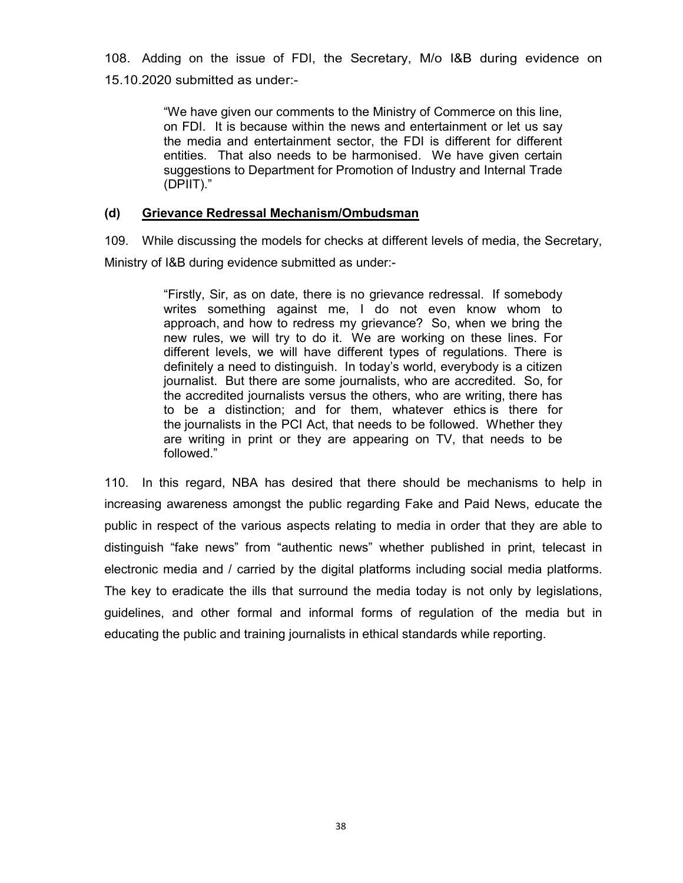108. Adding on the issue of FDI, the Secretary, M/o I&B during evidence on 15.10.2020 submitted as under:-

> "We have given our comments to the Ministry of Commerce on this line, on FDI. It is because within the news and entertainment or let us say the media and entertainment sector, the FDI is different for different entities. That also needs to be harmonised. We have given certain suggestions to Department for Promotion of Industry and Internal Trade (DPIIT)."

### (d) Grievance Redressal Mechanism/Ombudsman

109. While discussing the models for checks at different levels of media, the Secretary, Ministry of I&B during evidence submitted as under:-

> "Firstly, Sir, as on date, there is no grievance redressal. If somebody writes something against me, I do not even know whom to approach, and how to redress my grievance? So, when we bring the new rules, we will try to do it. We are working on these lines. For different levels, we will have different types of regulations. There is definitely a need to distinguish. In today's world, everybody is a citizen journalist. But there are some journalists, who are accredited. So, for the accredited journalists versus the others, who are writing, there has to be a distinction; and for them, whatever ethics is there for the journalists in the PCI Act, that needs to be followed. Whether they are writing in print or they are appearing on TV, that needs to be followed."

110. In this regard, NBA has desired that there should be mechanisms to help in increasing awareness amongst the public regarding Fake and Paid News, educate the public in respect of the various aspects relating to media in order that they are able to distinguish "fake news" from "authentic news" whether published in print, telecast in electronic media and / carried by the digital platforms including social media platforms. The key to eradicate the ills that surround the media today is not only by legislations, guidelines, and other formal and informal forms of regulation of the media but in educating the public and training journalists in ethical standards while reporting.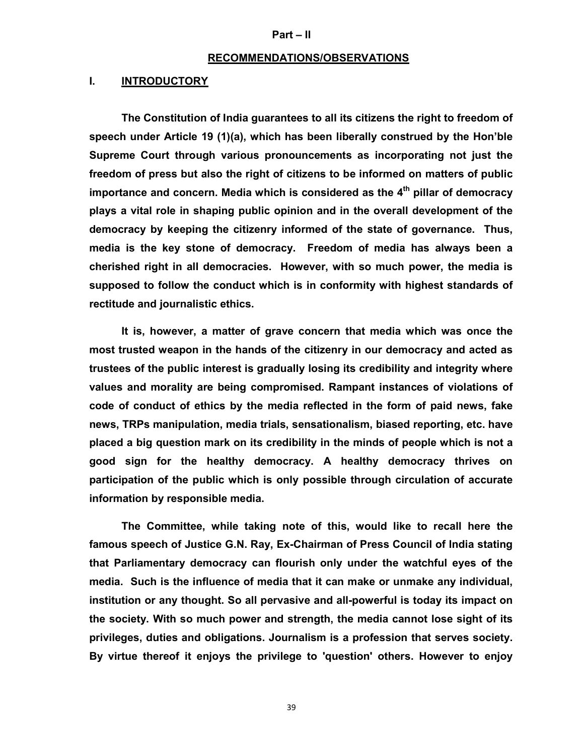## Part – II

## RECOMMENDATIONS/OBSERVATIONS

### I. INTRODUCTORY

**The Constitution of India guarantees to all its citizens the right to freedom of speech under Article 19 (1)(a), which has been liberally construed by the Hon'ble Supreme Court through various pronouncements as incorporating not just the freedom of press but also the right of citizens to be informed on matters of public importance and concern. Media which is considered as the 4th pillar of democracy plays a vital role in shaping public opinion and in the overall development of the democracy by keeping the citizenry informed of the state of governance. Thus, media is the key stone of democracy. Freedom of media has always been a cherished right in all democracies. However, with so much power, the media is supposed to follow the conduct which is in conformity with highest standards of rectitude and journalistic ethics.**

**It is, however, a matter of grave concern that media which was once the most trusted weapon in the hands of the citizenry in our democracy and acted as trustees of the public interest is gradually losing its credibility and integrity where values and morality are being compromised. Rampant instances of violations of code of conduct of ethics by the media reflected in the form of paid news, fake news, TRPs manipulation, media trials, sensationalism, biased reporting, etc. have placed a big question mark on its credibility in the minds of people which is not a good sign for the healthy democracy. A healthy democracy thrives on participation of the public which is only possible through circulation of accurate information by responsible media.**

**The Committee, while taking note of this, would like to recall here the famous speech of Justice G.N. Ray, Ex-Chairman of Press Council of India stating that Parliamentary democracy can flourish only under the watchful eyes of the media. Such is the influence of media that it can make or unmake any individual, institution or any thought. So all pervasive and all-powerful is today its impact on the society. With so much power and strength, the media cannot lose sight of its privileges, duties and obligations. Journalism is a profession that serves society. By virtue thereof it enjoys the privilege to 'question' others. However to enjoy**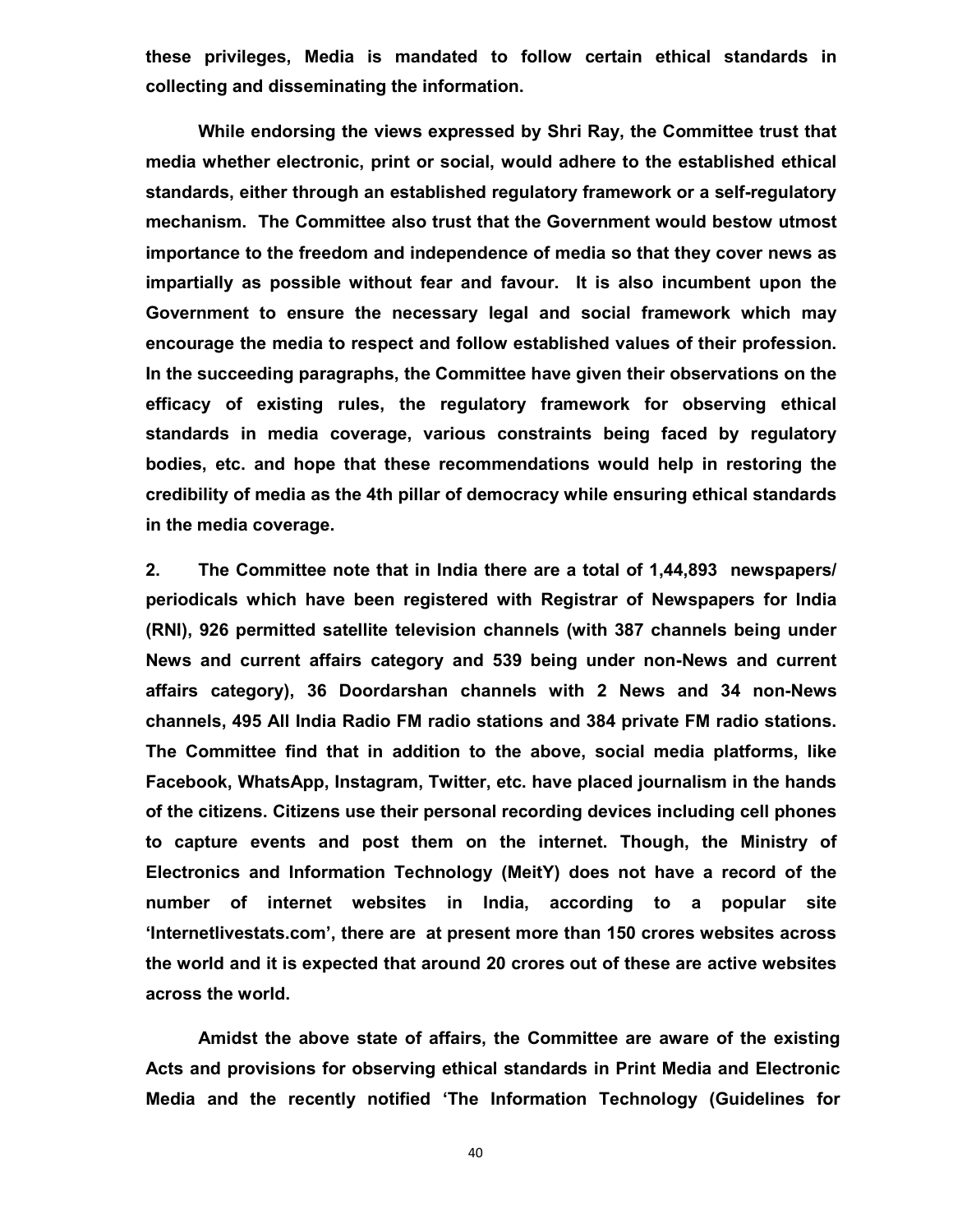**these privileges, Media is mandated to follow certain ethical standards in collecting and disseminating the information.**

**While endorsing the views expressed by Shri Ray, the Committee trust that media whether electronic, print or social, would adhere to the established ethical standards, either through an established regulatory framework or a self-regulatory mechanism. The Committee also trust that the Government would bestow utmost importance to the freedom and independence of media so that they cover news as impartially as possible without fear and favour. It is also incumbent upon the Government to ensure the necessary legal and social framework which may encourage the media to respect and follow established values of their profession. In the succeeding paragraphs, the Committee have given their observations on the efficacy of existing rules, the regulatory framework for observing ethical standards in media coverage, various constraints being faced by regulatory bodies, etc. and hope that these recommendations would help in restoring the credibility of media as the 4th pillar of democracy while ensuring ethical standards in the media coverage.**

**2. The Committee note that in India there are a total of 1,44,893 newspapers/ periodicals which have been registered with Registrar of Newspapers for India (RNI), 926 permitted satellite television channels (with 387 channels being under News and current affairs category and 539 being under non-News and current affairs category), 36 Doordarshan channels with 2 News and 34 non-News channels, 495 All India Radio FM radio stations and 384 private FM radio stations. The Committee find that in addition to the above, social media platforms, like Facebook, WhatsApp, Instagram, Twitter, etc. have placed journalism in the hands of the citizens. Citizens use their personal recording devices including cell phones to capture events and post them on the internet. Though, the Ministry of Electronics and Information Technology (MeitY) does not have a record of the number of internet websites in India, according to a popular site 'Internetlivestats.com', there are at present more than 150 crores websites across the world and it is expected that around 20 crores out of these are active websites across the world.**

**Amidst the above state of affairs, the Committee are aware of the existing Acts and provisions for observing ethical standards in Print Media and Electronic Media and the recently notified 'The Information Technology (Guidelines for**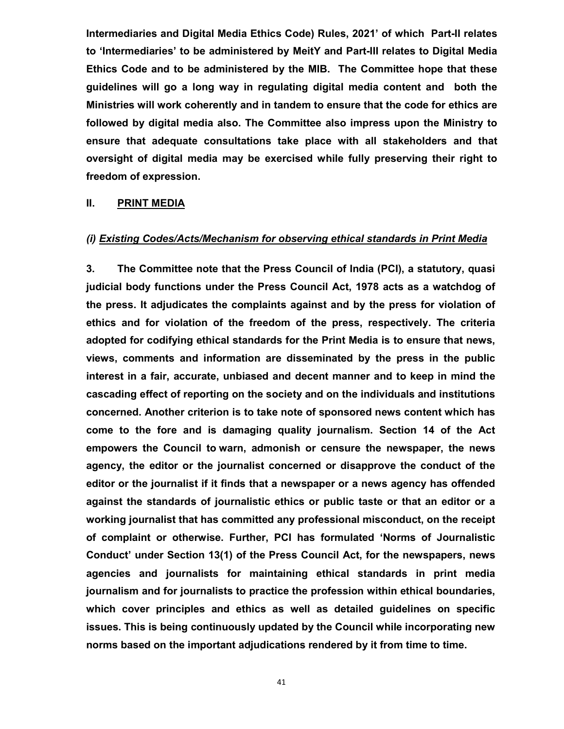**Intermediaries and Digital Media Ethics Code) Rules, 2021' of which Part-II relates to 'Intermediaries' to be administered by MeitY and Part-III relates to Digital Media Ethics Code and to be administered by the MIB. The Committee hope that these guidelines will go a long way in regulating digital media content and both the Ministries will work coherently and in tandem to ensure that the code for ethics are followed by digital media also. The Committee also impress upon the Ministry to ensure that adequate consultations take place with all stakeholders and that oversight of digital media may be exercised while fully preserving their right to freedom of expression.**

## II. PRINT MEDIA

### *(i) Existing Codes/Acts/Mechanism for observing ethical standards in Print Media*

**3. The Committee note that the Press Council of India (PCI), a statutory, quasi judicial body functions under the Press Council Act, 1978 acts as a watchdog of the press. It adjudicates the complaints against and by the press for violation of ethics and for violation of the freedom of the press, respectively. The criteria adopted for codifying ethical standards for the Print Media is to ensure that news, views, comments and information are disseminated by the press in the public interest in a fair, accurate, unbiased and decent manner and to keep in mind the cascading effect of reporting on the society and on the individuals and institutions concerned. Another criterion is to take note of sponsored news content which has come to the fore and is damaging quality journalism. Section 14 of the Act empowers the Council to warn, admonish or censure the newspaper, the news agency, the editor or the journalist concerned or disapprove the conduct of the editor or the journalist if it finds that a newspaper or a news agency has offended against the standards of journalistic ethics or public taste or that an editor or a working journalist that has committed any professional misconduct, on the receipt of complaint or otherwise. Further, PCI has formulated 'Norms of Journalistic Conduct' under Section 13(1) of the Press Council Act, for the newspapers, news agencies and journalists for maintaining ethical standards in print media journalism and for journalists to practice the profession within ethical boundaries, which cover principles and ethics as well as detailed guidelines on specific issues. This is being continuously updated by the Council while incorporating new norms based on the important adjudications rendered by it from time to time.**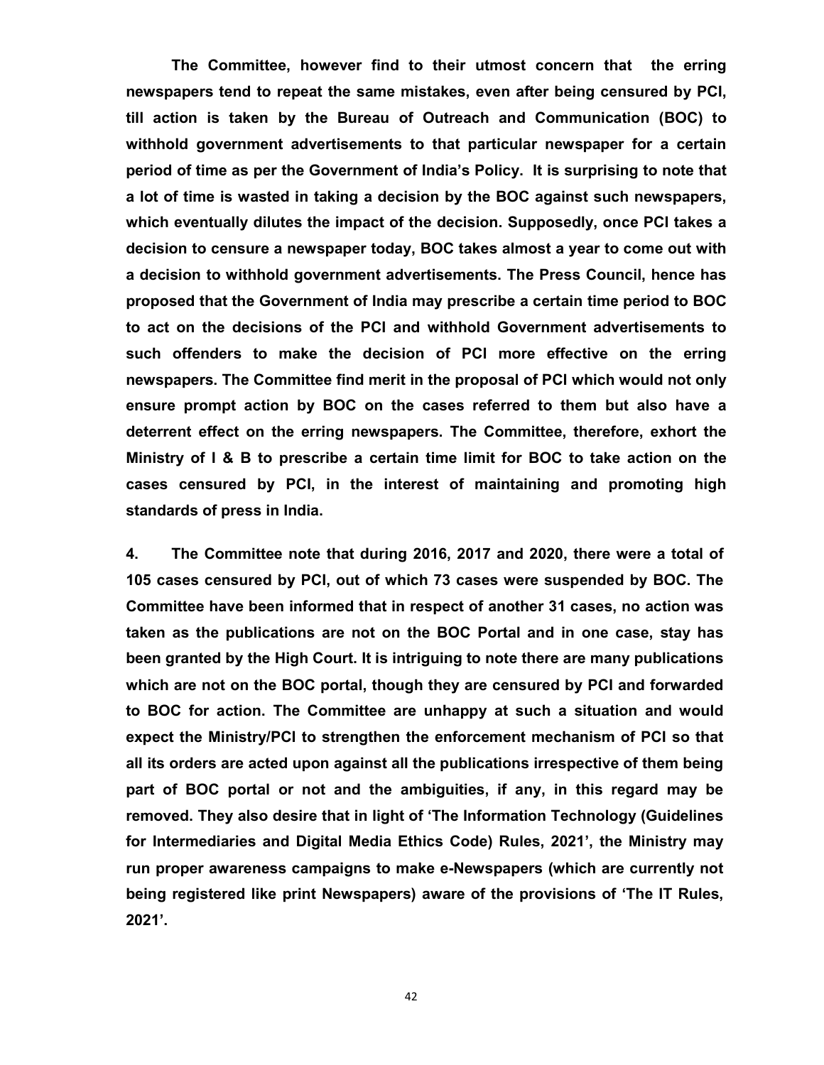**The Committee, however find to their utmost concern that the erring newspapers tend to repeat the same mistakes, even after being censured by PCI, till action is taken by the Bureau of Outreach and Communication (BOC) to withhold government advertisements to that particular newspaper for a certain period of time as per the Government of India's Policy. It is surprising to note that a lot of time is wasted in taking a decision by the BOC against such newspapers, which eventually dilutes the impact of the decision. Supposedly, once PCI takes a decision to censure a newspaper today, BOC takes almost a year to come out with a decision to withhold government advertisements. The Press Council, hence has proposed that the Government of India may prescribe a certain time period to BOC to act on the decisions of the PCI and withhold Government advertisements to such offenders to make the decision of PCI more effective on the erring newspapers. The Committee find merit in the proposal of PCI which would not only ensure prompt action by BOC on the cases referred to them but also have a deterrent effect on the erring newspapers. The Committee, therefore, exhort the Ministry of I & B to prescribe a certain time limit for BOC to take action on the cases censured by PCI, in the interest of maintaining and promoting high standards of press in India.**

**4. The Committee note that during 2016, 2017 and 2020, there were a total of 105 cases censured by PCI, out of which 73 cases were suspended by BOC. The Committee have been informed that in respect of another 31 cases, no action was taken as the publications are not on the BOC Portal and in one case, stay has been granted by the High Court. It is intriguing to note there are many publications which are not on the BOC portal, though they are censured by PCI and forwarded to BOC for action. The Committee are unhappy at such a situation and would expect the Ministry/PCI to strengthen the enforcement mechanism of PCI so that all its orders are acted upon against all the publications irrespective of them being part of BOC portal or not and the ambiguities, if any, in this regard may be removed. They also desire that in light of 'The Information Technology (Guidelines for Intermediaries and Digital Media Ethics Code) Rules, 2021', the Ministry may run proper awareness campaigns to make e-Newspapers (which are currently not being registered like print Newspapers) aware of the provisions of 'The IT Rules, 2021'.**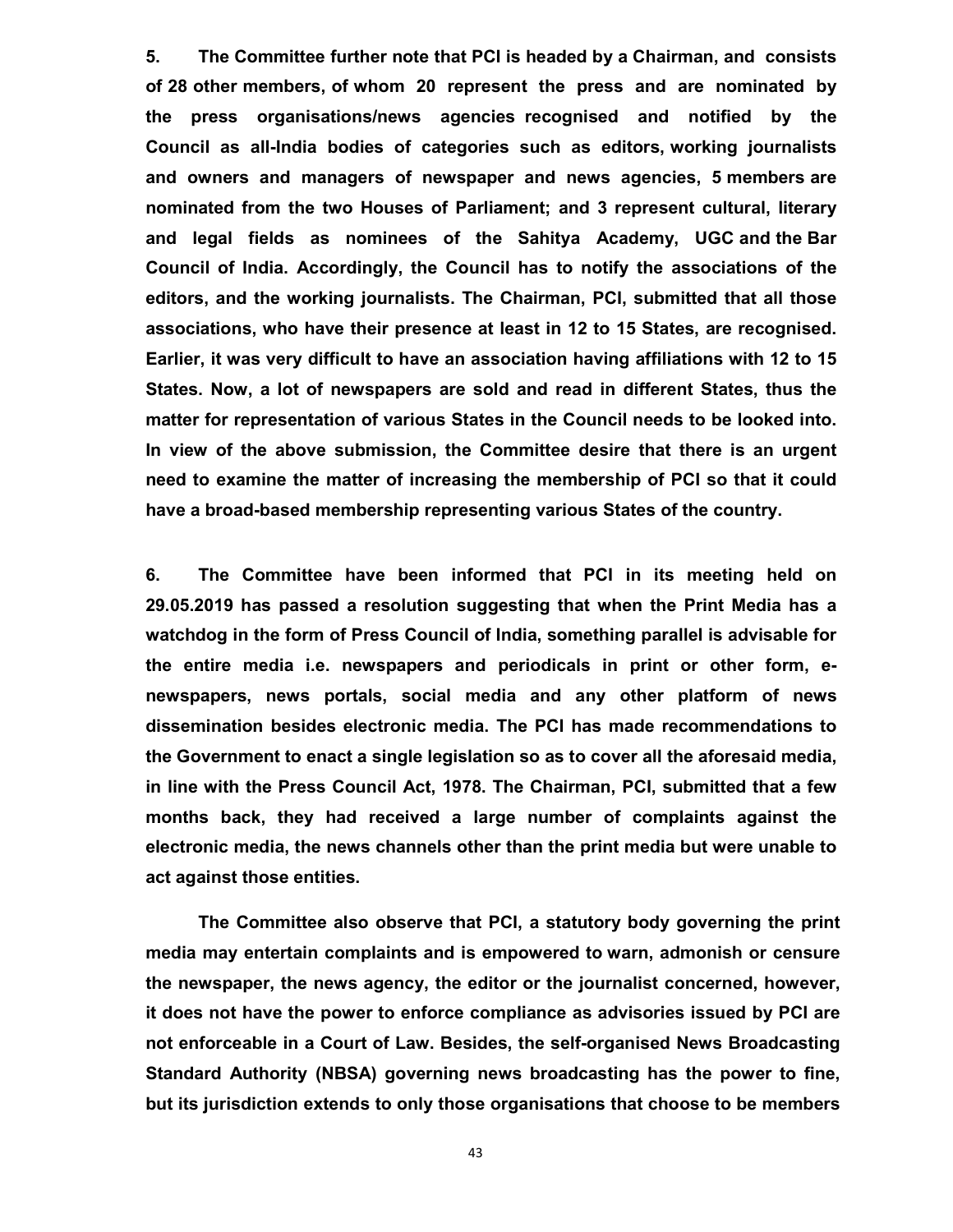**5. The Committee further note that PCI is headed by a Chairman, and consists of 28 other members, of whom 20 represent the press and are nominated by the press organisations/news agencies recognised and notified by the Council as all-India bodies of categories such as editors, working journalists and owners and managers of newspaper and news agencies, 5 members are nominated from the two Houses of Parliament; and 3 represent cultural, literary and legal fields as nominees of the Sahitya Academy, UGC and the Bar Council of India. Accordingly, the Council has to notify the associations of the editors, and the working journalists. The Chairman, PCI, submitted that all those associations, who have their presence at least in 12 to 15 States, are recognised. Earlier, it was very difficult to have an association having affiliations with 12 to 15 States. Now, a lot of newspapers are sold and read in different States, thus the matter for representation of various States in the Council needs to be looked into. In view of the above submission, the Committee desire that there is an urgent need to examine the matter of increasing the membership of PCI so that it could have a broad-based membership representing various States of the country.**

**6. The Committee have been informed that PCI in its meeting held on 29.05.2019 has passed a resolution suggesting that when the Print Media has a watchdog in the form of Press Council of India, something parallel is advisable for the entire media i.e. newspapers and periodicals in print or other form, e-newspapers, news portals, social media and any other platform of news dissemination besides electronic media. The PCI has made recommendations to the Government to enact a single legislation so as to cover all the aforesaid media, in line with the Press Council Act, 1978. The Chairman, PCI, submitted that a few months back, they had received a large number of complaints against the electronic media, the news channels other than the print media but were unable to act against those entities.**

**The Committee also observe that PCI, a statutory body governing the print media may entertain complaints and is empowered to warn, admonish or censure the newspaper, the news agency, the editor or the journalist concerned, however, it does not have the power to enforce compliance as advisories issued by PCI are not enforceable in a Court of Law. Besides, the self-organised News Broadcasting Standard Authority (NBSA) governing news broadcasting has the power to fine, but its jurisdiction extends to only those organisations that choose to be members**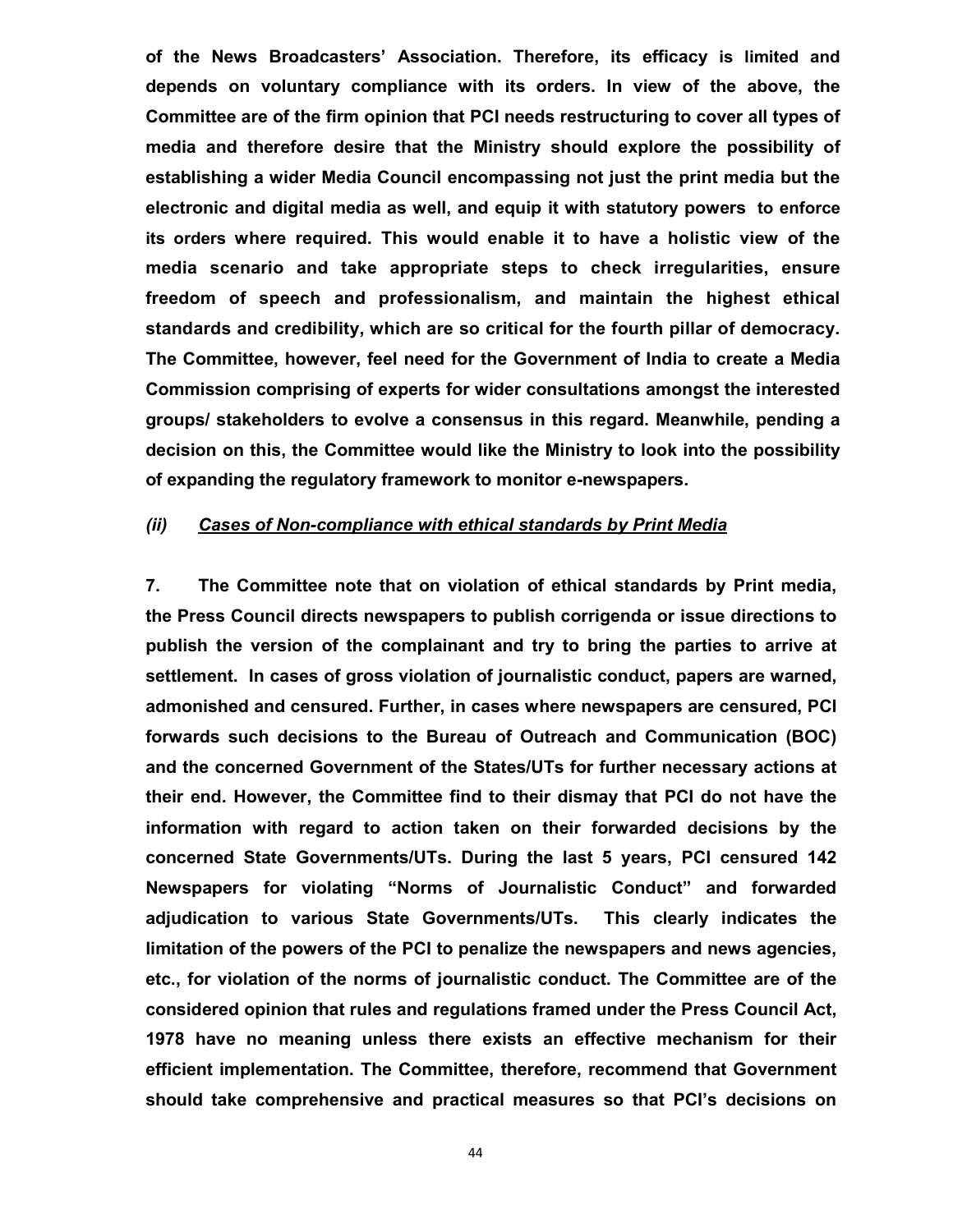**of the News Broadcasters' Association. Therefore, its efficacy is limited and depends on voluntary compliance with its orders. In view of the above, the Committee are of the firm opinion that PCI needs restructuring to cover all types of media and therefore desire that the Ministry should explore the possibility of establishing a wider Media Council encompassing not just the print media but the electronic and digital media as well, and equip it with statutory powers to enforce its orders where required. This would enable it to have a holistic view of the media scenario and take appropriate steps to check irregularities, ensure freedom of speech and professionalism, and maintain the highest ethical standards and credibility, which are so critical for the fourth pillar of democracy. The Committee, however, feel need for the Government of India to create a Media Commission comprising of experts for wider consultations amongst the interested groups/ stakeholders to evolve a consensus in this regard. Meanwhile, pending a decision on this, the Committee would like the Ministry to look into the possibility of expanding the regulatory framework to monitor e-newspapers.**

### *(ii) Cases of Non-compliance with ethical standards by Print Media*

**7. The Committee note that on violation of ethical standards by Print media, the Press Council directs newspapers to publish corrigenda or issue directions to publish the version of the complainant and try to bring the parties to arrive at settlement. In cases of gross violation of journalistic conduct, papers are warned, admonished and censured. Further, in cases where newspapers are censured, PCI forwards such decisions to the Bureau of Outreach and Communication (BOC) and the concerned Government of the States/UTs for further necessary actions at their end. However, the Committee find to their dismay that PCI do not have the information with regard to action taken on their forwarded decisions by the concerned State Governments/UTs. During the last 5 years, PCI censured 142 Newspapers for violating "Norms of Journalistic Conduct" and forwarded adjudication to various State Governments/UTs. This clearly indicates the limitation of the powers of the PCI to penalize the newspapers and news agencies, etc., for violation of the norms of journalistic conduct. The Committee are of the considered opinion that rules and regulations framed under the Press Council Act, 1978 have no meaning unless there exists an effective mechanism for their efficient implementation. The Committee, therefore, recommend that Government should take comprehensive and practical measures so that PCI's decisions on**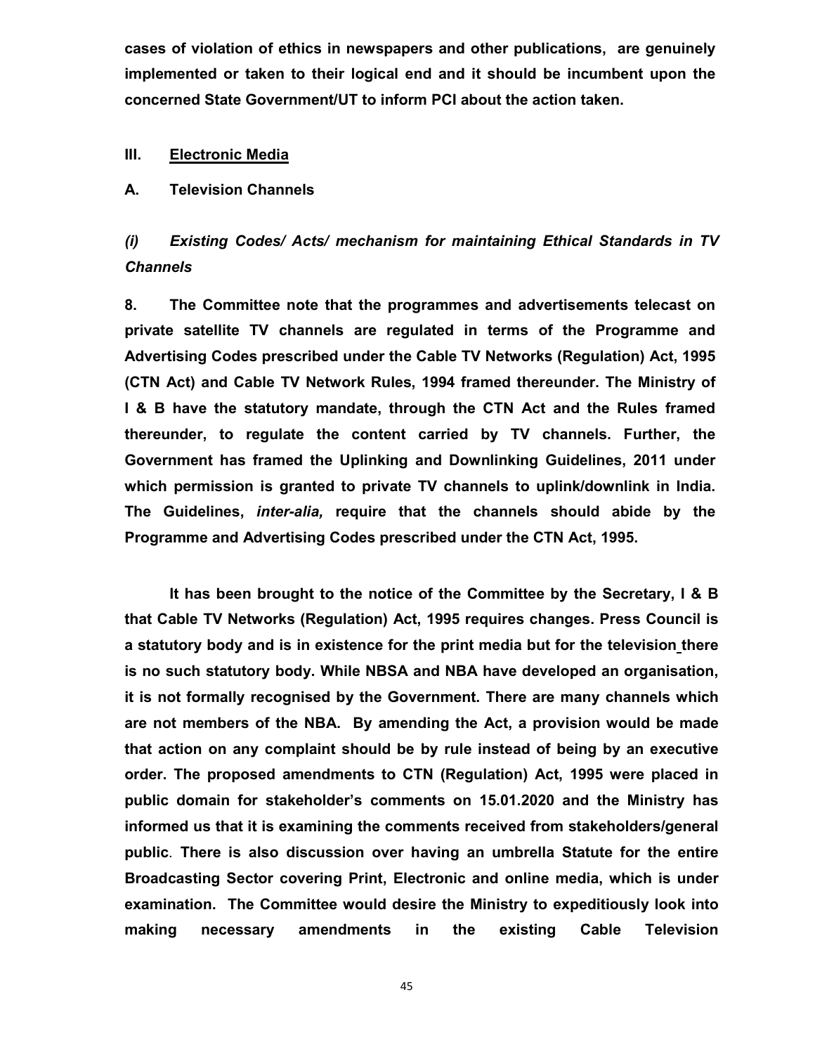**cases of violation of ethics in newspapers and other publications, are genuinely implemented or taken to their logical end and it should be incumbent upon the concerned State Government/UT to inform PCI about the action taken.**

## **III. Electronic Media**

### **A. Television Channels**

#### ***(i) Existing Codes/ Acts/ mechanism for maintaining Ethical Standards in TV Channels***

**8. The Committee note that the programmes and advertisements telecast on private satellite TV channels are regulated in terms of the Programme and Advertising Codes prescribed under the Cable TV Networks (Regulation) Act, 1995 (CTN Act) and Cable TV Network Rules, 1994 framed thereunder. The Ministry of I & B have the statutory mandate, through the CTN Act and the Rules framed thereunder, to regulate the content carried by TV channels. Further, the Government has framed the Uplinking and Downlinking Guidelines, 2011 under which permission is granted to private TV channels to uplink/downlink in India. The Guidelines, *inter-alia,* require that the channels should abide by the Programme and Advertising Codes prescribed under the CTN Act, 1995.**

**It has been brought to the notice of the Committee by the Secretary, I & B that Cable TV Networks (Regulation) Act, 1995 requires changes. Press Council is a statutory body and is in existence for the print media but for the television there is no such statutory body. While NBSA and NBA have developed an organisation, it is not formally recognised by the Government. There are many channels which are not members of the NBA. By amending the Act, a provision would be made that action on any complaint should be by rule instead of being by an executive order. The proposed amendments to CTN (Regulation) Act, 1995 were placed in public domain for stakeholder's comments on 15.01.2020 and the Ministry has informed us that it is examining the comments received from stakeholders/general public. There is also discussion over having an umbrella Statute for the entire Broadcasting Sector covering Print, Electronic and online media, which is under examination. The Committee would desire the Ministry to expeditiously look into making necessary amendments in the existing Cable Television**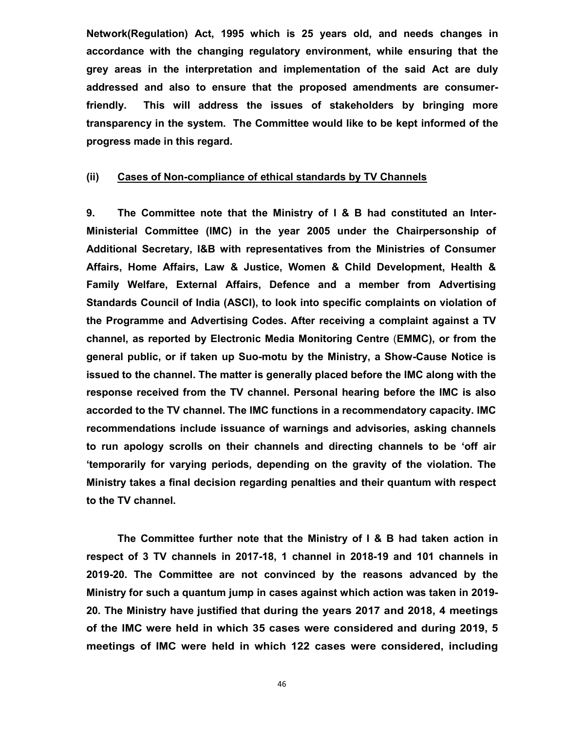**Network(Regulation) Act, 1995 which is 25 years old, and needs changes in accordance with the changing regulatory environment, while ensuring that the grey areas in the interpretation and implementation of the said Act are duly addressed and also to ensure that the proposed amendments are consumer-friendly. This will address the issues of stakeholders by bringing more transparency in the system. The Committee would like to be kept informed of the progress made in this regard.**

**(ii) Cases of Non-compliance of ethical standards by TV Channels**

**9. The Committee note that the Ministry of I & B had constituted an Inter-Ministerial Committee (IMC) in the year 2005 under the Chairpersonship of Additional Secretary, I&B with representatives from the Ministries of Consumer Affairs, Home Affairs, Law & Justice, Women & Child Development, Health & Family Welfare, External Affairs, Defence and a member from Advertising Standards Council of India (ASCI), to look into specific complaints on violation of the Programme and Advertising Codes. After receiving a complaint against a TV channel, as reported by Electronic Media Monitoring Centre (EMMC), or from the general public, or if taken up Suo-motu by the Ministry, a Show-Cause Notice is issued to the channel. The matter is generally placed before the IMC along with the response received from the TV channel. Personal hearing before the IMC is also accorded to the TV channel. The IMC functions in a recommendatory capacity. IMC recommendations include issuance of warnings and advisories, asking channels to run apology scrolls on their channels and directing channels to be 'off air 'temporarily for varying periods, depending on the gravity of the violation. The Ministry takes a final decision regarding penalties and their quantum with respect to the TV channel.**

**The Committee further note that the Ministry of I & B had taken action in respect of 3 TV channels in 2017-18, 1 channel in 2018-19 and 101 channels in 2019-20. The Committee are not convinced by the reasons advanced by the Ministry for such a quantum jump in cases against which action was taken in 2019-20. The Ministry have justified that during the years 2017 and 2018, 4 meetings of the IMC were held in which 35 cases were considered and during 2019, 5 meetings of IMC were held in which 122 cases were considered, including**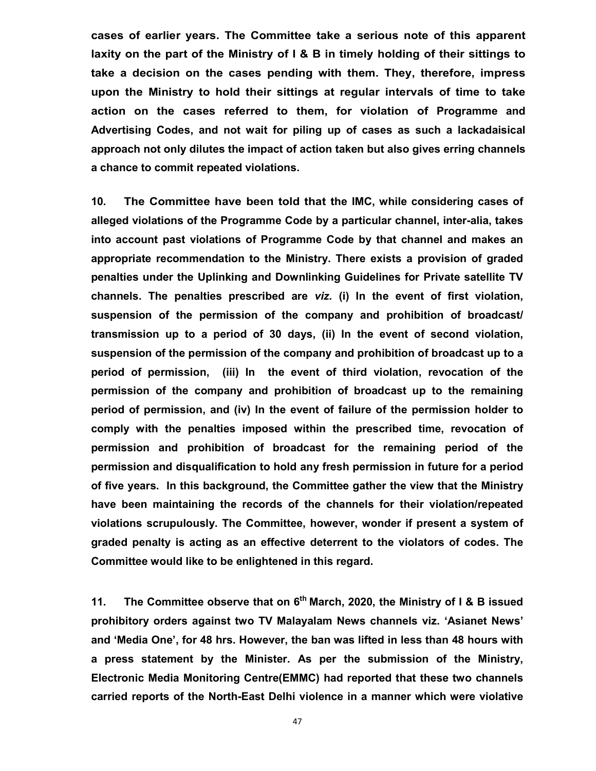**cases of earlier years. The Committee take a serious note of this apparent laxity on the part of the Ministry of I & B in timely holding of their sittings to take a decision on the cases pending with them. They, therefore, impress upon the Ministry to hold their sittings at regular intervals of time to take action on the cases referred to them, for violation of Programme and Advertising Codes, and not wait for piling up of cases as such a lackadaisical approach not only dilutes the impact of action taken but also gives erring channels a chance to commit repeated violations.**

**10. The Committee have been told that the IMC, while considering cases of alleged violations of the Programme Code by a particular channel, inter-alia, takes into account past violations of Programme Code by that channel and makes an appropriate recommendation to the Ministry. There exists a provision of graded penalties under the Uplinking and Downlinking Guidelines for Private satellite TV channels. The penalties prescribed are *viz.* (i) In the event of first violation, suspension of the permission of the company and prohibition of broadcast/ transmission up to a period of 30 days, (ii) In the event of second violation, suspension of the permission of the company and prohibition of broadcast up to a period of permission, (iii) In the event of third violation, revocation of the permission of the company and prohibition of broadcast up to the remaining period of permission, and (iv) In the event of failure of the permission holder to comply with the penalties imposed within the prescribed time, revocation of permission and prohibition of broadcast for the remaining period of the permission and disqualification to hold any fresh permission in future for a period of five years. In this background, the Committee gather the view that the Ministry have been maintaining the records of the channels for their violation/repeated violations scrupulously. The Committee, however, wonder if present a system of graded penalty is acting as an effective deterrent to the violators of codes. The Committee would like to be enlightened in this regard.**

**11. The Committee observe that on 6th March, 2020, the Ministry of I & B issued prohibitory orders against two TV Malayalam News channels viz. 'Asianet News' and 'Media One', for 48 hrs. However, the ban was lifted in less than 48 hours with a press statement by the Minister. As per the submission of the Ministry, Electronic Media Monitoring Centre(EMMC) had reported that these two channels carried reports of the North-East Delhi violence in a manner which were violative**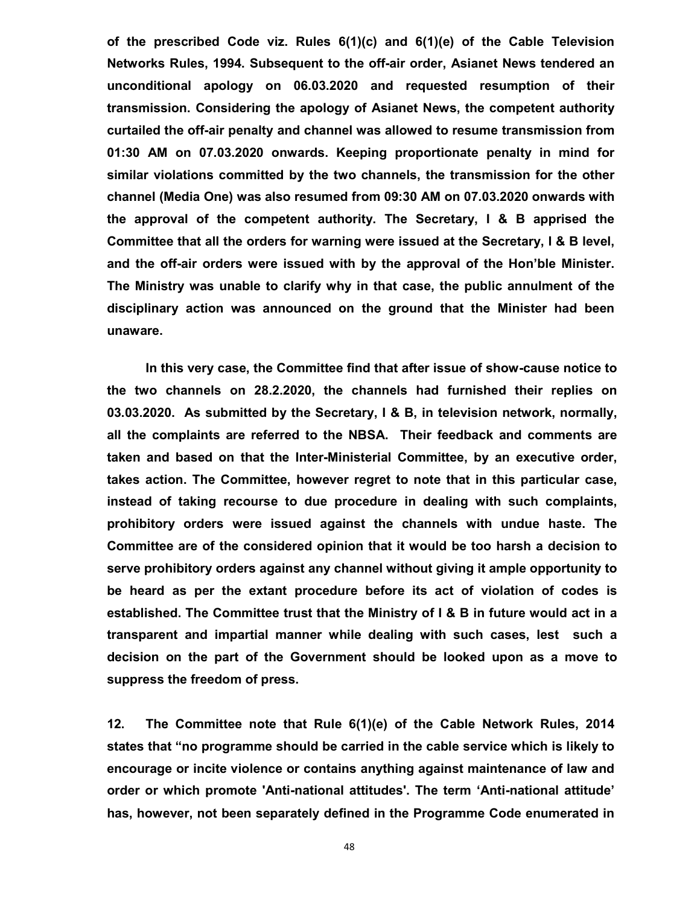**of the prescribed Code viz. Rules 6(1)(c) and 6(1)(e) of the Cable Television Networks Rules, 1994. Subsequent to the off-air order, Asianet News tendered an unconditional apology on 06.03.2020 and requested resumption of their transmission. Considering the apology of Asianet News, the competent authority curtailed the off-air penalty and channel was allowed to resume transmission from 01:30 AM on 07.03.2020 onwards. Keeping proportionate penalty in mind for similar violations committed by the two channels, the transmission for the other channel (Media One) was also resumed from 09:30 AM on 07.03.2020 onwards with the approval of the competent authority. The Secretary, I & B apprised the Committee that all the orders for warning were issued at the Secretary, I & B level, and the off-air orders were issued with by the approval of the Hon'ble Minister. The Ministry was unable to clarify why in that case, the public annulment of the disciplinary action was announced on the ground that the Minister had been unaware.**

**In this very case, the Committee find that after issue of show-cause notice to the two channels on 28.2.2020, the channels had furnished their replies on 03.03.2020. As submitted by the Secretary, I & B, in television network, normally, all the complaints are referred to the NBSA. Their feedback and comments are taken and based on that the Inter-Ministerial Committee, by an executive order, takes action. The Committee, however regret to note that in this particular case, instead of taking recourse to due procedure in dealing with such complaints, prohibitory orders were issued against the channels with undue haste. The Committee are of the considered opinion that it would be too harsh a decision to serve prohibitory orders against any channel without giving it ample opportunity to be heard as per the extant procedure before its act of violation of codes is established. The Committee trust that the Ministry of I & B in future would act in a transparent and impartial manner while dealing with such cases, lest such a decision on the part of the Government should be looked upon as a move to suppress the freedom of press.**

**12. The Committee note that Rule 6(1)(e) of the Cable Network Rules, 2014 states that "no programme should be carried in the cable service which is likely to encourage or incite violence or contains anything against maintenance of law and order or which promote 'Anti-national attitudes'. The term 'Anti-national attitude' has, however, not been separately defined in the Programme Code enumerated in**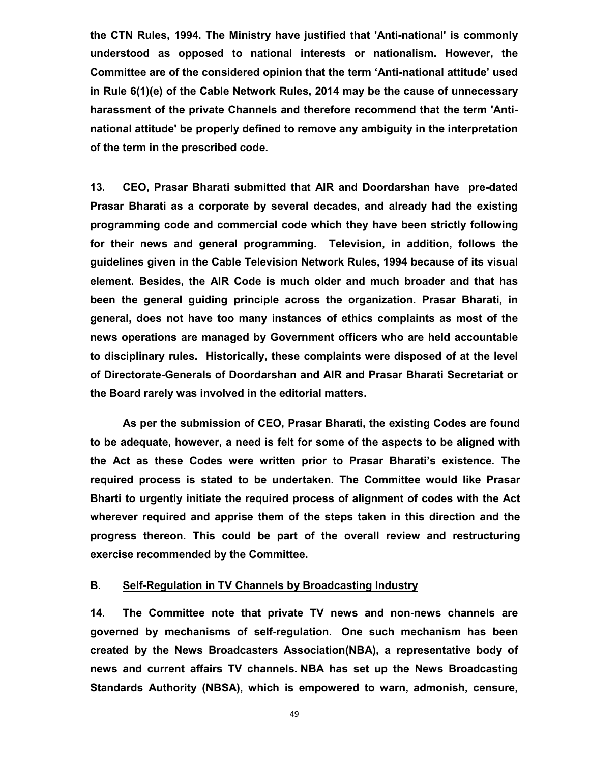**the CTN Rules, 1994. The Ministry have justified that 'Anti-national' is commonly understood as opposed to national interests or nationalism. However, the Committee are of the considered opinion that the term 'Anti-national attitude' used in Rule 6(1)(e) of the Cable Network Rules, 2014 may be the cause of unnecessary harassment of the private Channels and therefore recommend that the term 'Anti-national attitude' be properly defined to remove any ambiguity in the interpretation of the term in the prescribed code.**

**13. CEO, Prasar Bharati submitted that AIR and Doordarshan have pre-dated Prasar Bharati as a corporate by several decades, and already had the existing programming code and commercial code which they have been strictly following for their news and general programming. Television, in addition, follows the guidelines given in the Cable Television Network Rules, 1994 because of its visual element. Besides, the AIR Code is much older and much broader and that has been the general guiding principle across the organization. Prasar Bharati, in general, does not have too many instances of ethics complaints as most of the news operations are managed by Government officers who are held accountable to disciplinary rules. Historically, these complaints were disposed of at the level of Directorate-Generals of Doordarshan and AIR and Prasar Bharati Secretariat or the Board rarely was involved in the editorial matters.**

**As per the submission of CEO, Prasar Bharati, the existing Codes are found to be adequate, however, a need is felt for some of the aspects to be aligned with the Act as these Codes were written prior to Prasar Bharati's existence. The required process is stated to be undertaken. The Committee would like Prasar Bharti to urgently initiate the required process of alignment of codes with the Act wherever required and apprise them of the steps taken in this direction and the progress thereon. This could be part of the overall review and restructuring exercise recommended by the Committee.**

## B. Self-Regulation in TV Channels by Broadcasting Industry

**14. The Committee note that private TV news and non-news channels are governed by mechanisms of self-regulation. One such mechanism has been created by the News Broadcasters Association(NBA), a representative body of news and current affairs TV channels. NBA has set up the News Broadcasting Standards Authority (NBSA), which is empowered to warn, admonish, censure,**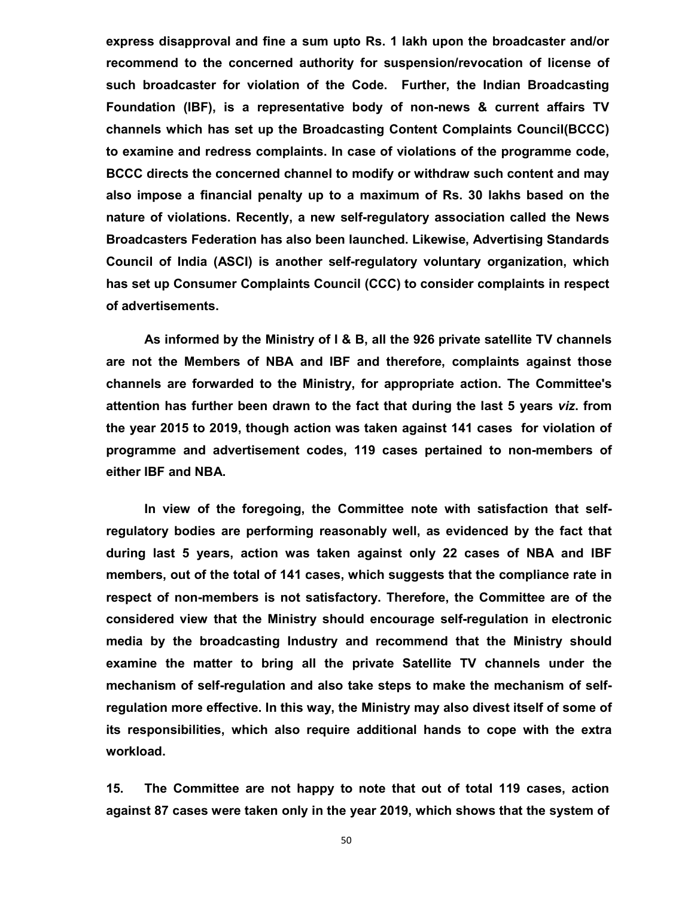**express disapproval and fine a sum upto Rs. 1 lakh upon the broadcaster and/or recommend to the concerned authority for suspension/revocation of license of such broadcaster for violation of the Code. Further, the Indian Broadcasting Foundation (IBF), is a representative body of non-news & current affairs TV channels which has set up the Broadcasting Content Complaints Council(BCCC) to examine and redress complaints. In case of violations of the programme code, BCCC directs the concerned channel to modify or withdraw such content and may also impose a financial penalty up to a maximum of Rs. 30 lakhs based on the nature of violations. Recently, a new self-regulatory association called the News Broadcasters Federation has also been launched. Likewise, Advertising Standards Council of India (ASCI) is another self-regulatory voluntary organization, which has set up Consumer Complaints Council (CCC) to consider complaints in respect of advertisements.**

**As informed by the Ministry of I & B, all the 926 private satellite TV channels are not the Members of NBA and IBF and therefore, complaints against those channels are forwarded to the Ministry, for appropriate action. The Committee's attention has further been drawn to the fact that during the last 5 years *viz*. from the year 2015 to 2019, though action was taken against 141 cases for violation of programme and advertisement codes, 119 cases pertained to non-members of either IBF and NBA.**

**In view of the foregoing, the Committee note with satisfaction that self-regulatory bodies are performing reasonably well, as evidenced by the fact that during last 5 years, action was taken against only 22 cases of NBA and IBF members, out of the total of 141 cases, which suggests that the compliance rate in respect of non-members is not satisfactory. Therefore, the Committee are of the considered view that the Ministry should encourage self-regulation in electronic media by the broadcasting Industry and recommend that the Ministry should examine the matter to bring all the private Satellite TV channels under the mechanism of self-regulation and also take steps to make the mechanism of self-regulation more effective. In this way, the Ministry may also divest itself of some of its responsibilities, which also require additional hands to cope with the extra workload.**

**15. The Committee are not happy to note that out of total 119 cases, action against 87 cases were taken only in the year 2019, which shows that the system of**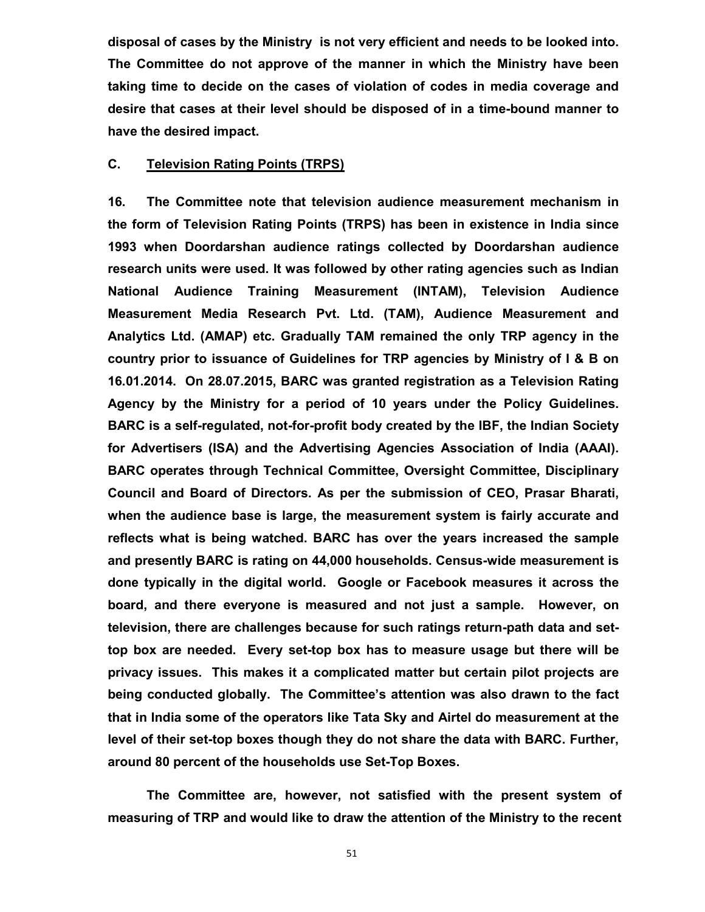**disposal of cases by the Ministry is not very efficient and needs to be looked into. The Committee do not approve of the manner in which the Ministry have been taking time to decide on the cases of violation of codes in media coverage and desire that cases at their level should be disposed of in a time-bound manner to have the desired impact.**

## C. <u>Television Rating Points (TRPS)</u>

**16. The Committee note that television audience measurement mechanism in the form of Television Rating Points (TRPS) has been in existence in India since 1993 when Doordarshan audience ratings collected by Doordarshan audience research units were used. It was followed by other rating agencies such as Indian National Audience Training Measurement (INTAM), Television Audience Measurement Media Research Pvt. Ltd. (TAM), Audience Measurement and Analytics Ltd. (AMAP) etc. Gradually TAM remained the only TRP agency in the country prior to issuance of Guidelines for TRP agencies by Ministry of I & B on 16.01.2014. On 28.07.2015, BARC was granted registration as a Television Rating Agency by the Ministry for a period of 10 years under the Policy Guidelines. BARC is a self-regulated, not-for-profit body created by the IBF, the Indian Society for Advertisers (ISA) and the Advertising Agencies Association of India (AAAI). BARC operates through Technical Committee, Oversight Committee, Disciplinary Council and Board of Directors. As per the submission of CEO, Prasar Bharati, when the audience base is large, the measurement system is fairly accurate and reflects what is being watched. BARC has over the years increased the sample and presently BARC is rating on 44,000 households. Census-wide measurement is done typically in the digital world. Google or Facebook measures it across the board, and there everyone is measured and not just a sample. However, on television, there are challenges because for such ratings return-path data and set-top box are needed. Every set-top box has to measure usage but there will be privacy issues. This makes it a complicated matter but certain pilot projects are being conducted globally. The Committee's attention was also drawn to the fact that in India some of the operators like Tata Sky and Airtel do measurement at the level of their set-top boxes though they do not share the data with BARC. Further, around 80 percent of the households use Set-Top Boxes.**

**The Committee are, however, not satisfied with the present system of measuring of TRP and would like to draw the attention of the Ministry to the recent**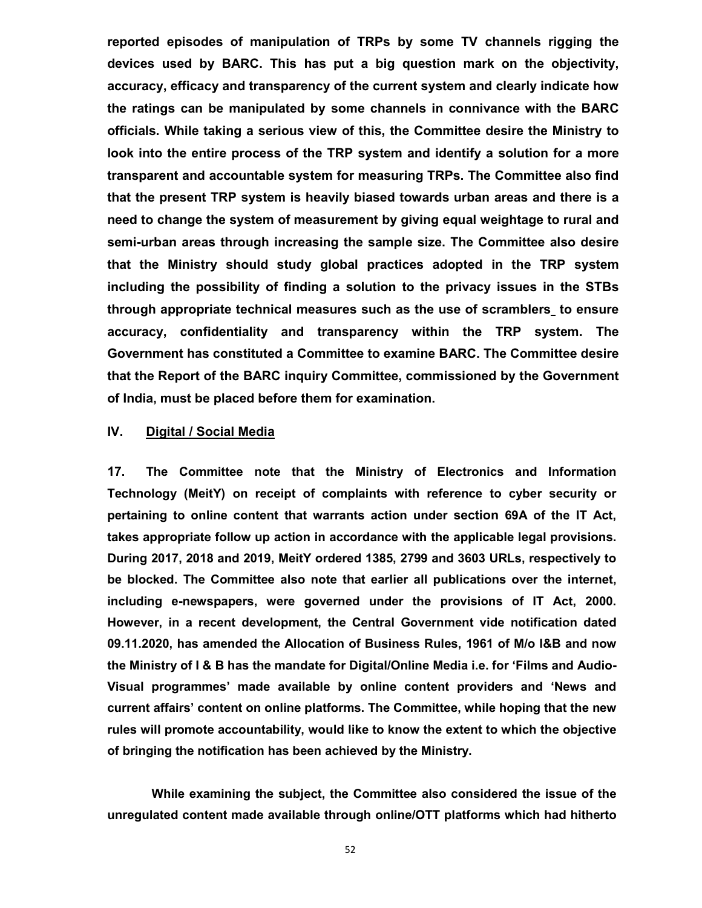**reported episodes of manipulation of TRPs by some TV channels rigging the devices used by BARC. This has put a big question mark on the objectivity, accuracy, efficacy and transparency of the current system and clearly indicate how the ratings can be manipulated by some channels in connivance with the BARC officials. While taking a serious view of this, the Committee desire the Ministry to look into the entire process of the TRP system and identify a solution for a more transparent and accountable system for measuring TRPs. The Committee also find that the present TRP system is heavily biased towards urban areas and there is a need to change the system of measurement by giving equal weightage to rural and semi-urban areas through increasing the sample size. The Committee also desire that the Ministry should study global practices adopted in the TRP system including the possibility of finding a solution to the privacy issues in the STBs through appropriate technical measures such as the use of scramblers to ensure accuracy, confidentiality and transparency within the TRP system. The Government has constituted a Committee to examine BARC. The Committee desire that the Report of the BARC inquiry Committee, commissioned by the Government of India, must be placed before them for examination.**

## IV. <u>Digital / Social Media</u>

**17. The Committee note that the Ministry of Electronics and Information Technology (MeitY) on receipt of complaints with reference to cyber security or pertaining to online content that warrants action under section 69A of the IT Act, takes appropriate follow up action in accordance with the applicable legal provisions. During 2017, 2018 and 2019, MeitY ordered 1385, 2799 and 3603 URLs, respectively to be blocked. The Committee also note that earlier all publications over the internet, including e-newspapers, were governed under the provisions of IT Act, 2000. However, in a recent development, the Central Government vide notification dated 09.11.2020, has amended the Allocation of Business Rules, 1961 of M/o I&B and now the Ministry of I & B has the mandate for Digital/Online Media i.e. for 'Films and Audio-Visual programmes' made available by online content providers and 'News and current affairs' content on online platforms. The Committee, while hoping that the new rules will promote accountability, would like to know the extent to which the objective of bringing the notification has been achieved by the Ministry.**

**While examining the subject, the Committee also considered the issue of the unregulated content made available through online/OTT platforms which had hitherto**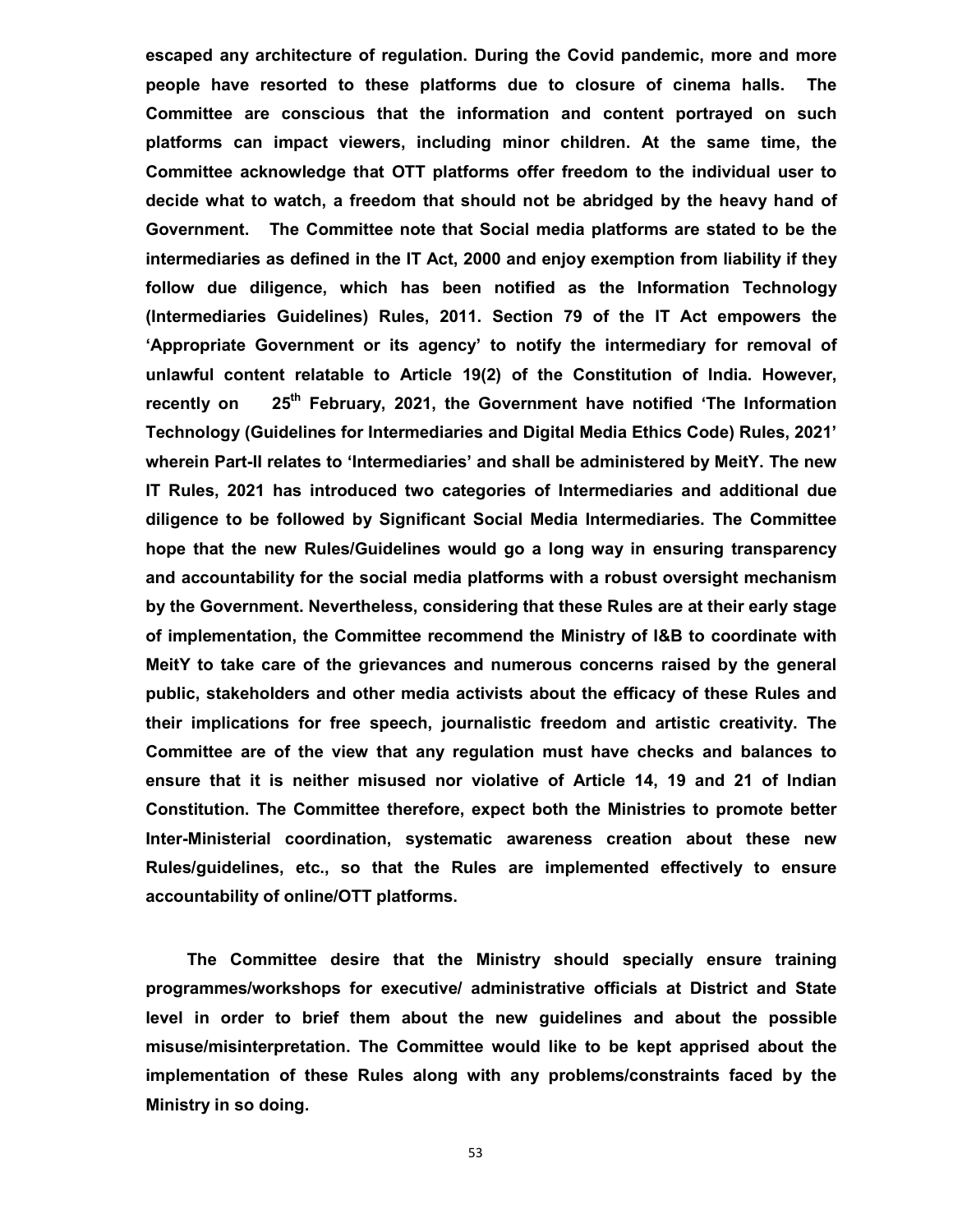**escaped any architecture of regulation. During the Covid pandemic, more and more people have resorted to these platforms due to closure of cinema halls. The Committee are conscious that the information and content portrayed on such platforms can impact viewers, including minor children. At the same time, the Committee acknowledge that OTT platforms offer freedom to the individual user to decide what to watch, a freedom that should not be abridged by the heavy hand of Government. The Committee note that Social media platforms are stated to be the intermediaries as defined in the IT Act, 2000 and enjoy exemption from liability if they follow due diligence, which has been notified as the Information Technology (Intermediaries Guidelines) Rules, 2011. Section 79 of the IT Act empowers the 'Appropriate Government or its agency' to notify the intermediary for removal of unlawful content relatable to Article 19(2) of the Constitution of India. However, recently on 25th February, 2021, the Government have notified 'The Information Technology (Guidelines for Intermediaries and Digital Media Ethics Code) Rules, 2021' wherein Part-II relates to 'Intermediaries' and shall be administered by MeitY. The new IT Rules, 2021 has introduced two categories of Intermediaries and additional due diligence to be followed by Significant Social Media Intermediaries. The Committee hope that the new Rules/Guidelines would go a long way in ensuring transparency and accountability for the social media platforms with a robust oversight mechanism by the Government. Nevertheless, considering that these Rules are at their early stage of implementation, the Committee recommend the Ministry of I&B to coordinate with MeitY to take care of the grievances and numerous concerns raised by the general public, stakeholders and other media activists about the efficacy of these Rules and their implications for free speech, journalistic freedom and artistic creativity. The Committee are of the view that any regulation must have checks and balances to ensure that it is neither misused nor violative of Article 14, 19 and 21 of Indian Constitution. The Committee therefore, expect both the Ministries to promote better Inter-Ministerial coordination, systematic awareness creation about these new Rules/guidelines, etc., so that the Rules are implemented effectively to ensure accountability of online/OTT platforms.**

**The Committee desire that the Ministry should specially ensure training programmes/workshops for executive/ administrative officials at District and State level in order to brief them about the new guidelines and about the possible misuse/misinterpretation. The Committee would like to be kept apprised about the implementation of these Rules along with any problems/constraints faced by the Ministry in so doing.**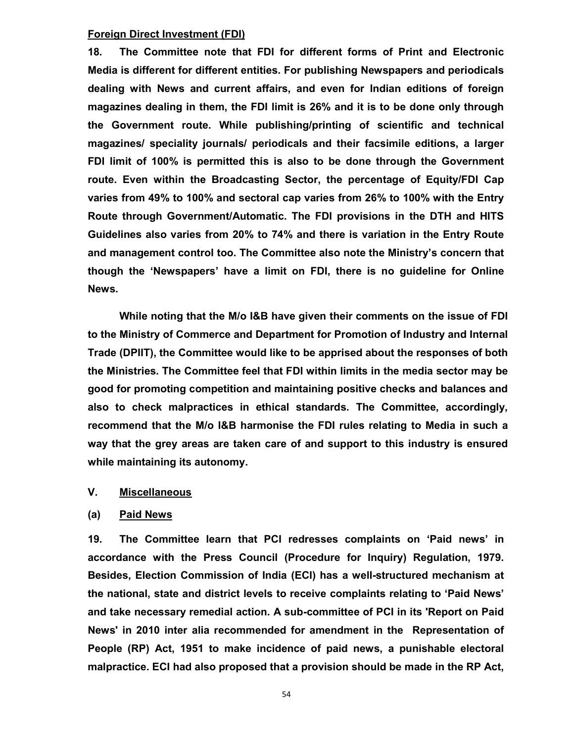**Foreign Direct Investment (FDI)**

**18. The Committee note that FDI for different forms of Print and Electronic Media is different for different entities. For publishing Newspapers and periodicals dealing with News and current affairs, and even for Indian editions of foreign magazines dealing in them, the FDI limit is 26% and it is to be done only through the Government route. While publishing/printing of scientific and technical magazines/ speciality journals/ periodicals and their facsimile editions, a larger FDI limit of 100% is permitted this is also to be done through the Government route. Even within the Broadcasting Sector, the percentage of Equity/FDI Cap varies from 49% to 100% and sectoral cap varies from 26% to 100% with the Entry Route through Government/Automatic. The FDI provisions in the DTH and HITS Guidelines also varies from 20% to 74% and there is variation in the Entry Route and management control too. The Committee also note the Ministry's concern that though the 'Newspapers' have a limit on FDI, there is no guideline for Online News.**

**While noting that the M/o I&B have given their comments on the issue of FDI to the Ministry of Commerce and Department for Promotion of Industry and Internal Trade (DPIIT), the Committee would like to be apprised about the responses of both the Ministries. The Committee feel that FDI within limits in the media sector may be good for promoting competition and maintaining positive checks and balances and also to check malpractices in ethical standards. The Committee, accordingly, recommend that the M/o I&B harmonise the FDI rules relating to Media in such a way that the grey areas are taken care of and support to this industry is ensured while maintaining its autonomy.**

## V. Miscellaneous

### (a) Paid News

**19. The Committee learn that PCI redresses complaints on 'Paid news' in accordance with the Press Council (Procedure for Inquiry) Regulation, 1979. Besides, Election Commission of India (ECI) has a well-structured mechanism at the national, state and district levels to receive complaints relating to 'Paid News' and take necessary remedial action. A sub-committee of PCI in its 'Report on Paid News' in 2010 inter alia recommended for amendment in the Representation of People (RP) Act, 1951 to make incidence of paid news, a punishable electoral malpractice. ECI had also proposed that a provision should be made in the RP Act,**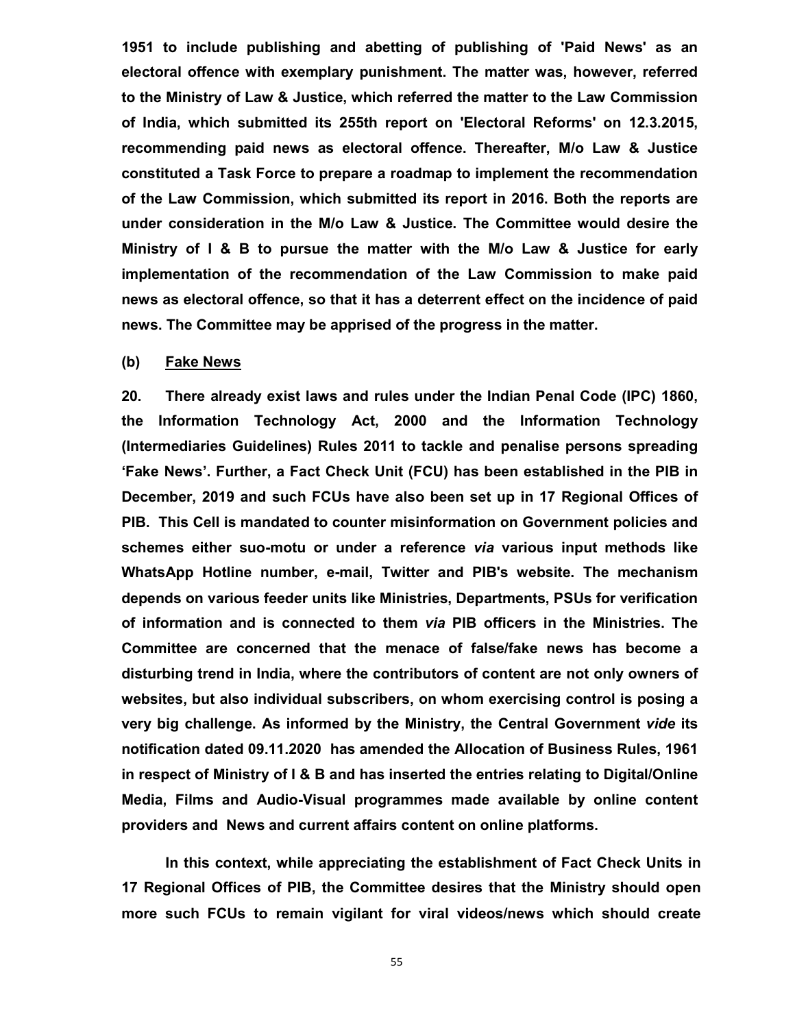**1951 to include publishing and abetting of publishing of 'Paid News' as an electoral offence with exemplary punishment. The matter was, however, referred to the Ministry of Law & Justice, which referred the matter to the Law Commission of India, which submitted its 255th report on 'Electoral Reforms' on 12.3.2015, recommending paid news as electoral offence. Thereafter, M/o Law & Justice constituted a Task Force to prepare a roadmap to implement the recommendation of the Law Commission, which submitted its report in 2016. Both the reports are under consideration in the M/o Law & Justice. The Committee would desire the Ministry of I & B to pursue the matter with the M/o Law & Justice for early implementation of the recommendation of the Law Commission to make paid news as electoral offence, so that it has a deterrent effect on the incidence of paid news. The Committee may be apprised of the progress in the matter.**

**(b) Fake News**

**20. There already exist laws and rules under the Indian Penal Code (IPC) 1860, the Information Technology Act, 2000 and the Information Technology (Intermediaries Guidelines) Rules 2011 to tackle and penalise persons spreading 'Fake News'. Further, a Fact Check Unit (FCU) has been established in the PIB in December, 2019 and such FCUs have also been set up in 17 Regional Offices of PIB. This Cell is mandated to counter misinformation on Government policies and schemes either suo-motu or under a reference *via* various input methods like WhatsApp Hotline number, e-mail, Twitter and PIB's website. The mechanism depends on various feeder units like Ministries, Departments, PSUs for verification of information and is connected to them *via* PIB officers in the Ministries. The Committee are concerned that the menace of false/fake news has become a disturbing trend in India, where the contributors of content are not only owners of websites, but also individual subscribers, on whom exercising control is posing a very big challenge. As informed by the Ministry, the Central Government *vide* its notification dated 09.11.2020 has amended the Allocation of Business Rules, 1961 in respect of Ministry of I & B and has inserted the entries relating to Digital/Online Media, Films and Audio-Visual programmes made available by online content providers and News and current affairs content on online platforms.**

**In this context, while appreciating the establishment of Fact Check Units in 17 Regional Offices of PIB, the Committee desires that the Ministry should open more such FCUs to remain vigilant for viral videos/news which should create**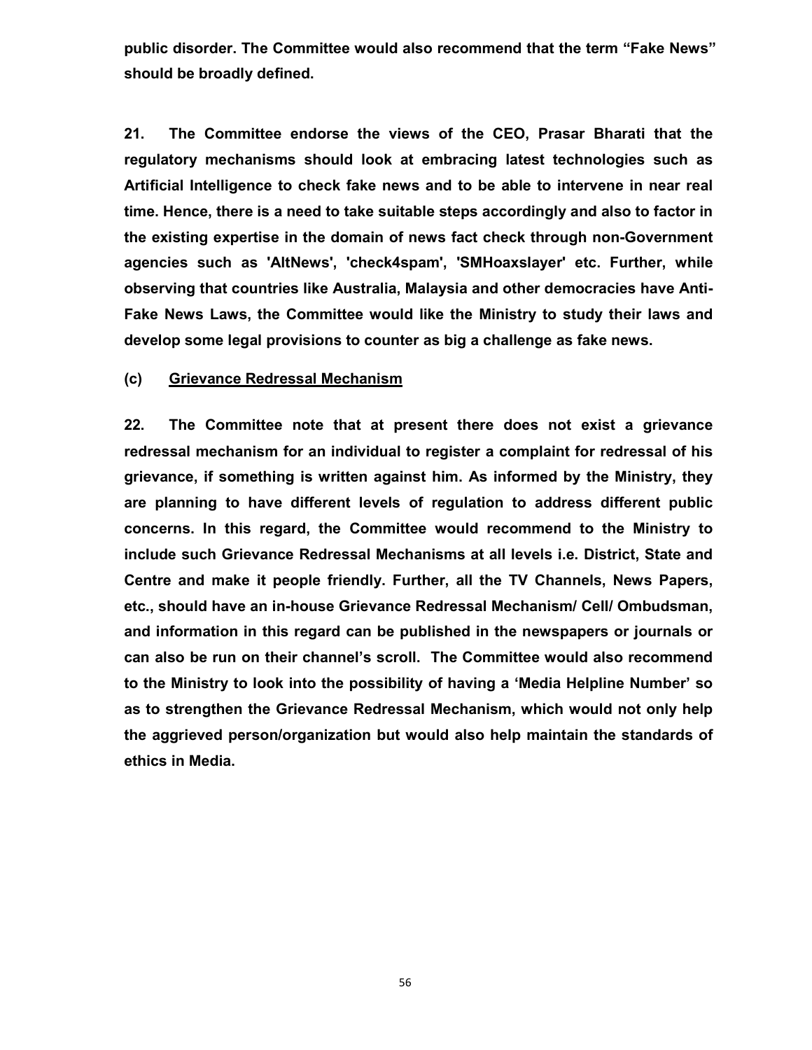**public disorder. The Committee would also recommend that the term "Fake News" should be broadly defined.**

**21. The Committee endorse the views of the CEO, Prasar Bharati that the regulatory mechanisms should look at embracing latest technologies such as Artificial Intelligence to check fake news and to be able to intervene in near real time. Hence, there is a need to take suitable steps accordingly and also to factor in the existing expertise in the domain of news fact check through non-Government agencies such as 'AltNews', 'check4spam', 'SMHoaxslayer' etc. Further, while observing that countries like Australia, Malaysia and other democracies have Anti-Fake News Laws, the Committee would like the Ministry to study their laws and develop some legal provisions to counter as big a challenge as fake news.**

**(c) Grievance Redressal Mechanism**

**22. The Committee note that at present there does not exist a grievance redressal mechanism for an individual to register a complaint for redressal of his grievance, if something is written against him. As informed by the Ministry, they are planning to have different levels of regulation to address different public concerns. In this regard, the Committee would recommend to the Ministry to include such Grievance Redressal Mechanisms at all levels i.e. District, State and Centre and make it people friendly. Further, all the TV Channels, News Papers, etc., should have an in-house Grievance Redressal Mechanism/ Cell/ Ombudsman, and information in this regard can be published in the newspapers or journals or can also be run on their channel's scroll. The Committee would also recommend to the Ministry to look into the possibility of having a 'Media Helpline Number' so as to strengthen the Grievance Redressal Mechanism, which would not only help the aggrieved person/organization but would also help maintain the standards of ethics in Media.**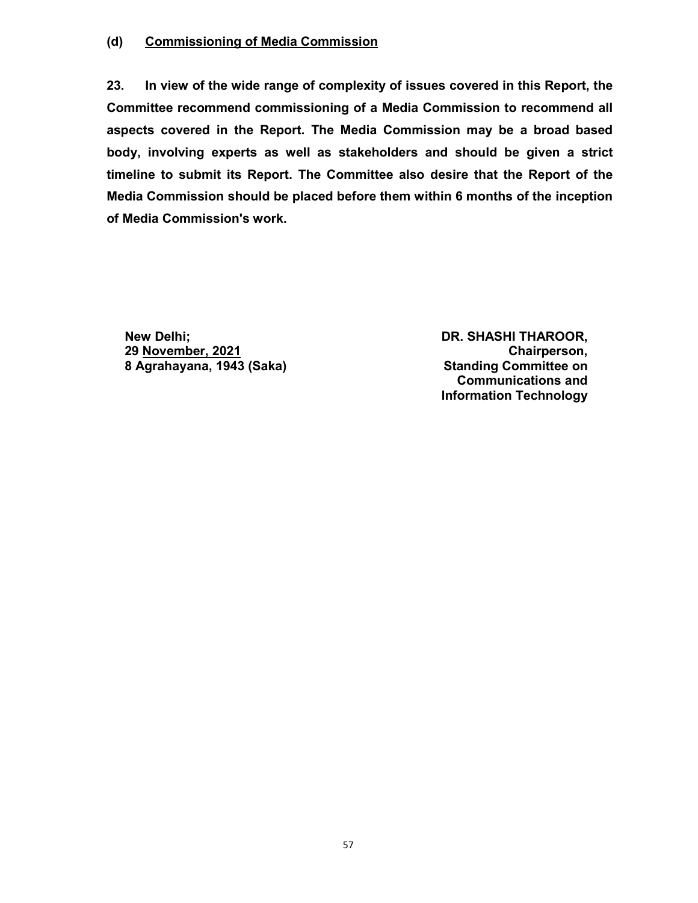### (d) Commissioning of Media Commission

**23. In view of the wide range of complexity of issues covered in this Report, the Committee recommend commissioning of a Media Commission to recommend all aspects covered in the Report. The Media Commission may be a broad based body, involving experts as well as stakeholders and should be given a strict timeline to submit its Report. The Committee also desire that the Report of the Media Commission should be placed before them within 6 months of the inception of Media Commission's work.**

**New Delhi;**
**29 November, 2021**
**8 Agrahayana, 1943 (Saka)**

**DR. SHASHI THAROOR,**
**Chairperson,**
**Standing Committee on**
**Communications and**
**Information Technology**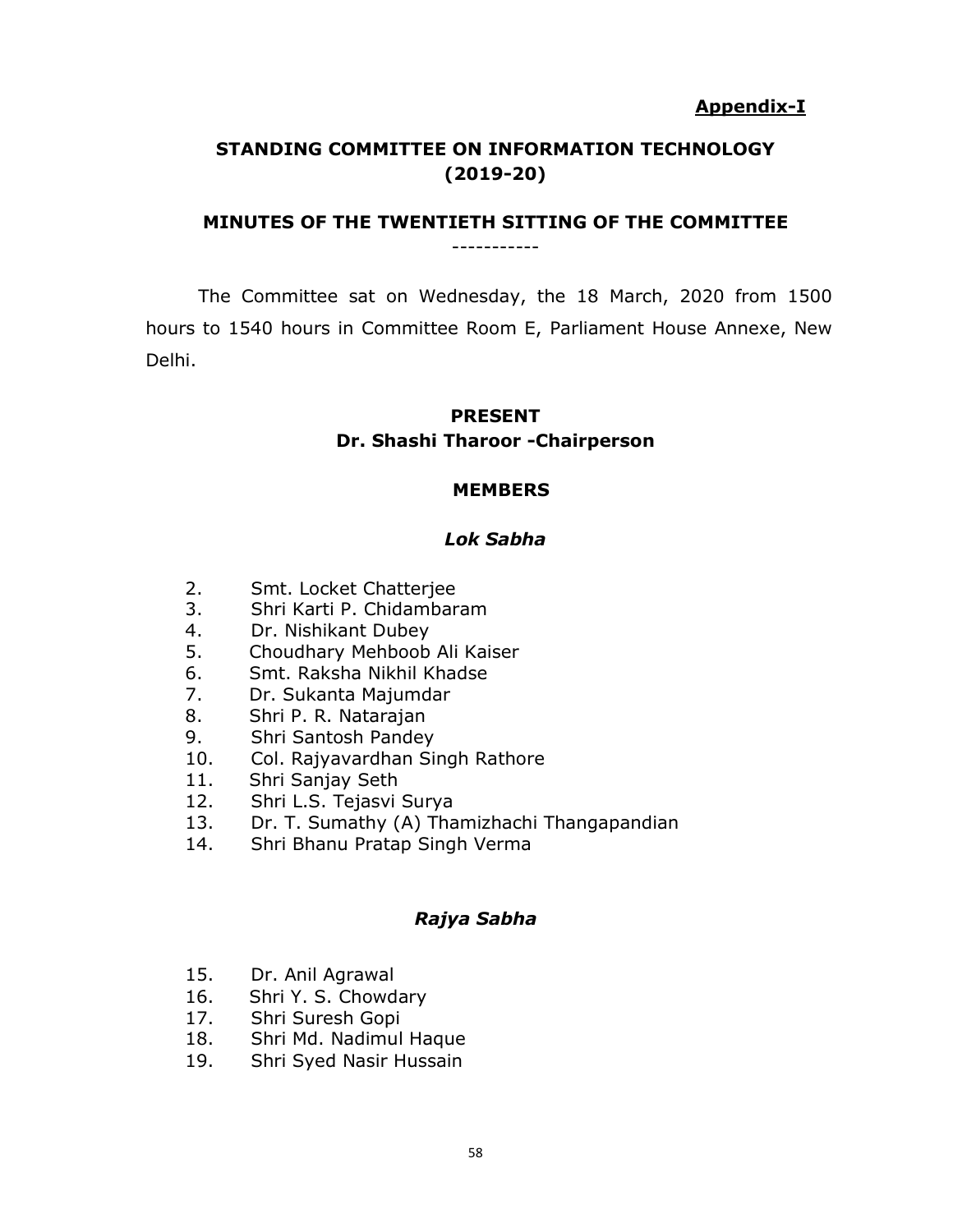**Appendix-I**

## STANDING COMMITTEE ON INFORMATION TECHNOLOGY (2019-20)

## MINUTES OF THE TWENTIETH SITTING OF THE COMMITTEE

-----------

The Committee sat on Wednesday, the 18 March, 2020 from 1500 hours to 1540 hours in Committee Room E, Parliament House Annexe, New Delhi.

### PRESENT

**Dr. Shashi Tharoor -Chairperson**

### MEMBERS

#### *Lok Sabha*

2. Smt. Locket Chatterjee
3. Shri Karti P. Chidambaram
4. Dr. Nishikant Dubey
5. Choudhary Mehboob Ali Kaiser
6. Smt. Raksha Nikhil Khadse
7. Dr. Sukanta Majumdar
8. Shri P. R. Natarajan
9. Shri Santosh Pandey
10. Col. Rajyavardhan Singh Rathore
11. Shri Sanjay Seth
12. Shri L.S. Tejasvi Surya
13. Dr. T. Sumathy (A) Thamizhachi Thangapandian
14. Shri Bhanu Pratap Singh Verma

#### *Rajya Sabha*

15. Dr. Anil Agrawal
16. Shri Y. S. Chowdary
17. Shri Suresh Gopi
18. Shri Md. Nadimul Haque
19. Shri Syed Nasir Hussain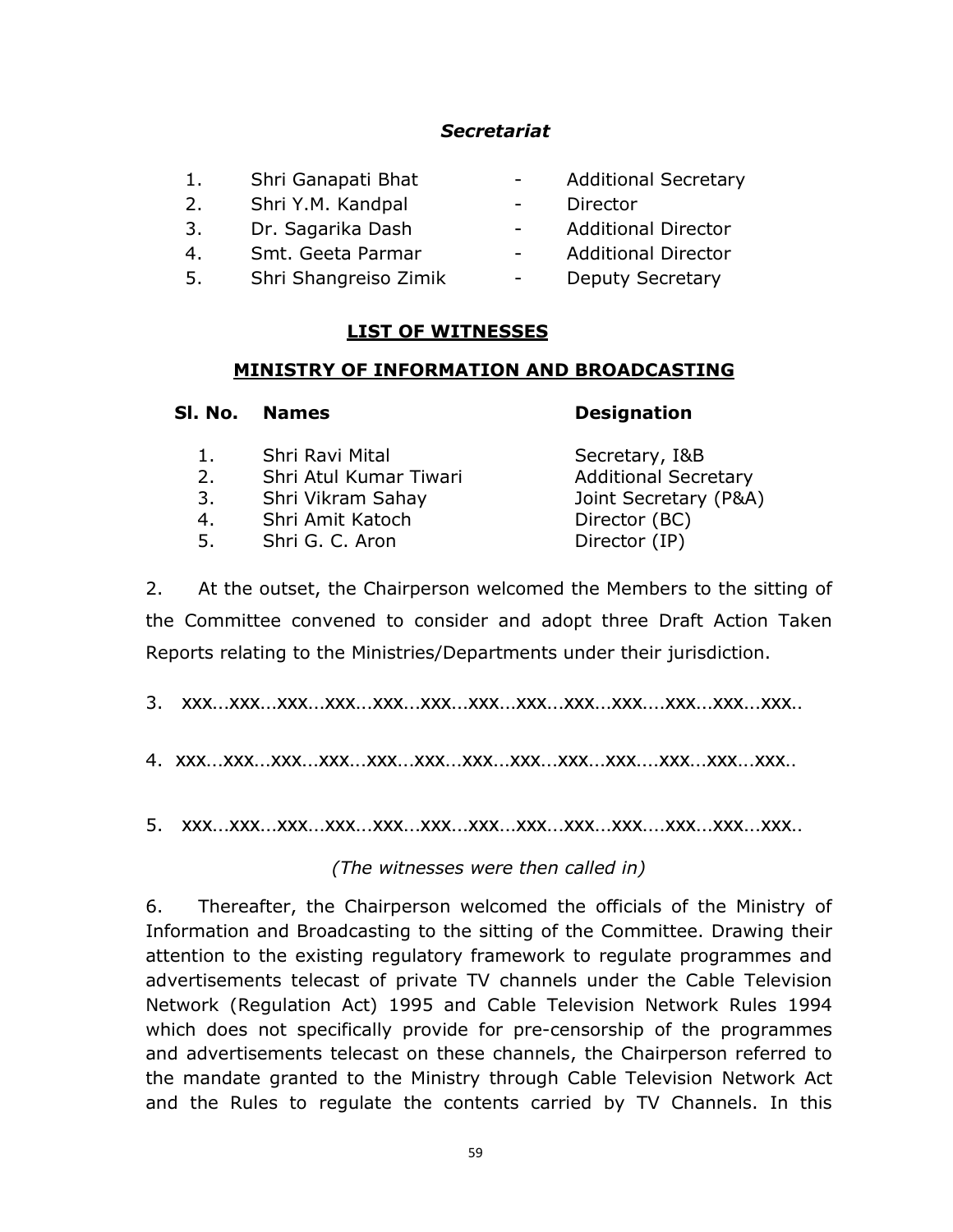***Secretariat***

| | | | |
|---|---|---|---|
| 1. | Shri Ganapati Bhat | - | Additional Secretary |
| 2. | Shri Y.M. Kandpal | - | Director |
| 3. | Dr. Sagarika Dash | - | Additional Director |
| 4. | Smt. Geeta Parmar | - | Additional Director |
| 5. | Shri Shangreiso Zimik | - | Deputy Secretary |

**LIST OF WITNESSES**

**MINISTRY OF INFORMATION AND BROADCASTING**

| Sl. No. | Names | Designation |
|---|---|---|
| 1. | Shri Ravi Mital | Secretary, I&B |
| 2. | Shri Atul Kumar Tiwari | Additional Secretary |
| 3. | Shri Vikram Sahay | Joint Secretary (P&A) |
| 4. | Shri Amit Katoch | Director (BC) |
| 5. | Shri G. C. Aron | Director (IP) |

2. At the outset, the Chairperson welcomed the Members to the sitting of the Committee convened to consider and adopt three Draft Action Taken Reports relating to the Ministries/Departments under their jurisdiction.

3. xxx...xxx...xxx...xxx...xxx...xxx...xxx...xxx...xxx...xxx....xxx...xxx...xxx..

4. xxx...xxx...xxx...xxx...xxx...xxx...xxx...xxx...xxx...xxx....xxx...xxx...xxx..

5. xxx...xxx...xxx...xxx...xxx...xxx...xxx...xxx...xxx...xxx....xxx...xxx...xxx..

*(The witnesses were then called in)*

6. Thereafter, the Chairperson welcomed the officials of the Ministry of Information and Broadcasting to the sitting of the Committee. Drawing their attention to the existing regulatory framework to regulate programmes and advertisements telecast of private TV channels under the Cable Television Network (Regulation Act) 1995 and Cable Television Network Rules 1994 which does not specifically provide for pre-censorship of the programmes and advertisements telecast on these channels, the Chairperson referred to the mandate granted to the Ministry through Cable Television Network Act and the Rules to regulate the contents carried by TV Channels. In this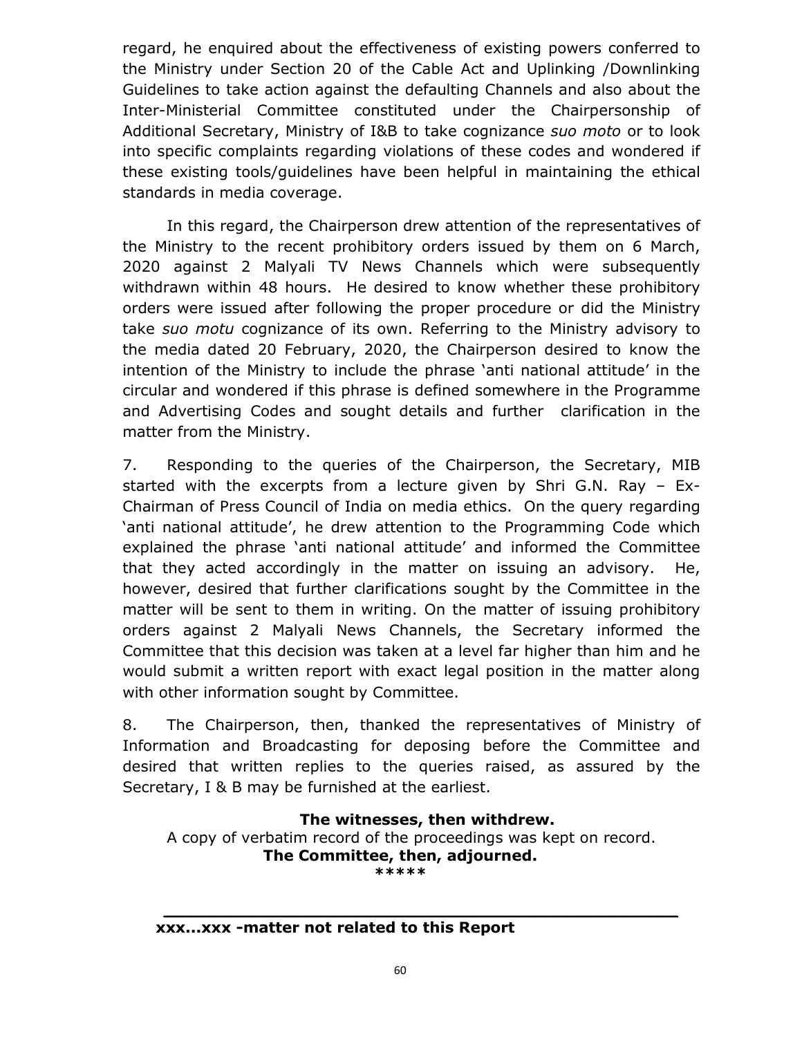regard, he enquired about the effectiveness of existing powers conferred to the Ministry under Section 20 of the Cable Act and Uplinking /Downlinking Guidelines to take action against the defaulting Channels and also about the Inter-Ministerial Committee constituted under the Chairpersonship of Additional Secretary, Ministry of I&B to take cognizance *suo moto* or to look into specific complaints regarding violations of these codes and wondered if these existing tools/guidelines have been helpful in maintaining the ethical standards in media coverage.

In this regard, the Chairperson drew attention of the representatives of the Ministry to the recent prohibitory orders issued by them on 6 March, 2020 against 2 Malyali TV News Channels which were subsequently withdrawn within 48 hours. He desired to know whether these prohibitory orders were issued after following the proper procedure or did the Ministry take *suo motu* cognizance of its own. Referring to the Ministry advisory to the media dated 20 February, 2020, the Chairperson desired to know the intention of the Ministry to include the phrase 'anti national attitude' in the circular and wondered if this phrase is defined somewhere in the Programme and Advertising Codes and sought details and further clarification in the matter from the Ministry.

7. Responding to the queries of the Chairperson, the Secretary, MIB started with the excerpts from a lecture given by Shri G.N. Ray – Ex-Chairman of Press Council of India on media ethics. On the query regarding 'anti national attitude', he drew attention to the Programming Code which explained the phrase 'anti national attitude' and informed the Committee that they acted accordingly in the matter on issuing an advisory. He, however, desired that further clarifications sought by the Committee in the matter will be sent to them in writing. On the matter of issuing prohibitory orders against 2 Malyali News Channels, the Secretary informed the Committee that this decision was taken at a level far higher than him and he would submit a written report with exact legal position in the matter along with other information sought by Committee.

8. The Chairperson, then, thanked the representatives of Ministry of Information and Broadcasting for deposing before the Committee and desired that written replies to the queries raised, as assured by the Secretary, I & B may be furnished at the earliest.

**The witnesses, then withdrew.**

A copy of verbatim record of the proceedings was kept on record.

**The Committee, then, adjourned.**

**\*\*\*\*\***

---

**xxx...xxx -matter not related to this Report**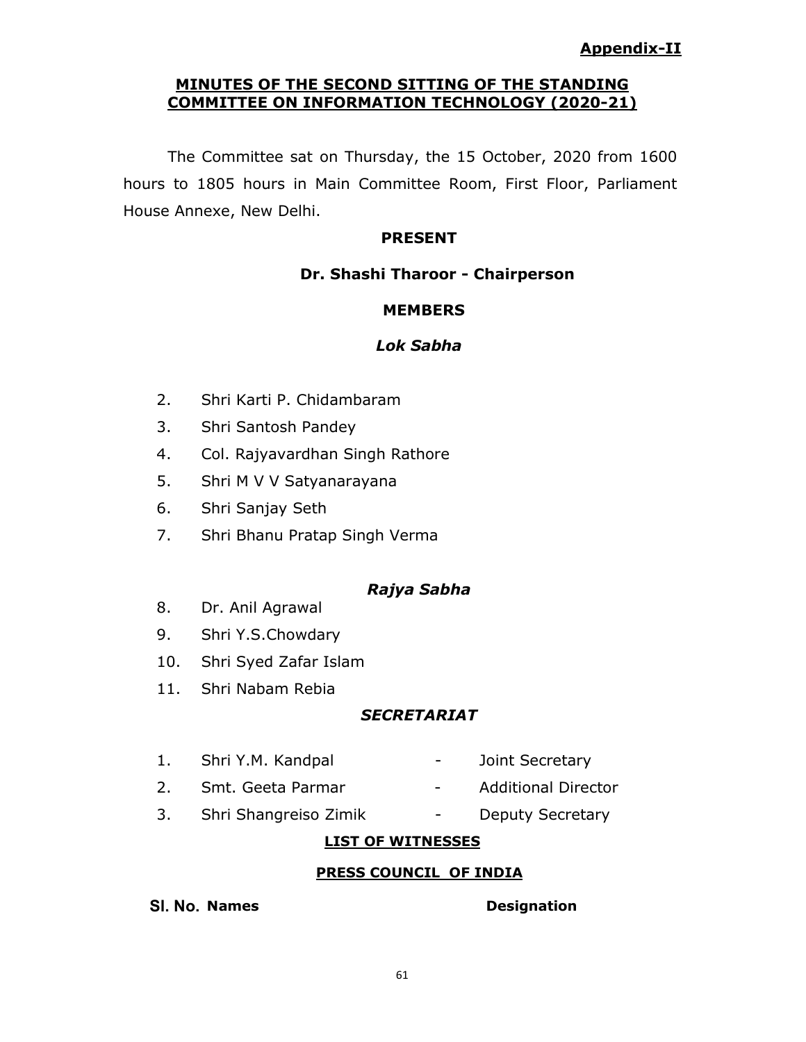**Appendix-II**

## MINUTES OF THE SECOND SITTING OF THE STANDING COMMITTEE ON INFORMATION TECHNOLOGY (2020-21)

The Committee sat on Thursday, the 15 October, 2020 from 1600 hours to 1805 hours in Main Committee Room, First Floor, Parliament House Annexe, New Delhi.

**PRESENT**

**Dr. Shashi Tharoor - Chairperson**

**MEMBERS**

***Lok Sabha***

2. Shri Karti P. Chidambaram
3. Shri Santosh Pandey
4. Col. Rajyavardhan Singh Rathore
5. Shri M V V Satyanarayana
6. Shri Sanjay Seth
7. Shri Bhanu Pratap Singh Verma

***Rajya Sabha***

8. Dr. Anil Agrawal
9. Shri Y.S.Chowdary
10. Shri Syed Zafar Islam
11. Shri Nabam Rebia

***SECRETARIAT***

| | | | |
|---|---|---|---|
| 1. | Shri Y.M. Kandpal | - | Joint Secretary |
| 2. | Smt. Geeta Parmar | - | Additional Director |
| 3. | Shri Shangreiso Zimik | - | Deputy Secretary |

**LIST OF WITNESSES**

**PRESS COUNCIL OF INDIA**

| Sl. No. | Names | Designation |
|---|---|---|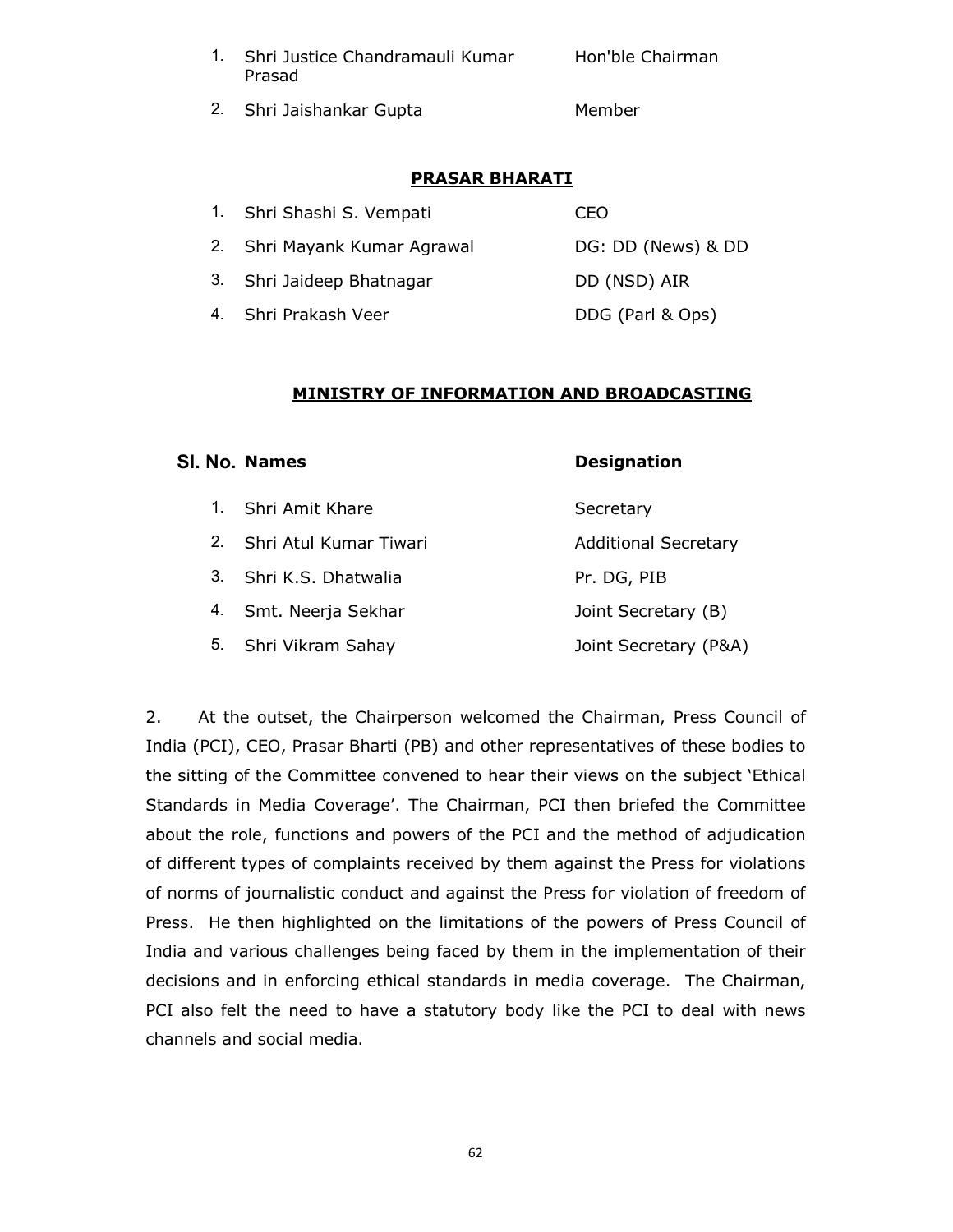| | | |
|---|---|---|
| 1. | Shri Justice Chandramauli Kumar Prasad | Hon'ble Chairman |
| 2. | Shri Jaishankar Gupta | Member |

**PRASAR BHARATI**

| | | |
|---|---|---|
| 1. | Shri Shashi S. Vempati | CEO |
| 2. | Shri Mayank Kumar Agrawal | DG: DD (News) & DD |
| 3. | Shri Jaideep Bhatnagar | DD (NSD) AIR |
| 4. | Shri Prakash Veer | DDG (Parl & Ops) |

**MINISTRY OF INFORMATION AND BROADCASTING**

| Sl. No. | Names | Designation |
|---|---|---|
| 1. | Shri Amit Khare | Secretary |
| 2. | Shri Atul Kumar Tiwari | Additional Secretary |
| 3. | Shri K.S. Dhatwalia | Pr. DG, PIB |
| 4. | Smt. Neerja Sekhar | Joint Secretary (B) |
| 5. | Shri Vikram Sahay | Joint Secretary (P&A) |

2. At the outset, the Chairperson welcomed the Chairman, Press Council of India (PCI), CEO, Prasar Bharti (PB) and other representatives of these bodies to the sitting of the Committee convened to hear their views on the subject 'Ethical Standards in Media Coverage'. The Chairman, PCI then briefed the Committee about the role, functions and powers of the PCI and the method of adjudication of different types of complaints received by them against the Press for violations of norms of journalistic conduct and against the Press for violation of freedom of Press. He then highlighted on the limitations of the powers of Press Council of India and various challenges being faced by them in the implementation of their decisions and in enforcing ethical standards in media coverage. The Chairman, PCI also felt the need to have a statutory body like the PCI to deal with news channels and social media.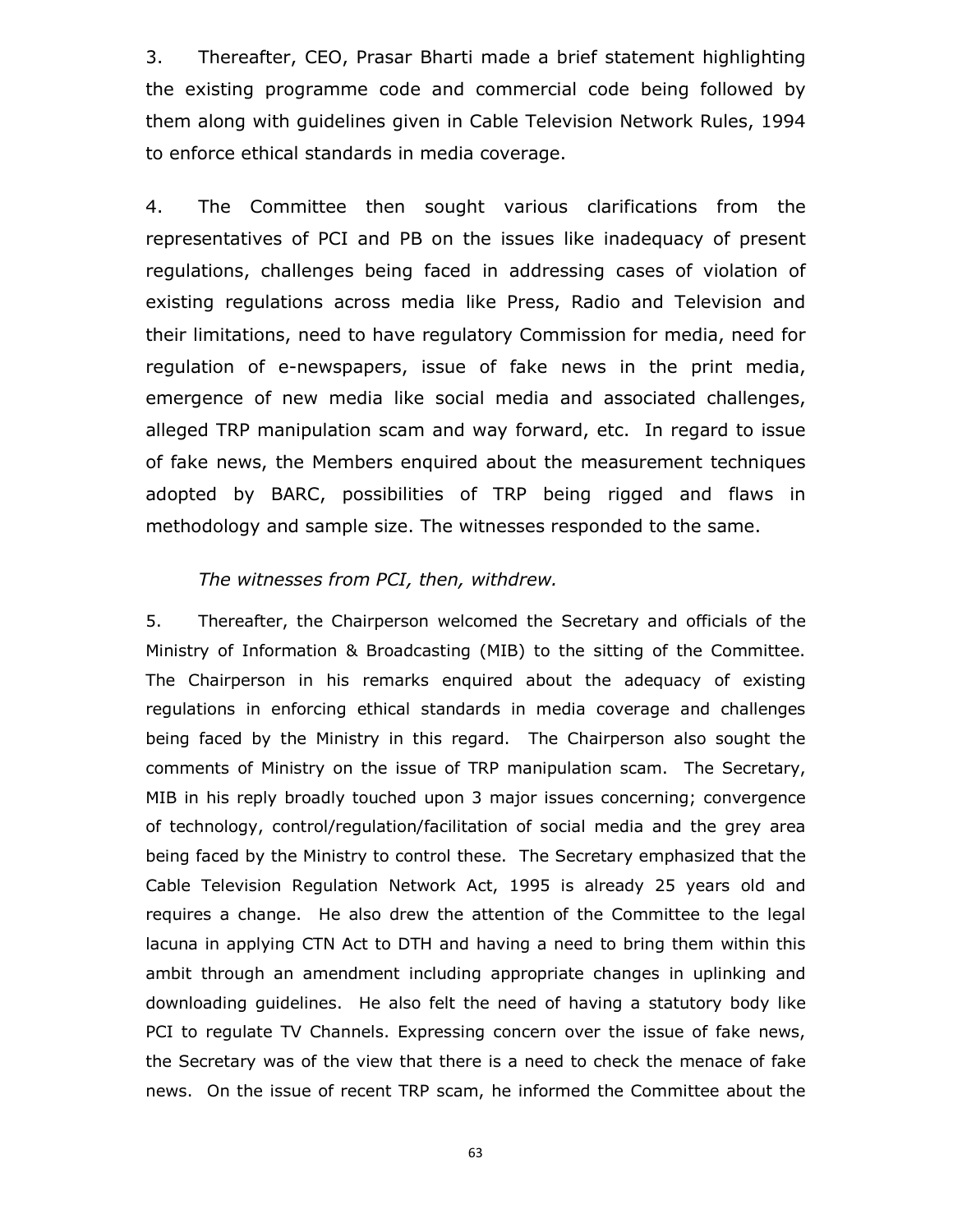3. Thereafter, CEO, Prasar Bharti made a brief statement highlighting the existing programme code and commercial code being followed by them along with guidelines given in Cable Television Network Rules, 1994 to enforce ethical standards in media coverage.

4. The Committee then sought various clarifications from the representatives of PCI and PB on the issues like inadequacy of present regulations, challenges being faced in addressing cases of violation of existing regulations across media like Press, Radio and Television and their limitations, need to have regulatory Commission for media, need for regulation of e-newspapers, issue of fake news in the print media, emergence of new media like social media and associated challenges, alleged TRP manipulation scam and way forward, etc. In regard to issue of fake news, the Members enquired about the measurement techniques adopted by BARC, possibilities of TRP being rigged and flaws in methodology and sample size. The witnesses responded to the same.

*The witnesses from PCI, then, withdrew.*

5. Thereafter, the Chairperson welcomed the Secretary and officials of the Ministry of Information & Broadcasting (MIB) to the sitting of the Committee. The Chairperson in his remarks enquired about the adequacy of existing regulations in enforcing ethical standards in media coverage and challenges being faced by the Ministry in this regard. The Chairperson also sought the comments of Ministry on the issue of TRP manipulation scam. The Secretary, MIB in his reply broadly touched upon 3 major issues concerning; convergence of technology, control/regulation/facilitation of social media and the grey area being faced by the Ministry to control these. The Secretary emphasized that the Cable Television Regulation Network Act, 1995 is already 25 years old and requires a change. He also drew the attention of the Committee to the legal lacuna in applying CTN Act to DTH and having a need to bring them within this ambit through an amendment including appropriate changes in uplinking and downloading guidelines. He also felt the need of having a statutory body like PCI to regulate TV Channels. Expressing concern over the issue of fake news, the Secretary was of the view that there is a need to check the menace of fake news. On the issue of recent TRP scam, he informed the Committee about the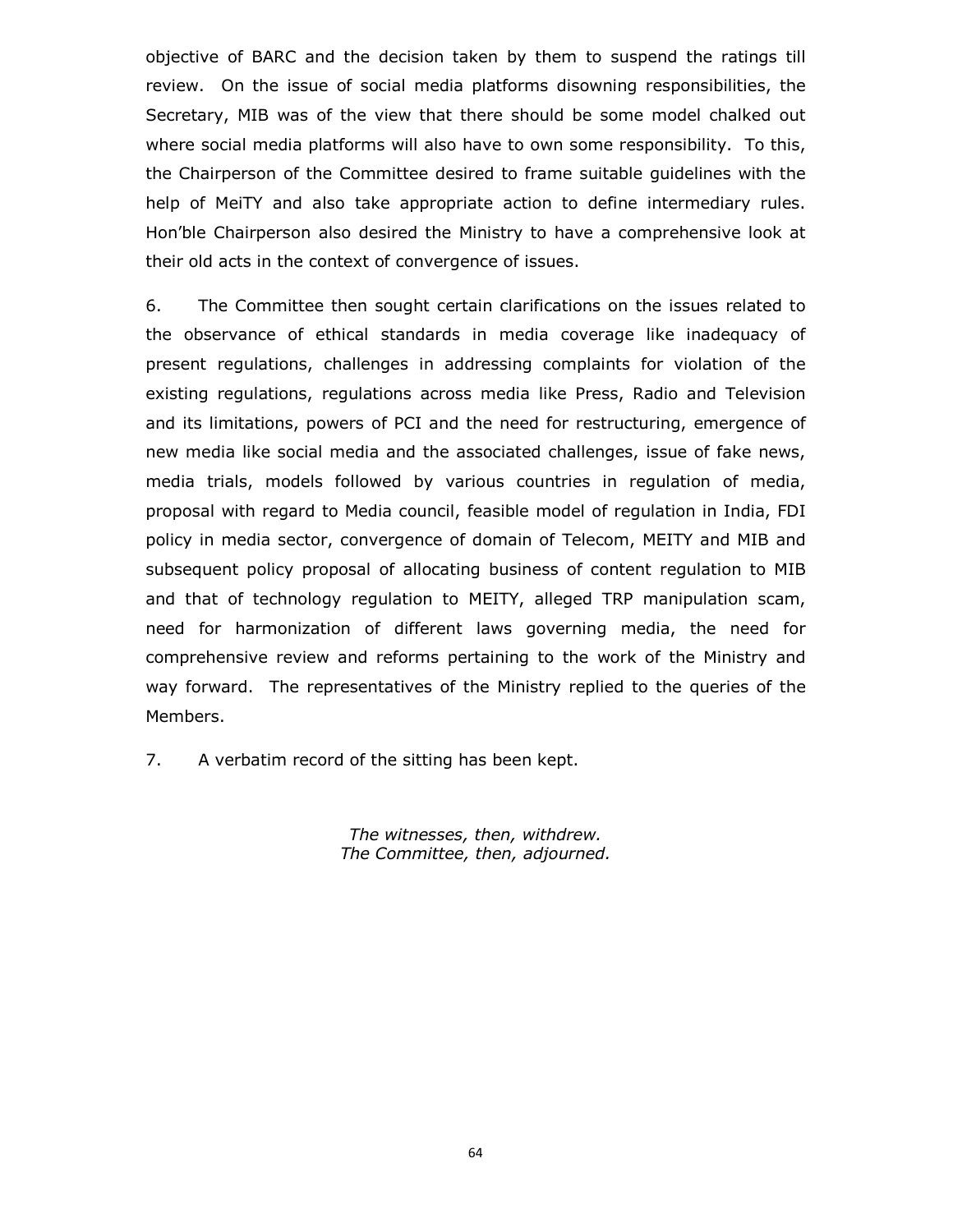objective of BARC and the decision taken by them to suspend the ratings till review. On the issue of social media platforms disowning responsibilities, the Secretary, MIB was of the view that there should be some model chalked out where social media platforms will also have to own some responsibility. To this, the Chairperson of the Committee desired to frame suitable guidelines with the help of MeiTY and also take appropriate action to define intermediary rules. Hon'ble Chairperson also desired the Ministry to have a comprehensive look at their old acts in the context of convergence of issues.

6. The Committee then sought certain clarifications on the issues related to the observance of ethical standards in media coverage like inadequacy of present regulations, challenges in addressing complaints for violation of the existing regulations, regulations across media like Press, Radio and Television and its limitations, powers of PCI and the need for restructuring, emergence of new media like social media and the associated challenges, issue of fake news, media trials, models followed by various countries in regulation of media, proposal with regard to Media council, feasible model of regulation in India, FDI policy in media sector, convergence of domain of Telecom, MEITY and MIB and subsequent policy proposal of allocating business of content regulation to MIB and that of technology regulation to MEITY, alleged TRP manipulation scam, need for harmonization of different laws governing media, the need for comprehensive review and reforms pertaining to the work of the Ministry and way forward. The representatives of the Ministry replied to the queries of the Members.

7. A verbatim record of the sitting has been kept.

*The witnesses, then, withdrew.*
*The Committee, then, adjourned.*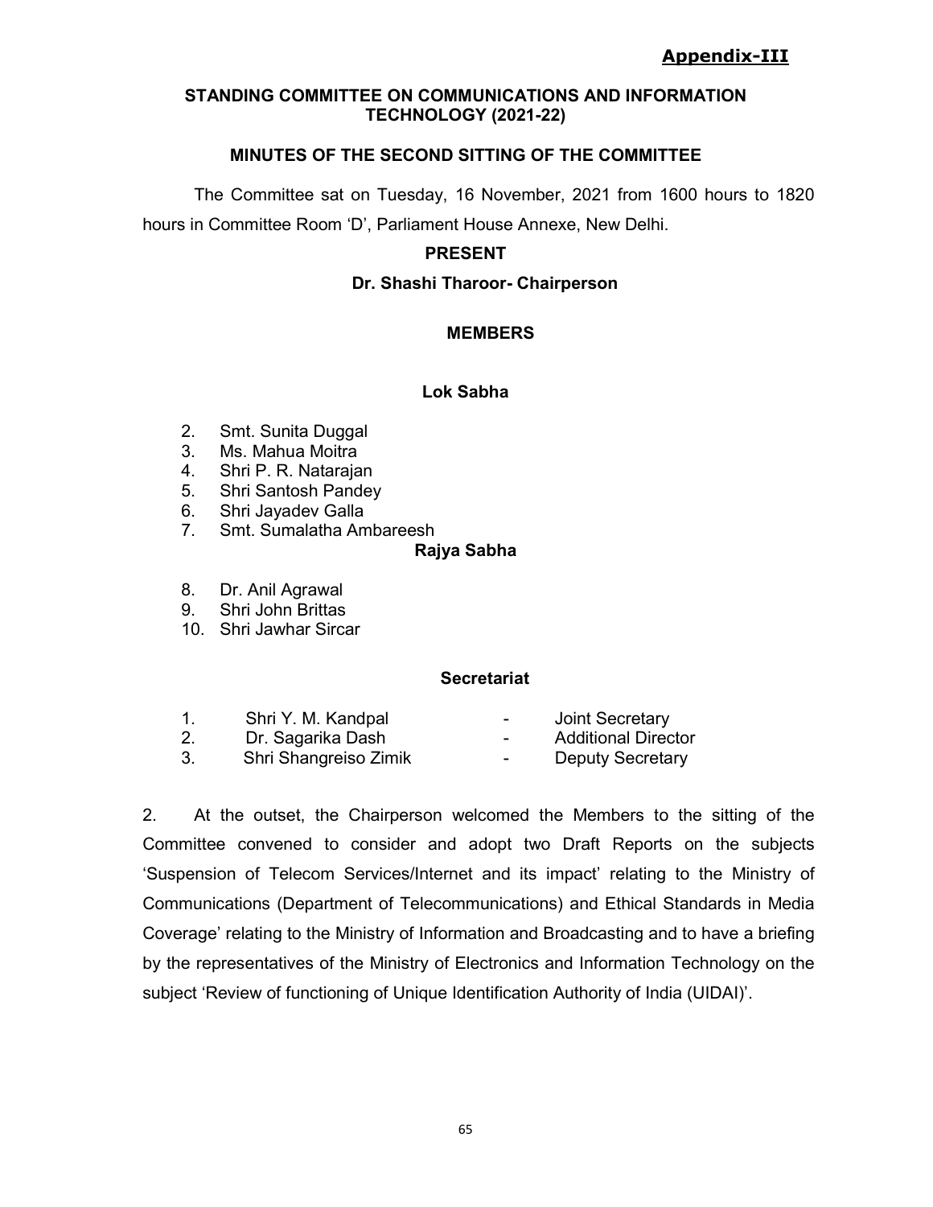**Appendix-III**

## STANDING COMMITTEE ON COMMUNICATIONS AND INFORMATION TECHNOLOGY (2021-22)

### MINUTES OF THE SECOND SITTING OF THE COMMITTEE

The Committee sat on Tuesday, 16 November, 2021 from 1600 hours to 1820 hours in Committee Room 'D', Parliament House Annexe, New Delhi.

**PRESENT**

**Dr. Shashi Tharoor- Chairperson**

**MEMBERS**

**Lok Sabha**

2. Smt. Sunita Duggal
3. Ms. Mahua Moitra
4. Shri P. R. Natarajan
5. Shri Santosh Pandey
6. Shri Jayadev Galla
7. Smt. Sumalatha Ambareesh

**Rajya Sabha**

8. Dr. Anil Agrawal
9. Shri John Brittas
10. Shri Jawhar Sircar

**Secretariat**

| | | | |
|---|---|---|---|
| 1. | Shri Y. M. Kandpal | - | Joint Secretary |
| 2. | Dr. Sagarika Dash | - | Additional Director |
| 3. | Shri Shangreiso Zimik | - | Deputy Secretary |

2. At the outset, the Chairperson welcomed the Members to the sitting of the Committee convened to consider and adopt two Draft Reports on the subjects 'Suspension of Telecom Services/Internet and its impact' relating to the Ministry of Communications (Department of Telecommunications) and Ethical Standards in Media Coverage' relating to the Ministry of Information and Broadcasting and to have a briefing by the representatives of the Ministry of Electronics and Information Technology on the subject 'Review of functioning of Unique Identification Authority of India (UIDAI)'.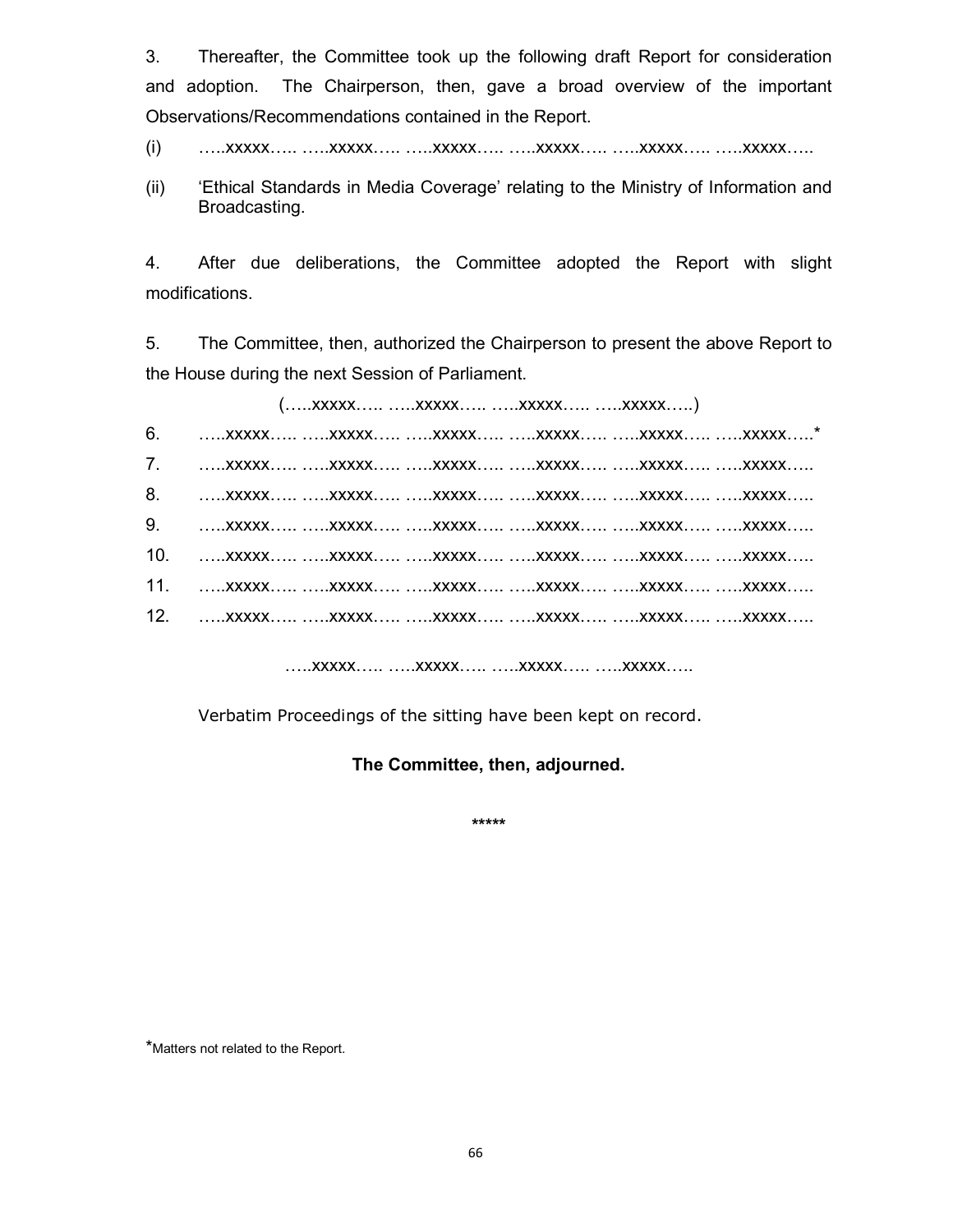3. Thereafter, the Committee took up the following draft Report for consideration and adoption. The Chairperson, then, gave a broad overview of the important Observations/Recommendations contained in the Report.

(i) …..xxxxx….. …..xxxxx….. …..xxxxx….. …..xxxxx….. …..xxxxx….. …..xxxxx…..

(ii) 'Ethical Standards in Media Coverage' relating to the Ministry of Information and Broadcasting.

4. After due deliberations, the Committee adopted the Report with slight modifications.

5. The Committee, then, authorized the Chairperson to present the above Report to the House during the next Session of Parliament.

(…..xxxxx….. …..xxxxx….. …..xxxxx….. …..xxxxx…..)

6. …..xxxxx….. …..xxxxx….. …..xxxxx….. …..xxxxx….. …..xxxxx….. …..xxxxx…..*

7. …..xxxxx….. …..xxxxx….. …..xxxxx….. …..xxxxx….. …..xxxxx….. …..xxxxx…..

8. …..xxxxx….. …..xxxxx….. …..xxxxx….. …..xxxxx….. …..xxxxx….. …..xxxxx…..

9. …..xxxxx….. …..xxxxx….. …..xxxxx….. …..xxxxx….. …..xxxxx….. …..xxxxx…..

10. …..xxxxx….. …..xxxxx….. …..xxxxx….. …..xxxxx….. …..xxxxx….. …..xxxxx…..

11. …..xxxxx….. …..xxxxx….. …..xxxxx….. …..xxxxx….. …..xxxxx….. …..xxxxx…..

12. …..xxxxx….. …..xxxxx….. …..xxxxx….. …..xxxxx….. …..xxxxx….. …..xxxxx…..

…..xxxxx….. …..xxxxx….. …..xxxxx….. …..xxxxx…..

Verbatim Proceedings of the sitting have been kept on record.

**The Committee, then, adjourned.**

*****

*Matters not related to the Report.